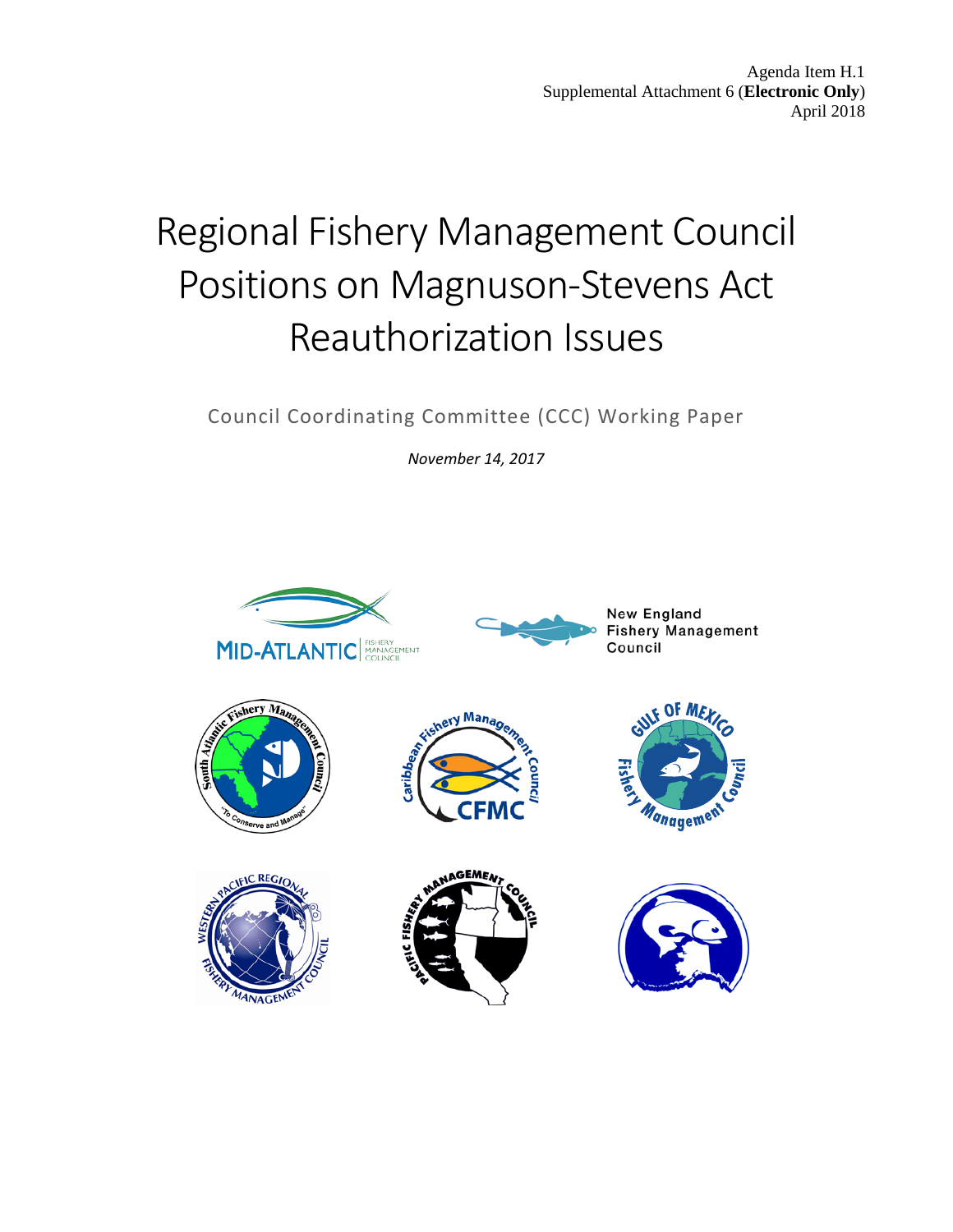Agenda Item H.1
Supplemental Attachment 6 (**Electronic Only**)
April 2018

# Regional Fishery Management Council Positions on Magnuson-Stevens Act Reauthorization Issues

Council Coordinating Committee (CCC) Working Paper

*November 14, 2017*

New England Fishery Management Council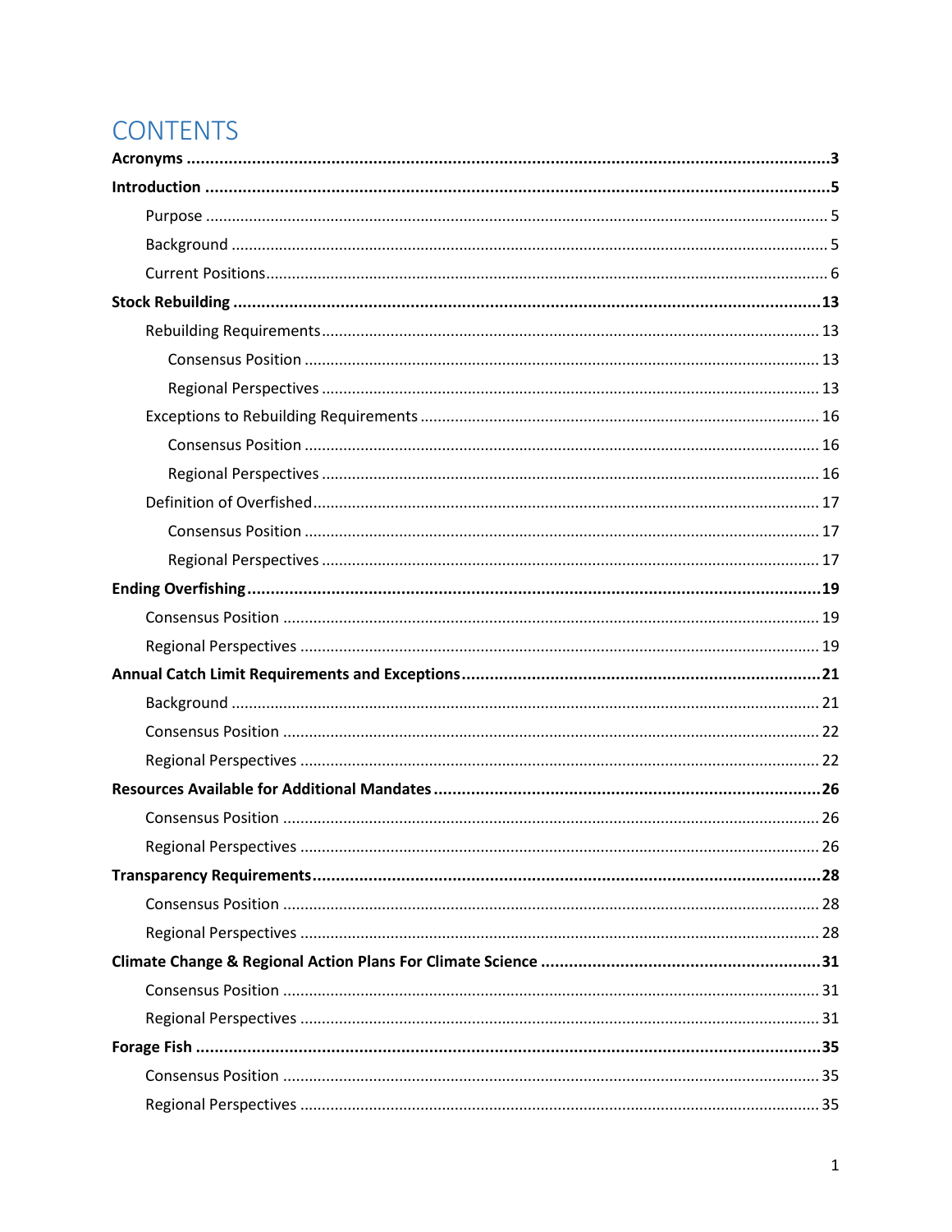# CONTENTS

- **Acronyms** ... 3
- **Introduction** ... 5
  - Purpose ... 5
  - Background ... 5
  - Current Positions ... 6
- **Stock Rebuilding** ... 13
  - Rebuilding Requirements ... 13
    - Consensus Position ... 13
    - Regional Perspectives ... 13
  - Exceptions to Rebuilding Requirements ... 16
    - Consensus Position ... 16
    - Regional Perspectives ... 16
  - Definition of Overfished ... 17
    - Consensus Position ... 17
    - Regional Perspectives ... 17
- **Ending Overfishing** ... 19
  - Consensus Position ... 19
  - Regional Perspectives ... 19
- **Annual Catch Limit Requirements and Exceptions** ... 21
  - Background ... 21
  - Consensus Position ... 22
  - Regional Perspectives ... 22
- **Resources Available for Additional Mandates** ... 26
  - Consensus Position ... 26
  - Regional Perspectives ... 26
- **Transparency Requirements** ... 28
  - Consensus Position ... 28
  - Regional Perspectives ... 28
- **Climate Change & Regional Action Plans For Climate Science** ... 31
  - Consensus Position ... 31
  - Regional Perspectives ... 31
- **Forage Fish** ... 35
  - Consensus Position ... 35
  - Regional Perspectives ... 35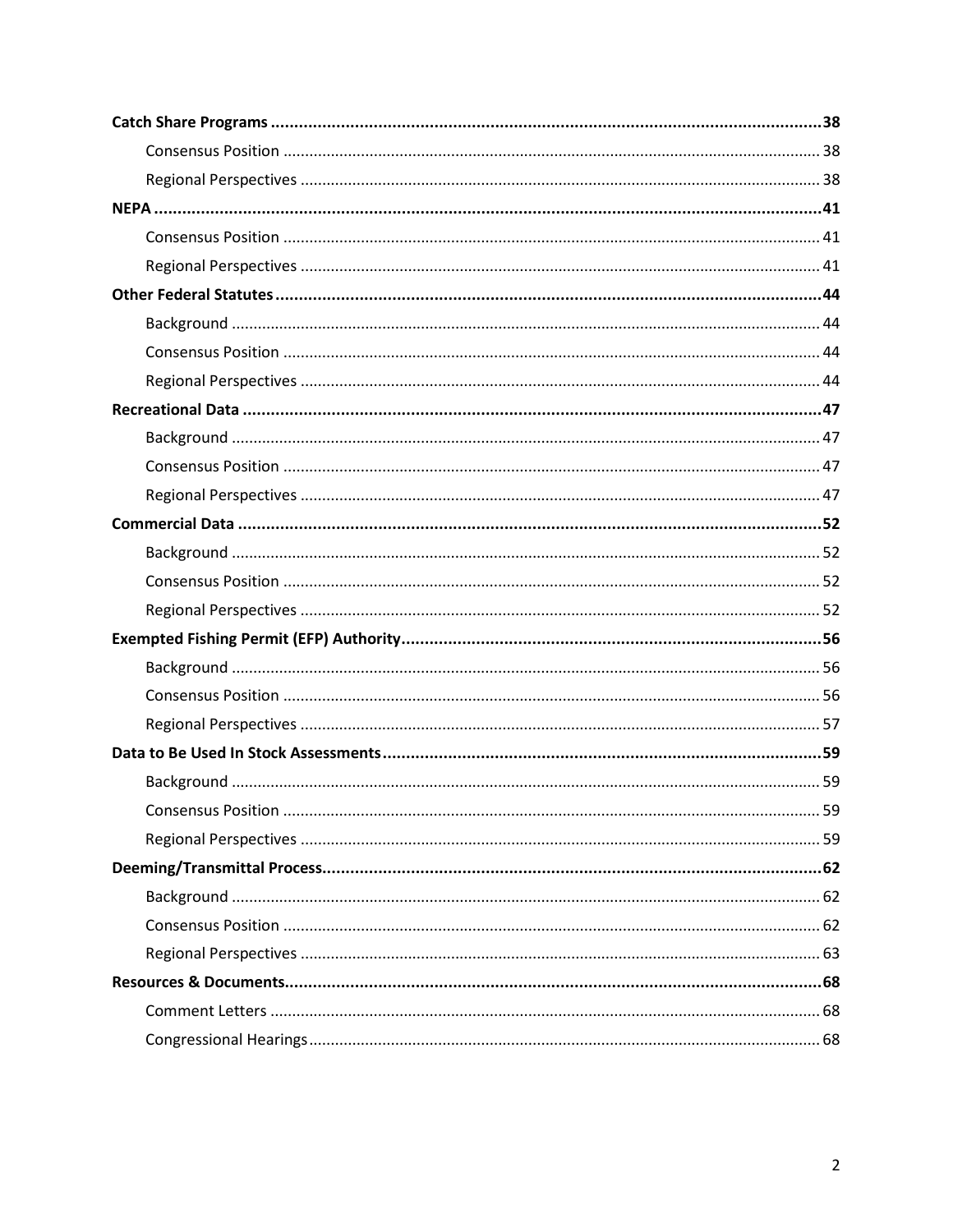**Catch Share Programs** ........................................................................................................... **38**

Consensus Position ........................................................................................................... 38

Regional Perspectives ........................................................................................................... 38

**NEPA** ........................................................................................................... **41**

Consensus Position ........................................................................................................... 41

Regional Perspectives ........................................................................................................... 41

**Other Federal Statutes** ........................................................................................................... **44**

Background ........................................................................................................... 44

Consensus Position ........................................................................................................... 44

Regional Perspectives ........................................................................................................... 44

**Recreational Data** ........................................................................................................... **47**

Background ........................................................................................................... 47

Consensus Position ........................................................................................................... 47

Regional Perspectives ........................................................................................................... 47

**Commercial Data** ........................................................................................................... **52**

Background ........................................................................................................... 52

Consensus Position ........................................................................................................... 52

Regional Perspectives ........................................................................................................... 52

**Exempted Fishing Permit (EFP) Authority** ........................................................................................................... **56**

Background ........................................................................................................... 56

Consensus Position ........................................................................................................... 56

Regional Perspectives ........................................................................................................... 57

**Data to Be Used In Stock Assessments** ........................................................................................................... **59**

Background ........................................................................................................... 59

Consensus Position ........................................................................................................... 59

Regional Perspectives ........................................................................................................... 59

**Deeming/Transmittal Process** ........................................................................................................... **62**

Background ........................................................................................................... 62

Consensus Position ........................................................................................................... 62

Regional Perspectives ........................................................................................................... 63

**Resources & Documents** ........................................................................................................... **68**

Comment Letters ........................................................................................................... 68

Congressional Hearings ........................................................................................................... 68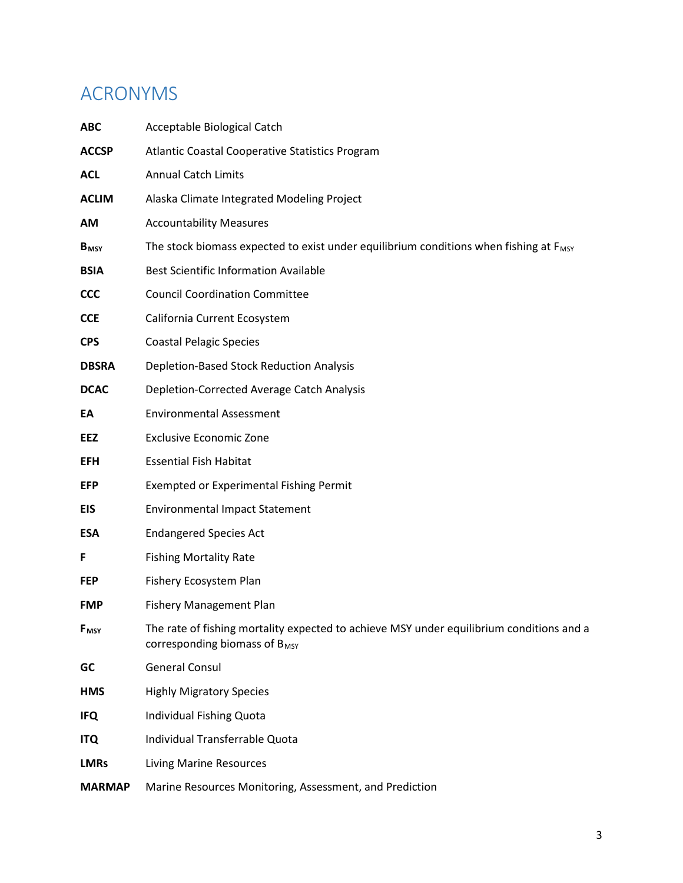# ACRONYMS

| | |
|---|---|
| **ABC** | Acceptable Biological Catch |
| **ACCSP** | Atlantic Coastal Cooperative Statistics Program |
| **ACL** | Annual Catch Limits |
| **ACLIM** | Alaska Climate Integrated Modeling Project |
| **AM** | Accountability Measures |
| **$B_{MSY}$** | The stock biomass expected to exist under equilibrium conditions when fishing at $F_{MSY}$ |
| **BSIA** | Best Scientific Information Available |
| **CCC** | Council Coordination Committee |
| **CCE** | California Current Ecosystem |
| **CPS** | Coastal Pelagic Species |
| **DBSRA** | Depletion-Based Stock Reduction Analysis |
| **DCAC** | Depletion-Corrected Average Catch Analysis |
| **EA** | Environmental Assessment |
| **EEZ** | Exclusive Economic Zone |
| **EFH** | Essential Fish Habitat |
| **EFP** | Exempted or Experimental Fishing Permit |
| **EIS** | Environmental Impact Statement |
| **ESA** | Endangered Species Act |
| **F** | Fishing Mortality Rate |
| **FEP** | Fishery Ecosystem Plan |
| **FMP** | Fishery Management Plan |
| **$F_{MSY}$** | The rate of fishing mortality expected to achieve MSY under equilibrium conditions and a corresponding biomass of $B_{MSY}$ |
| **GC** | General Consul |
| **HMS** | Highly Migratory Species |
| **IFQ** | Individual Fishing Quota |
| **ITQ** | Individual Transferrable Quota |
| **LMRs** | Living Marine Resources |
| **MARMAP** | Marine Resources Monitoring, Assessment, and Prediction |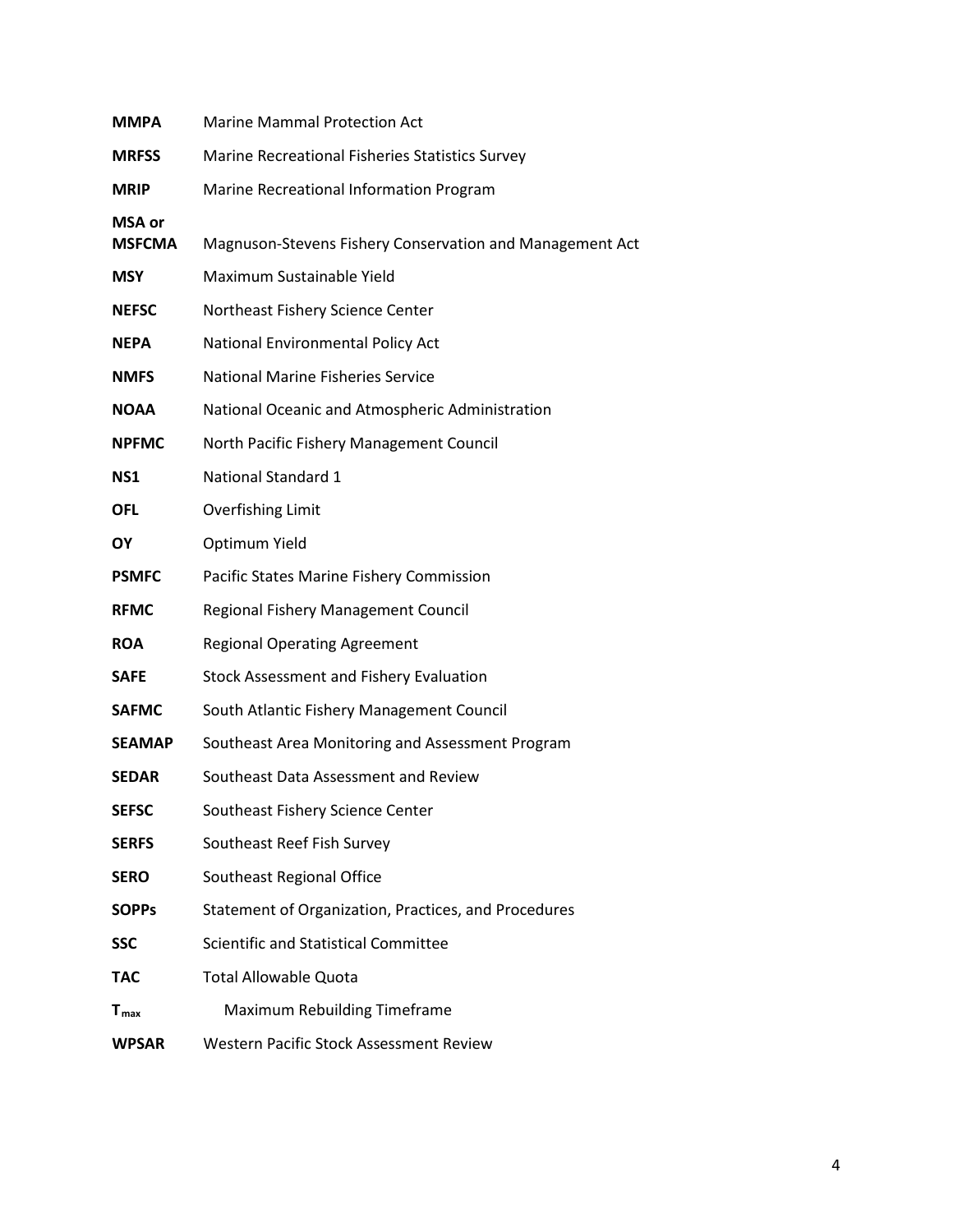| | |
|---|---|
| **MMPA** | Marine Mammal Protection Act |
| **MRFSS** | Marine Recreational Fisheries Statistics Survey |
| **MRIP** | Marine Recreational Information Program |
| **MSA or MSFCMA** | Magnuson-Stevens Fishery Conservation and Management Act |
| **MSY** | Maximum Sustainable Yield |
| **NEFSC** | Northeast Fishery Science Center |
| **NEPA** | National Environmental Policy Act |
| **NMFS** | National Marine Fisheries Service |
| **NOAA** | National Oceanic and Atmospheric Administration |
| **NPFMC** | North Pacific Fishery Management Council |
| **NS1** | National Standard 1 |
| **OFL** | Overfishing Limit |
| **OY** | Optimum Yield |
| **PSMFC** | Pacific States Marine Fishery Commission |
| **RFMC** | Regional Fishery Management Council |
| **ROA** | Regional Operating Agreement |
| **SAFE** | Stock Assessment and Fishery Evaluation |
| **SAFMC** | South Atlantic Fishery Management Council |
| **SEAMAP** | Southeast Area Monitoring and Assessment Program |
| **SEDAR** | Southeast Data Assessment and Review |
| **SEFSC** | Southeast Fishery Science Center |
| **SERFS** | Southeast Reef Fish Survey |
| **SERO** | Southeast Regional Office |
| **SOPPs** | Statement of Organization, Practices, and Procedures |
| **SSC** | Scientific and Statistical Committee |
| **TAC** | Total Allowable Quota |
| $T_{max}$ | Maximum Rebuilding Timeframe |
| **WPSAR** | Western Pacific Stock Assessment Review |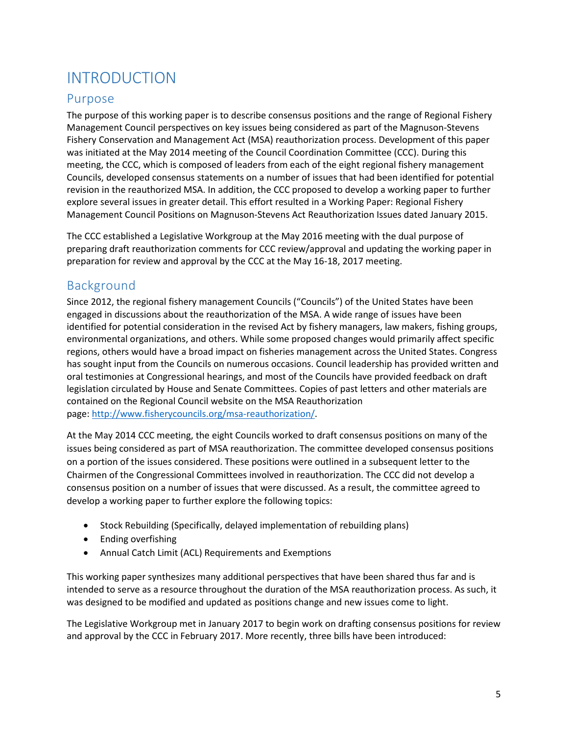# INTRODUCTION

## Purpose

The purpose of this working paper is to describe consensus positions and the range of Regional Fishery Management Council perspectives on key issues being considered as part of the Magnuson-Stevens Fishery Conservation and Management Act (MSA) reauthorization process. Development of this paper was initiated at the May 2014 meeting of the Council Coordination Committee (CCC). During this meeting, the CCC, which is composed of leaders from each of the eight regional fishery management Councils, developed consensus statements on a number of issues that had been identified for potential revision in the reauthorized MSA. In addition, the CCC proposed to develop a working paper to further explore several issues in greater detail. This effort resulted in a Working Paper: Regional Fishery Management Council Positions on Magnuson-Stevens Act Reauthorization Issues dated January 2015.

The CCC established a Legislative Workgroup at the May 2016 meeting with the dual purpose of preparing draft reauthorization comments for CCC review/approval and updating the working paper in preparation for review and approval by the CCC at the May 16-18, 2017 meeting.

## Background

Since 2012, the regional fishery management Councils ("Councils") of the United States have been engaged in discussions about the reauthorization of the MSA. A wide range of issues have been identified for potential consideration in the revised Act by fishery managers, law makers, fishing groups, environmental organizations, and others. While some proposed changes would primarily affect specific regions, others would have a broad impact on fisheries management across the United States. Congress has sought input from the Councils on numerous occasions. Council leadership has provided written and oral testimonies at Congressional hearings, and most of the Councils have provided feedback on draft legislation circulated by House and Senate Committees. Copies of past letters and other materials are contained on the Regional Council website on the MSA Reauthorization page: [http://www.fisherycouncils.org/msa-reauthorization/](http://www.fisherycouncils.org/msa-reauthorization/).

At the May 2014 CCC meeting, the eight Councils worked to draft consensus positions on many of the issues being considered as part of MSA reauthorization. The committee developed consensus positions on a portion of the issues considered. These positions were outlined in a subsequent letter to the Chairmen of the Congressional Committees involved in reauthorization. The CCC did not develop a consensus position on a number of issues that were discussed. As a result, the committee agreed to develop a working paper to further explore the following topics:

- Stock Rebuilding (Specifically, delayed implementation of rebuilding plans)
- Ending overfishing
- Annual Catch Limit (ACL) Requirements and Exemptions

This working paper synthesizes many additional perspectives that have been shared thus far and is intended to serve as a resource throughout the duration of the MSA reauthorization process. As such, it was designed to be modified and updated as positions change and new issues come to light.

The Legislative Workgroup met in January 2017 to begin work on drafting consensus positions for review and approval by the CCC in February 2017. More recently, three bills have been introduced: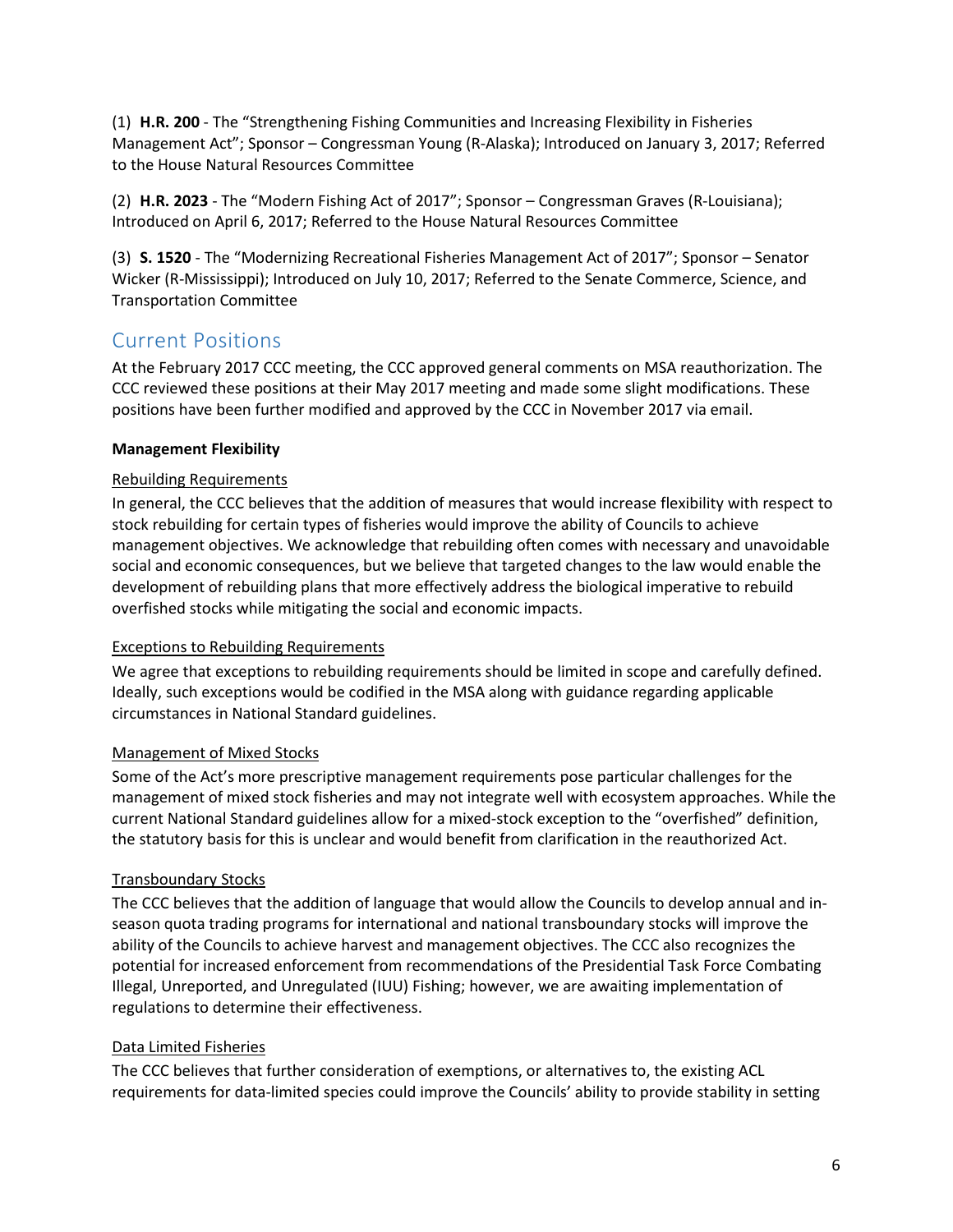(1) **H.R. 200** - The "Strengthening Fishing Communities and Increasing Flexibility in Fisheries Management Act"; Sponsor – Congressman Young (R-Alaska); Introduced on January 3, 2017; Referred to the House Natural Resources Committee

(2) **H.R. 2023** - The "Modern Fishing Act of 2017"; Sponsor – Congressman Graves (R-Louisiana); Introduced on April 6, 2017; Referred to the House Natural Resources Committee

(3) **S. 1520** - The "Modernizing Recreational Fisheries Management Act of 2017"; Sponsor – Senator Wicker (R-Mississippi); Introduced on July 10, 2017; Referred to the Senate Commerce, Science, and Transportation Committee

## Current Positions

At the February 2017 CCC meeting, the CCC approved general comments on MSA reauthorization. The CCC reviewed these positions at their May 2017 meeting and made some slight modifications. These positions have been further modified and approved by the CCC in November 2017 via email.

**Management Flexibility**

<u>Rebuilding Requirements</u>

In general, the CCC believes that the addition of measures that would increase flexibility with respect to stock rebuilding for certain types of fisheries would improve the ability of Councils to achieve management objectives. We acknowledge that rebuilding often comes with necessary and unavoidable social and economic consequences, but we believe that targeted changes to the law would enable the development of rebuilding plans that more effectively address the biological imperative to rebuild overfished stocks while mitigating the social and economic impacts.

<u>Exceptions to Rebuilding Requirements</u>

We agree that exceptions to rebuilding requirements should be limited in scope and carefully defined. Ideally, such exceptions would be codified in the MSA along with guidance regarding applicable circumstances in National Standard guidelines.

<u>Management of Mixed Stocks</u>

Some of the Act's more prescriptive management requirements pose particular challenges for the management of mixed stock fisheries and may not integrate well with ecosystem approaches. While the current National Standard guidelines allow for a mixed-stock exception to the "overfished" definition, the statutory basis for this is unclear and would benefit from clarification in the reauthorized Act.

<u>Transboundary Stocks</u>

The CCC believes that the addition of language that would allow the Councils to develop annual and in-season quota trading programs for international and national transboundary stocks will improve the ability of the Councils to achieve harvest and management objectives. The CCC also recognizes the potential for increased enforcement from recommendations of the Presidential Task Force Combating Illegal, Unreported, and Unregulated (IUU) Fishing; however, we are awaiting implementation of regulations to determine their effectiveness.

<u>Data Limited Fisheries</u>

The CCC believes that further consideration of exemptions, or alternatives to, the existing ACL requirements for data-limited species could improve the Councils' ability to provide stability in setting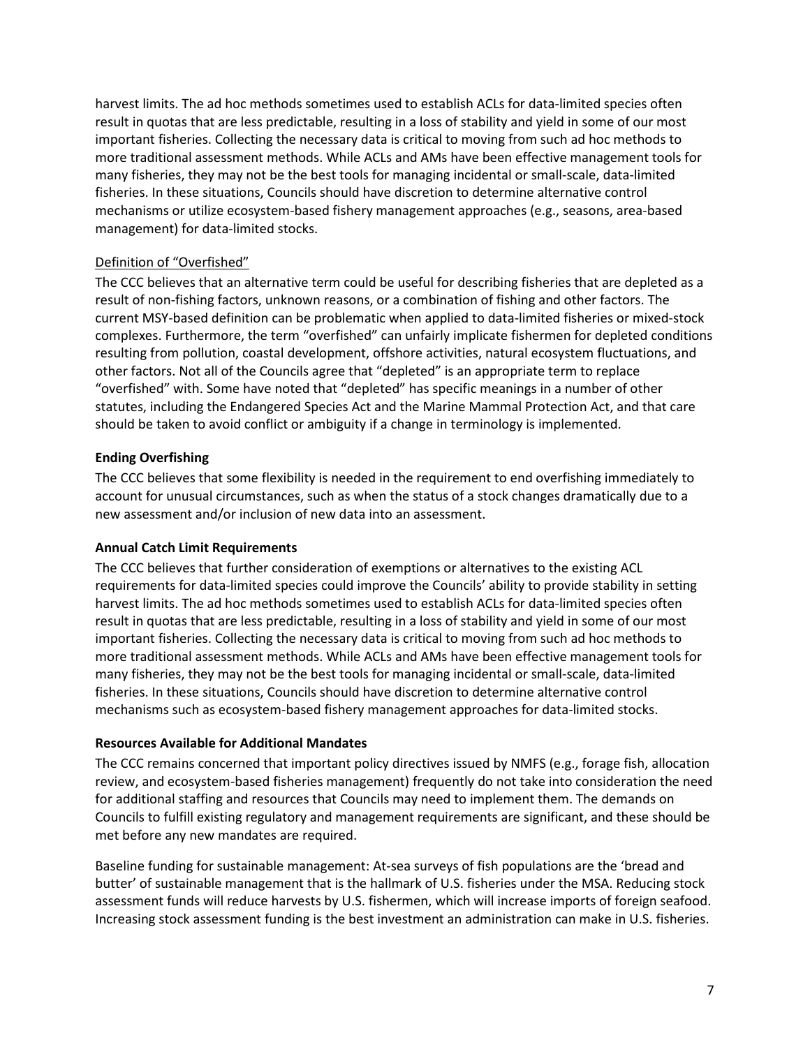harvest limits. The ad hoc methods sometimes used to establish ACLs for data-limited species often result in quotas that are less predictable, resulting in a loss of stability and yield in some of our most important fisheries. Collecting the necessary data is critical to moving from such ad hoc methods to more traditional assessment methods. While ACLs and AMs have been effective management tools for many fisheries, they may not be the best tools for managing incidental or small-scale, data-limited fisheries. In these situations, Councils should have discretion to determine alternative control mechanisms or utilize ecosystem-based fishery management approaches (e.g., seasons, area-based management) for data-limited stocks.

Definition of "Overfished"

The CCC believes that an alternative term could be useful for describing fisheries that are depleted as a result of non-fishing factors, unknown reasons, or a combination of fishing and other factors. The current MSY-based definition can be problematic when applied to data-limited fisheries or mixed-stock complexes. Furthermore, the term "overfished" can unfairly implicate fishermen for depleted conditions resulting from pollution, coastal development, offshore activities, natural ecosystem fluctuations, and other factors. Not all of the Councils agree that "depleted" is an appropriate term to replace "overfished" with. Some have noted that "depleted" has specific meanings in a number of other statutes, including the Endangered Species Act and the Marine Mammal Protection Act, and that care should be taken to avoid conflict or ambiguity if a change in terminology is implemented.

**Ending Overfishing**

The CCC believes that some flexibility is needed in the requirement to end overfishing immediately to account for unusual circumstances, such as when the status of a stock changes dramatically due to a new assessment and/or inclusion of new data into an assessment.

**Annual Catch Limit Requirements**

The CCC believes that further consideration of exemptions or alternatives to the existing ACL requirements for data-limited species could improve the Councils' ability to provide stability in setting harvest limits. The ad hoc methods sometimes used to establish ACLs for data-limited species often result in quotas that are less predictable, resulting in a loss of stability and yield in some of our most important fisheries. Collecting the necessary data is critical to moving from such ad hoc methods to more traditional assessment methods. While ACLs and AMs have been effective management tools for many fisheries, they may not be the best tools for managing incidental or small-scale, data-limited fisheries. In these situations, Councils should have discretion to determine alternative control mechanisms such as ecosystem-based fishery management approaches for data-limited stocks.

**Resources Available for Additional Mandates**

The CCC remains concerned that important policy directives issued by NMFS (e.g., forage fish, allocation review, and ecosystem-based fisheries management) frequently do not take into consideration the need for additional staffing and resources that Councils may need to implement them. The demands on Councils to fulfill existing regulatory and management requirements are significant, and these should be met before any new mandates are required.

Baseline funding for sustainable management: At-sea surveys of fish populations are the 'bread and butter' of sustainable management that is the hallmark of U.S. fisheries under the MSA. Reducing stock assessment funds will reduce harvests by U.S. fishermen, which will increase imports of foreign seafood. Increasing stock assessment funding is the best investment an administration can make in U.S. fisheries.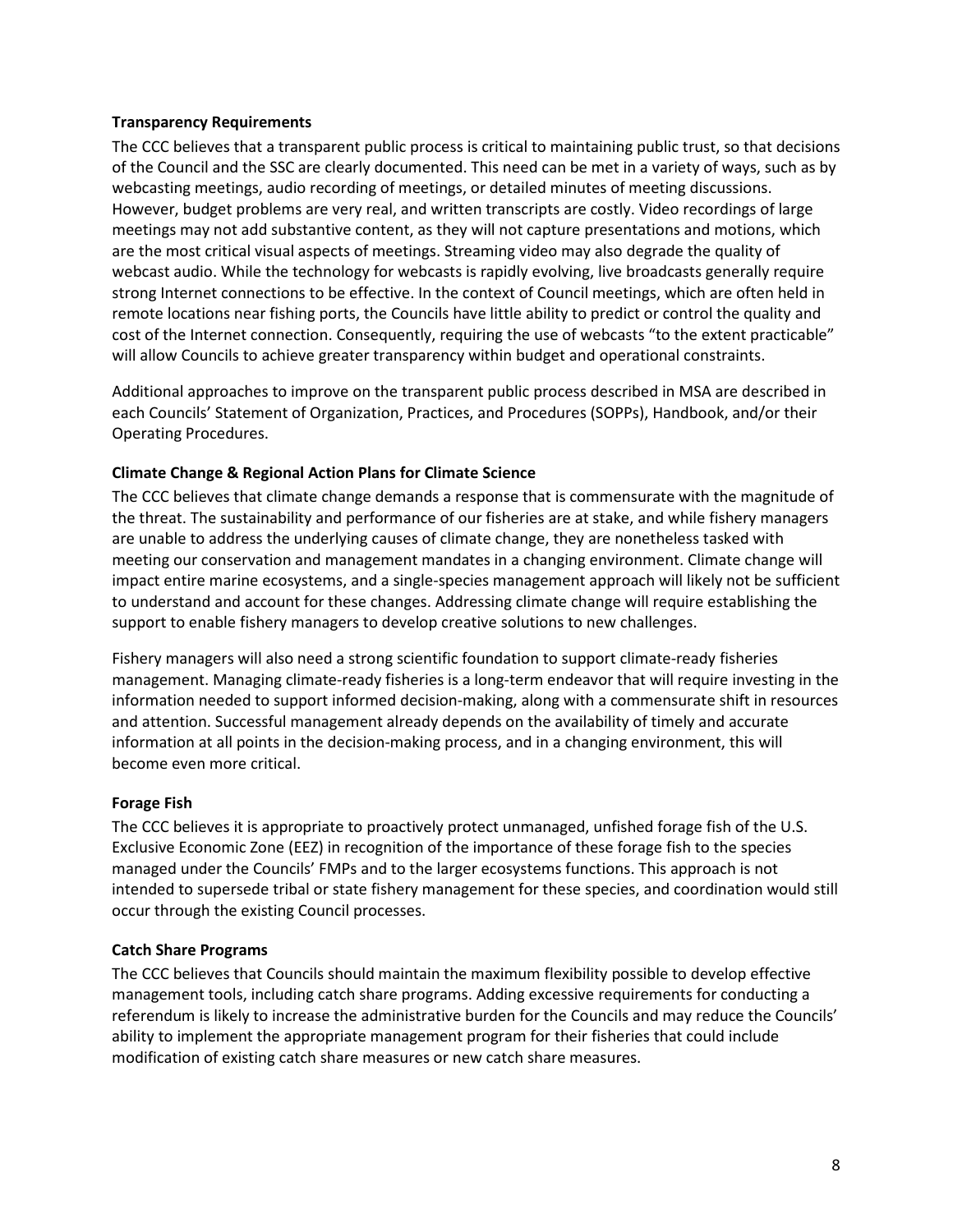**Transparency Requirements**

The CCC believes that a transparent public process is critical to maintaining public trust, so that decisions of the Council and the SSC are clearly documented. This need can be met in a variety of ways, such as by webcasting meetings, audio recording of meetings, or detailed minutes of meeting discussions. However, budget problems are very real, and written transcripts are costly. Video recordings of large meetings may not add substantive content, as they will not capture presentations and motions, which are the most critical visual aspects of meetings. Streaming video may also degrade the quality of webcast audio. While the technology for webcasts is rapidly evolving, live broadcasts generally require strong Internet connections to be effective. In the context of Council meetings, which are often held in remote locations near fishing ports, the Councils have little ability to predict or control the quality and cost of the Internet connection. Consequently, requiring the use of webcasts "to the extent practicable" will allow Councils to achieve greater transparency within budget and operational constraints.

Additional approaches to improve on the transparent public process described in MSA are described in each Councils' Statement of Organization, Practices, and Procedures (SOPPs), Handbook, and/or their Operating Procedures.

**Climate Change & Regional Action Plans for Climate Science**

The CCC believes that climate change demands a response that is commensurate with the magnitude of the threat. The sustainability and performance of our fisheries are at stake, and while fishery managers are unable to address the underlying causes of climate change, they are nonetheless tasked with meeting our conservation and management mandates in a changing environment. Climate change will impact entire marine ecosystems, and a single-species management approach will likely not be sufficient to understand and account for these changes. Addressing climate change will require establishing the support to enable fishery managers to develop creative solutions to new challenges.

Fishery managers will also need a strong scientific foundation to support climate-ready fisheries management. Managing climate-ready fisheries is a long-term endeavor that will require investing in the information needed to support informed decision-making, along with a commensurate shift in resources and attention. Successful management already depends on the availability of timely and accurate information at all points in the decision-making process, and in a changing environment, this will become even more critical.

**Forage Fish**

The CCC believes it is appropriate to proactively protect unmanaged, unfished forage fish of the U.S. Exclusive Economic Zone (EEZ) in recognition of the importance of these forage fish to the species managed under the Councils' FMPs and to the larger ecosystems functions. This approach is not intended to supersede tribal or state fishery management for these species, and coordination would still occur through the existing Council processes.

**Catch Share Programs**

The CCC believes that Councils should maintain the maximum flexibility possible to develop effective management tools, including catch share programs. Adding excessive requirements for conducting a referendum is likely to increase the administrative burden for the Councils and may reduce the Councils' ability to implement the appropriate management program for their fisheries that could include modification of existing catch share measures or new catch share measures.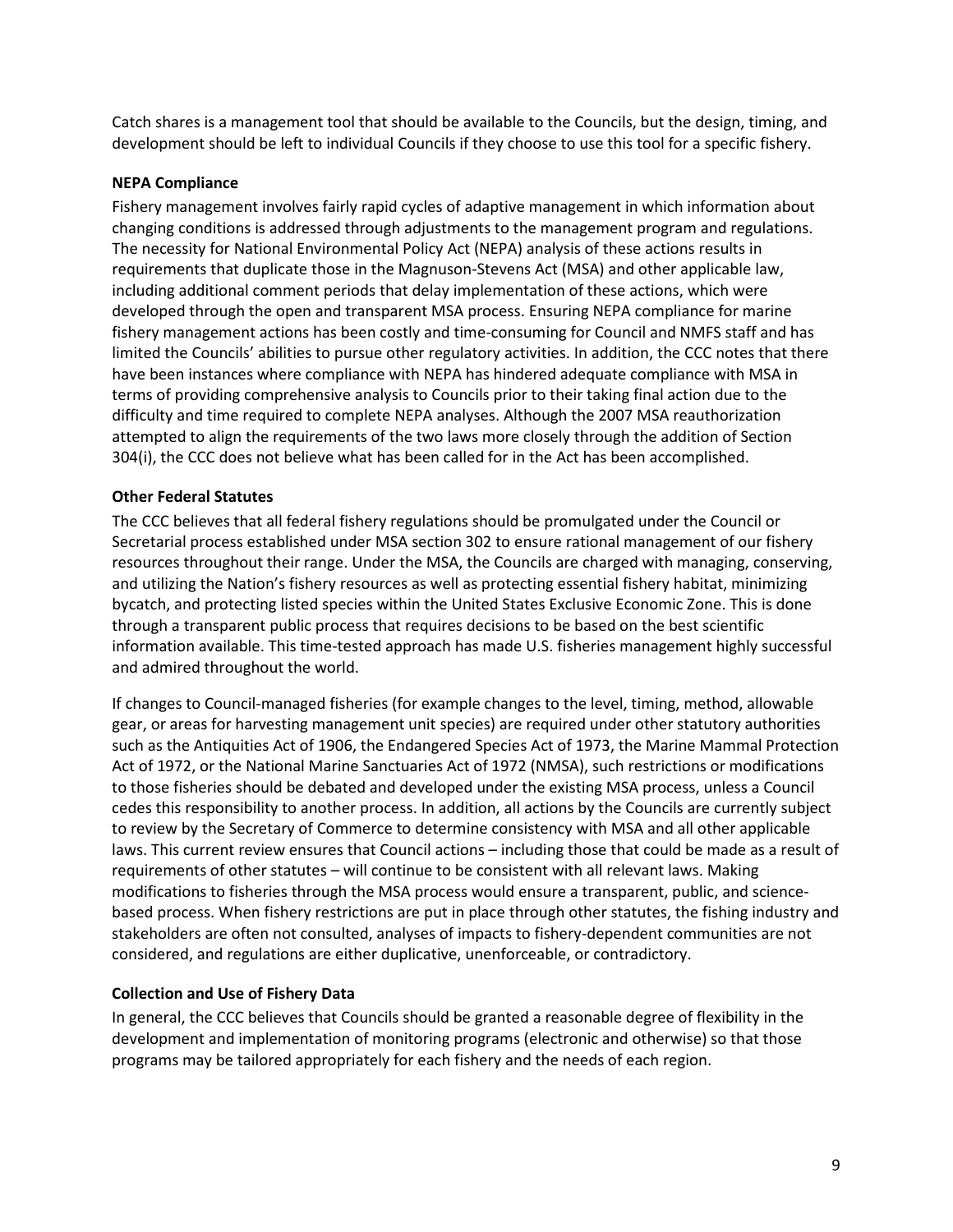Catch shares is a management tool that should be available to the Councils, but the design, timing, and development should be left to individual Councils if they choose to use this tool for a specific fishery.

**NEPA Compliance**

Fishery management involves fairly rapid cycles of adaptive management in which information about changing conditions is addressed through adjustments to the management program and regulations. The necessity for National Environmental Policy Act (NEPA) analysis of these actions results in requirements that duplicate those in the Magnuson-Stevens Act (MSA) and other applicable law, including additional comment periods that delay implementation of these actions, which were developed through the open and transparent MSA process. Ensuring NEPA compliance for marine fishery management actions has been costly and time-consuming for Council and NMFS staff and has limited the Councils' abilities to pursue other regulatory activities. In addition, the CCC notes that there have been instances where compliance with NEPA has hindered adequate compliance with MSA in terms of providing comprehensive analysis to Councils prior to their taking final action due to the difficulty and time required to complete NEPA analyses. Although the 2007 MSA reauthorization attempted to align the requirements of the two laws more closely through the addition of Section 304(i), the CCC does not believe what has been called for in the Act has been accomplished.

**Other Federal Statutes**

The CCC believes that all federal fishery regulations should be promulgated under the Council or Secretarial process established under MSA section 302 to ensure rational management of our fishery resources throughout their range. Under the MSA, the Councils are charged with managing, conserving, and utilizing the Nation's fishery resources as well as protecting essential fishery habitat, minimizing bycatch, and protecting listed species within the United States Exclusive Economic Zone. This is done through a transparent public process that requires decisions to be based on the best scientific information available. This time-tested approach has made U.S. fisheries management highly successful and admired throughout the world.

If changes to Council-managed fisheries (for example changes to the level, timing, method, allowable gear, or areas for harvesting management unit species) are required under other statutory authorities such as the Antiquities Act of 1906, the Endangered Species Act of 1973, the Marine Mammal Protection Act of 1972, or the National Marine Sanctuaries Act of 1972 (NMSA), such restrictions or modifications to those fisheries should be debated and developed under the existing MSA process, unless a Council cedes this responsibility to another process. In addition, all actions by the Councils are currently subject to review by the Secretary of Commerce to determine consistency with MSA and all other applicable laws. This current review ensures that Council actions – including those that could be made as a result of requirements of other statutes – will continue to be consistent with all relevant laws. Making modifications to fisheries through the MSA process would ensure a transparent, public, and science-based process. When fishery restrictions are put in place through other statutes, the fishing industry and stakeholders are often not consulted, analyses of impacts to fishery-dependent communities are not considered, and regulations are either duplicative, unenforceable, or contradictory.

**Collection and Use of Fishery Data**

In general, the CCC believes that Councils should be granted a reasonable degree of flexibility in the development and implementation of monitoring programs (electronic and otherwise) so that those programs may be tailored appropriately for each fishery and the needs of each region.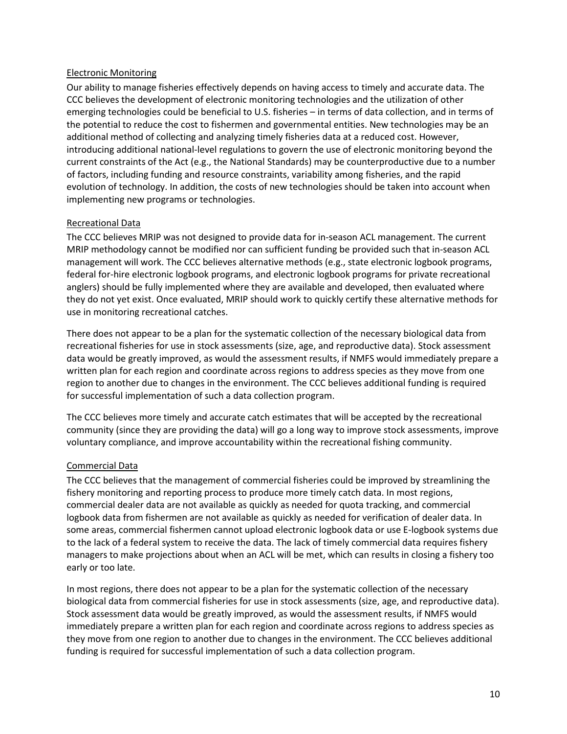<u>Electronic Monitoring</u>

Our ability to manage fisheries effectively depends on having access to timely and accurate data. The CCC believes the development of electronic monitoring technologies and the utilization of other emerging technologies could be beneficial to U.S. fisheries – in terms of data collection, and in terms of the potential to reduce the cost to fishermen and governmental entities. New technologies may be an additional method of collecting and analyzing timely fisheries data at a reduced cost. However, introducing additional national-level regulations to govern the use of electronic monitoring beyond the current constraints of the Act (e.g., the National Standards) may be counterproductive due to a number of factors, including funding and resource constraints, variability among fisheries, and the rapid evolution of technology. In addition, the costs of new technologies should be taken into account when implementing new programs or technologies.

<u>Recreational Data</u>

The CCC believes MRIP was not designed to provide data for in-season ACL management. The current MRIP methodology cannot be modified nor can sufficient funding be provided such that in-season ACL management will work. The CCC believes alternative methods (e.g., state electronic logbook programs, federal for-hire electronic logbook programs, and electronic logbook programs for private recreational anglers) should be fully implemented where they are available and developed, then evaluated where they do not yet exist. Once evaluated, MRIP should work to quickly certify these alternative methods for use in monitoring recreational catches.

There does not appear to be a plan for the systematic collection of the necessary biological data from recreational fisheries for use in stock assessments (size, age, and reproductive data). Stock assessment data would be greatly improved, as would the assessment results, if NMFS would immediately prepare a written plan for each region and coordinate across regions to address species as they move from one region to another due to changes in the environment. The CCC believes additional funding is required for successful implementation of such a data collection program.

The CCC believes more timely and accurate catch estimates that will be accepted by the recreational community (since they are providing the data) will go a long way to improve stock assessments, improve voluntary compliance, and improve accountability within the recreational fishing community.

<u>Commercial Data</u>

The CCC believes that the management of commercial fisheries could be improved by streamlining the fishery monitoring and reporting process to produce more timely catch data. In most regions, commercial dealer data are not available as quickly as needed for quota tracking, and commercial logbook data from fishermen are not available as quickly as needed for verification of dealer data. In some areas, commercial fishermen cannot upload electronic logbook data or use E-logbook systems due to the lack of a federal system to receive the data. The lack of timely commercial data requires fishery managers to make projections about when an ACL will be met, which can results in closing a fishery too early or too late.

In most regions, there does not appear to be a plan for the systematic collection of the necessary biological data from commercial fisheries for use in stock assessments (size, age, and reproductive data). Stock assessment data would be greatly improved, as would the assessment results, if NMFS would immediately prepare a written plan for each region and coordinate across regions to address species as they move from one region to another due to changes in the environment. The CCC believes additional funding is required for successful implementation of such a data collection program.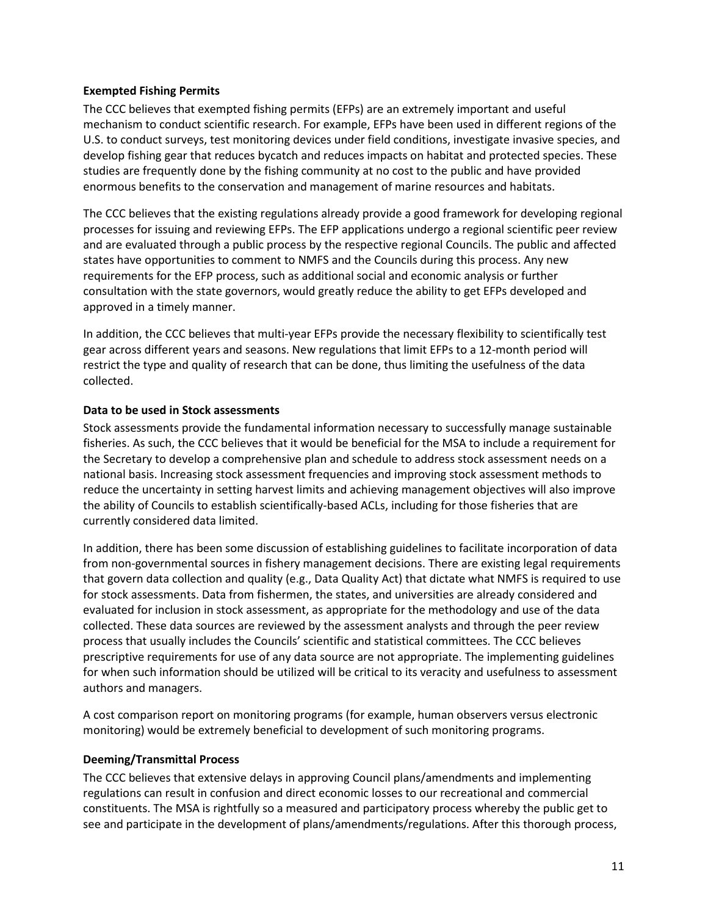**Exempted Fishing Permits**

The CCC believes that exempted fishing permits (EFPs) are an extremely important and useful mechanism to conduct scientific research. For example, EFPs have been used in different regions of the U.S. to conduct surveys, test monitoring devices under field conditions, investigate invasive species, and develop fishing gear that reduces bycatch and reduces impacts on habitat and protected species. These studies are frequently done by the fishing community at no cost to the public and have provided enormous benefits to the conservation and management of marine resources and habitats.

The CCC believes that the existing regulations already provide a good framework for developing regional processes for issuing and reviewing EFPs. The EFP applications undergo a regional scientific peer review and are evaluated through a public process by the respective regional Councils. The public and affected states have opportunities to comment to NMFS and the Councils during this process. Any new requirements for the EFP process, such as additional social and economic analysis or further consultation with the state governors, would greatly reduce the ability to get EFPs developed and approved in a timely manner.

In addition, the CCC believes that multi-year EFPs provide the necessary flexibility to scientifically test gear across different years and seasons. New regulations that limit EFPs to a 12-month period will restrict the type and quality of research that can be done, thus limiting the usefulness of the data collected.

**Data to be used in Stock assessments**

Stock assessments provide the fundamental information necessary to successfully manage sustainable fisheries. As such, the CCC believes that it would be beneficial for the MSA to include a requirement for the Secretary to develop a comprehensive plan and schedule to address stock assessment needs on a national basis. Increasing stock assessment frequencies and improving stock assessment methods to reduce the uncertainty in setting harvest limits and achieving management objectives will also improve the ability of Councils to establish scientifically-based ACLs, including for those fisheries that are currently considered data limited.

In addition, there has been some discussion of establishing guidelines to facilitate incorporation of data from non-governmental sources in fishery management decisions. There are existing legal requirements that govern data collection and quality (e.g., Data Quality Act) that dictate what NMFS is required to use for stock assessments. Data from fishermen, the states, and universities are already considered and evaluated for inclusion in stock assessment, as appropriate for the methodology and use of the data collected. These data sources are reviewed by the assessment analysts and through the peer review process that usually includes the Councils' scientific and statistical committees. The CCC believes prescriptive requirements for use of any data source are not appropriate. The implementing guidelines for when such information should be utilized will be critical to its veracity and usefulness to assessment authors and managers.

A cost comparison report on monitoring programs (for example, human observers versus electronic monitoring) would be extremely beneficial to development of such monitoring programs.

**Deeming/Transmittal Process**

The CCC believes that extensive delays in approving Council plans/amendments and implementing regulations can result in confusion and direct economic losses to our recreational and commercial constituents. The MSA is rightfully so a measured and participatory process whereby the public get to see and participate in the development of plans/amendments/regulations. After this thorough process,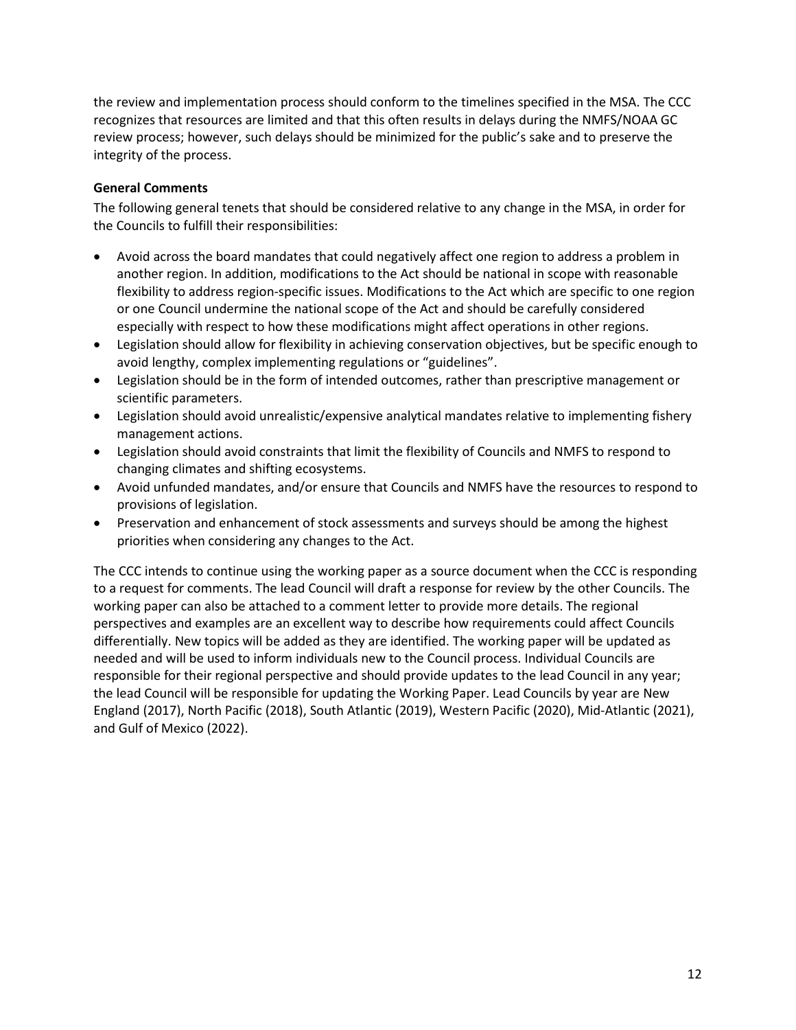the review and implementation process should conform to the timelines specified in the MSA. The CCC recognizes that resources are limited and that this often results in delays during the NMFS/NOAA GC review process; however, such delays should be minimized for the public's sake and to preserve the integrity of the process.

**General Comments**

The following general tenets that should be considered relative to any change in the MSA, in order for the Councils to fulfill their responsibilities:

- Avoid across the board mandates that could negatively affect one region to address a problem in another region. In addition, modifications to the Act should be national in scope with reasonable flexibility to address region-specific issues. Modifications to the Act which are specific to one region or one Council undermine the national scope of the Act and should be carefully considered especially with respect to how these modifications might affect operations in other regions.
- Legislation should allow for flexibility in achieving conservation objectives, but be specific enough to avoid lengthy, complex implementing regulations or "guidelines".
- Legislation should be in the form of intended outcomes, rather than prescriptive management or scientific parameters.
- Legislation should avoid unrealistic/expensive analytical mandates relative to implementing fishery management actions.
- Legislation should avoid constraints that limit the flexibility of Councils and NMFS to respond to changing climates and shifting ecosystems.
- Avoid unfunded mandates, and/or ensure that Councils and NMFS have the resources to respond to provisions of legislation.
- Preservation and enhancement of stock assessments and surveys should be among the highest priorities when considering any changes to the Act.

The CCC intends to continue using the working paper as a source document when the CCC is responding to a request for comments. The lead Council will draft a response for review by the other Councils. The working paper can also be attached to a comment letter to provide more details. The regional perspectives and examples are an excellent way to describe how requirements could affect Councils differentially. New topics will be added as they are identified. The working paper will be updated as needed and will be used to inform individuals new to the Council process. Individual Councils are responsible for their regional perspective and should provide updates to the lead Council in any year; the lead Council will be responsible for updating the Working Paper. Lead Councils by year are New England (2017), North Pacific (2018), South Atlantic (2019), Western Pacific (2020), Mid-Atlantic (2021), and Gulf of Mexico (2022).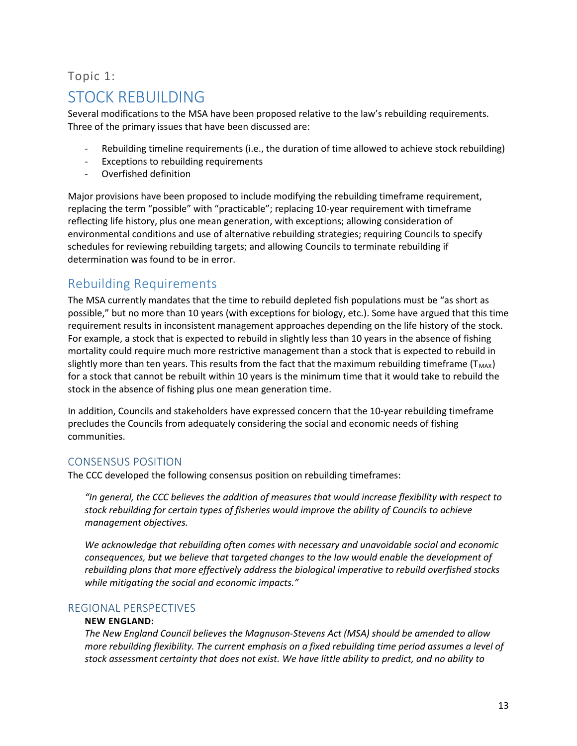Topic 1:

# STOCK REBUILDING

Several modifications to the MSA have been proposed relative to the law's rebuilding requirements. Three of the primary issues that have been discussed are:

- Rebuilding timeline requirements (i.e., the duration of time allowed to achieve stock rebuilding)
- Exceptions to rebuilding requirements
- Overfished definition

Major provisions have been proposed to include modifying the rebuilding timeframe requirement, replacing the term "possible" with "practicable"; replacing 10-year requirement with timeframe reflecting life history, plus one mean generation, with exceptions; allowing consideration of environmental conditions and use of alternative rebuilding strategies; requiring Councils to specify schedules for reviewing rebuilding targets; and allowing Councils to terminate rebuilding if determination was found to be in error.

## Rebuilding Requirements

The MSA currently mandates that the time to rebuild depleted fish populations must be "as short as possible," but no more than 10 years (with exceptions for biology, etc.). Some have argued that this time requirement results in inconsistent management approaches depending on the life history of the stock. For example, a stock that is expected to rebuild in slightly less than 10 years in the absence of fishing mortality could require much more restrictive management than a stock that is expected to rebuild in slightly more than ten years. This results from the fact that the maximum rebuilding timeframe ($T_{MAX}$) for a stock that cannot be rebuilt within 10 years is the minimum time that it would take to rebuild the stock in the absence of fishing plus one mean generation time.

In addition, Councils and stakeholders have expressed concern that the 10-year rebuilding timeframe precludes the Councils from adequately considering the social and economic needs of fishing communities.

### CONSENSUS POSITION

The CCC developed the following consensus position on rebuilding timeframes:

> *"In general, the CCC believes the addition of measures that would increase flexibility with respect to stock rebuilding for certain types of fisheries would improve the ability of Councils to achieve management objectives.*
>
> *We acknowledge that rebuilding often comes with necessary and unavoidable social and economic consequences, but we believe that targeted changes to the law would enable the development of rebuilding plans that more effectively address the biological imperative to rebuild overfished stocks while mitigating the social and economic impacts."*

### REGIONAL PERSPECTIVES

**NEW ENGLAND:**

*The New England Council believes the Magnuson-Stevens Act (MSA) should be amended to allow more rebuilding flexibility. The current emphasis on a fixed rebuilding time period assumes a level of stock assessment certainty that does not exist. We have little ability to predict, and no ability to*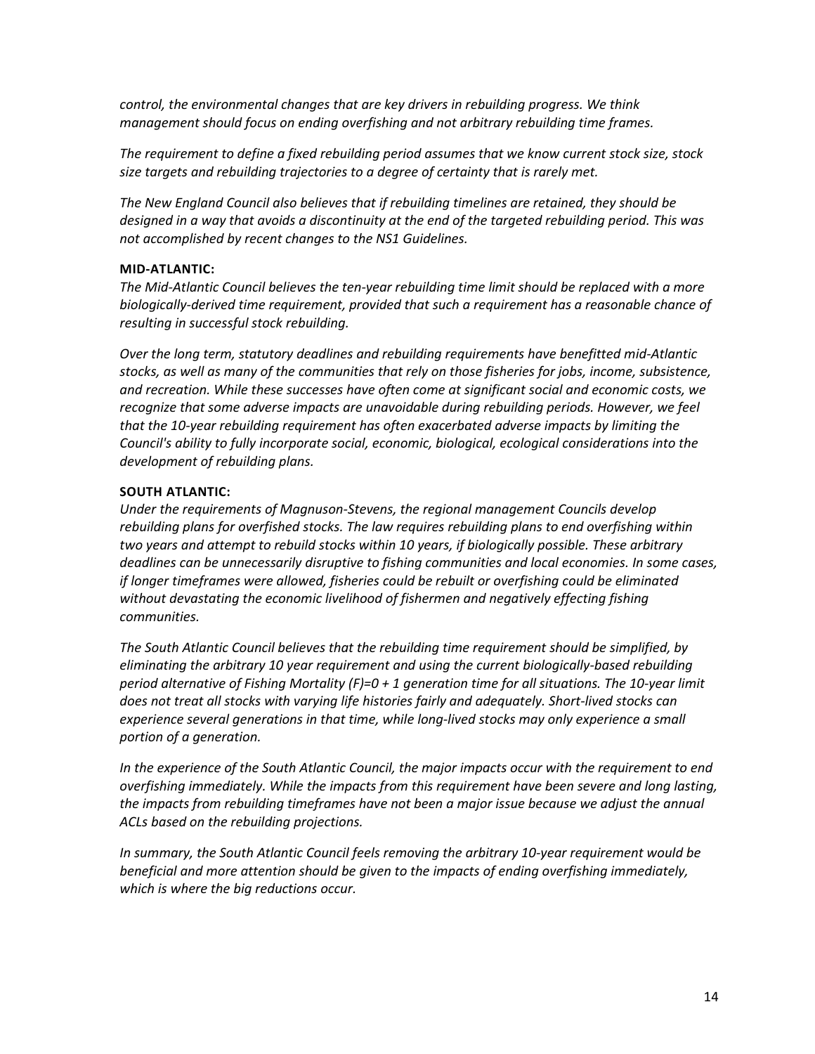*control, the environmental changes that are key drivers in rebuilding progress. We think management should focus on ending overfishing and not arbitrary rebuilding time frames.*

*The requirement to define a fixed rebuilding period assumes that we know current stock size, stock size targets and rebuilding trajectories to a degree of certainty that is rarely met.*

*The New England Council also believes that if rebuilding timelines are retained, they should be designed in a way that avoids a discontinuity at the end of the targeted rebuilding period. This was not accomplished by recent changes to the NS1 Guidelines.*

**MID-ATLANTIC:**

*The Mid-Atlantic Council believes the ten-year rebuilding time limit should be replaced with a more biologically-derived time requirement, provided that such a requirement has a reasonable chance of resulting in successful stock rebuilding.*

*Over the long term, statutory deadlines and rebuilding requirements have benefitted mid-Atlantic stocks, as well as many of the communities that rely on those fisheries for jobs, income, subsistence, and recreation. While these successes have often come at significant social and economic costs, we recognize that some adverse impacts are unavoidable during rebuilding periods. However, we feel that the 10-year rebuilding requirement has often exacerbated adverse impacts by limiting the Council's ability to fully incorporate social, economic, biological, ecological considerations into the development of rebuilding plans.*

**SOUTH ATLANTIC:**

*Under the requirements of Magnuson-Stevens, the regional management Councils develop rebuilding plans for overfished stocks. The law requires rebuilding plans to end overfishing within two years and attempt to rebuild stocks within 10 years, if biologically possible. These arbitrary deadlines can be unnecessarily disruptive to fishing communities and local economies. In some cases, if longer timeframes were allowed, fisheries could be rebuilt or overfishing could be eliminated without devastating the economic livelihood of fishermen and negatively effecting fishing communities.*

*The South Atlantic Council believes that the rebuilding time requirement should be simplified, by eliminating the arbitrary 10 year requirement and using the current biologically-based rebuilding period alternative of Fishing Mortality (F)=0 + 1 generation time for all situations. The 10-year limit does not treat all stocks with varying life histories fairly and adequately. Short-lived stocks can experience several generations in that time, while long-lived stocks may only experience a small portion of a generation.*

*In the experience of the South Atlantic Council, the major impacts occur with the requirement to end overfishing immediately. While the impacts from this requirement have been severe and long lasting, the impacts from rebuilding timeframes have not been a major issue because we adjust the annual ACLs based on the rebuilding projections.*

*In summary, the South Atlantic Council feels removing the arbitrary 10-year requirement would be beneficial and more attention should be given to the impacts of ending overfishing immediately, which is where the big reductions occur.*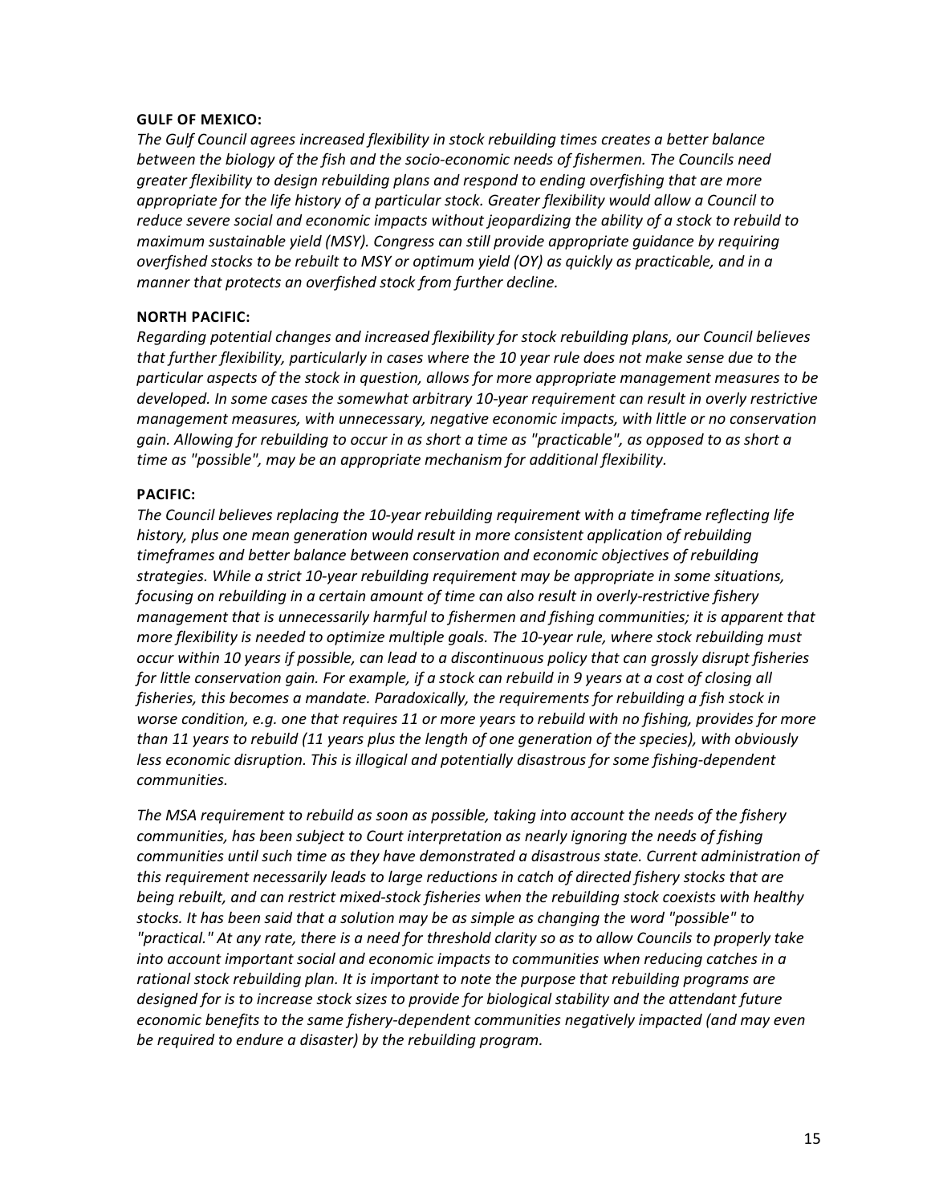**GULF OF MEXICO:**

*The Gulf Council agrees increased flexibility in stock rebuilding times creates a better balance between the biology of the fish and the socio-economic needs of fishermen. The Councils need greater flexibility to design rebuilding plans and respond to ending overfishing that are more appropriate for the life history of a particular stock. Greater flexibility would allow a Council to reduce severe social and economic impacts without jeopardizing the ability of a stock to rebuild to maximum sustainable yield (MSY). Congress can still provide appropriate guidance by requiring overfished stocks to be rebuilt to MSY or optimum yield (OY) as quickly as practicable, and in a manner that protects an overfished stock from further decline.*

**NORTH PACIFIC:**

*Regarding potential changes and increased flexibility for stock rebuilding plans, our Council believes that further flexibility, particularly in cases where the 10 year rule does not make sense due to the particular aspects of the stock in question, allows for more appropriate management measures to be developed. In some cases the somewhat arbitrary 10-year requirement can result in overly restrictive management measures, with unnecessary, negative economic impacts, with little or no conservation gain. Allowing for rebuilding to occur in as short a time as "practicable", as opposed to as short a time as "possible", may be an appropriate mechanism for additional flexibility.*

**PACIFIC:**

*The Council believes replacing the 10-year rebuilding requirement with a timeframe reflecting life history, plus one mean generation would result in more consistent application of rebuilding timeframes and better balance between conservation and economic objectives of rebuilding strategies. While a strict 10-year rebuilding requirement may be appropriate in some situations, focusing on rebuilding in a certain amount of time can also result in overly-restrictive fishery management that is unnecessarily harmful to fishermen and fishing communities; it is apparent that more flexibility is needed to optimize multiple goals. The 10-year rule, where stock rebuilding must occur within 10 years if possible, can lead to a discontinuous policy that can grossly disrupt fisheries for little conservation gain. For example, if a stock can rebuild in 9 years at a cost of closing all fisheries, this becomes a mandate. Paradoxically, the requirements for rebuilding a fish stock in worse condition, e.g. one that requires 11 or more years to rebuild with no fishing, provides for more than 11 years to rebuild (11 years plus the length of one generation of the species), with obviously less economic disruption. This is illogical and potentially disastrous for some fishing-dependent communities.*

*The MSA requirement to rebuild as soon as possible, taking into account the needs of the fishery communities, has been subject to Court interpretation as nearly ignoring the needs of fishing communities until such time as they have demonstrated a disastrous state. Current administration of this requirement necessarily leads to large reductions in catch of directed fishery stocks that are being rebuilt, and can restrict mixed-stock fisheries when the rebuilding stock coexists with healthy stocks. It has been said that a solution may be as simple as changing the word "possible" to "practical." At any rate, there is a need for threshold clarity so as to allow Councils to properly take into account important social and economic impacts to communities when reducing catches in a rational stock rebuilding plan. It is important to note the purpose that rebuilding programs are designed for is to increase stock sizes to provide for biological stability and the attendant future economic benefits to the same fishery-dependent communities negatively impacted (and may even be required to endure a disaster) by the rebuilding program.*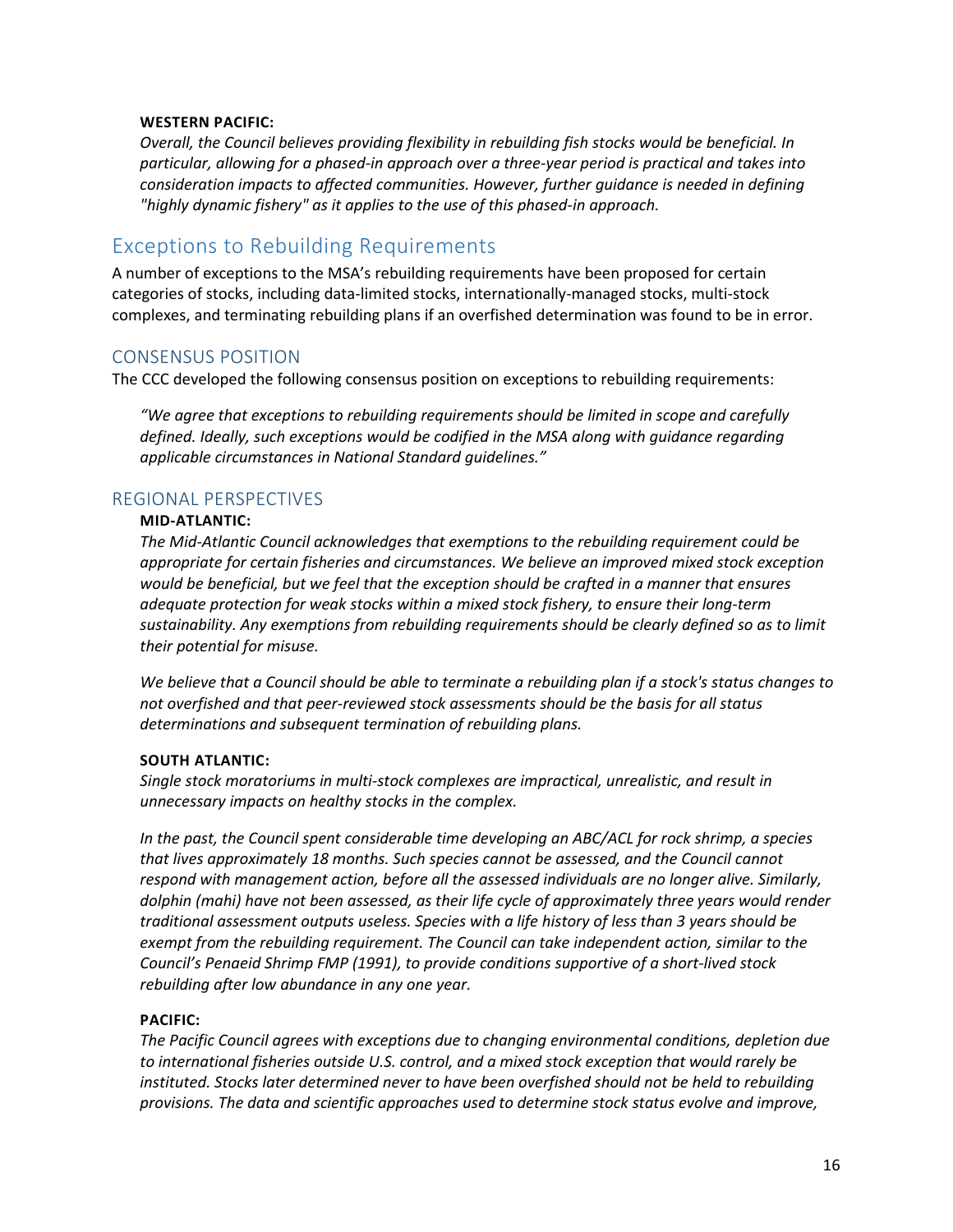**WESTERN PACIFIC:**

*Overall, the Council believes providing flexibility in rebuilding fish stocks would be beneficial. In particular, allowing for a phased-in approach over a three-year period is practical and takes into consideration impacts to affected communities. However, further guidance is needed in defining "highly dynamic fishery" as it applies to the use of this phased-in approach.*

## Exceptions to Rebuilding Requirements

A number of exceptions to the MSA's rebuilding requirements have been proposed for certain categories of stocks, including data-limited stocks, internationally-managed stocks, multi-stock complexes, and terminating rebuilding plans if an overfished determination was found to be in error.

### CONSENSUS POSITION

The CCC developed the following consensus position on exceptions to rebuilding requirements:

*"We agree that exceptions to rebuilding requirements should be limited in scope and carefully defined. Ideally, such exceptions would be codified in the MSA along with guidance regarding applicable circumstances in National Standard guidelines."*

### REGIONAL PERSPECTIVES

**MID-ATLANTIC:**

*The Mid-Atlantic Council acknowledges that exemptions to the rebuilding requirement could be appropriate for certain fisheries and circumstances. We believe an improved mixed stock exception would be beneficial, but we feel that the exception should be crafted in a manner that ensures adequate protection for weak stocks within a mixed stock fishery, to ensure their long-term sustainability. Any exemptions from rebuilding requirements should be clearly defined so as to limit their potential for misuse.*

*We believe that a Council should be able to terminate a rebuilding plan if a stock's status changes to not overfished and that peer-reviewed stock assessments should be the basis for all status determinations and subsequent termination of rebuilding plans.*

**SOUTH ATLANTIC:**

*Single stock moratoriums in multi-stock complexes are impractical, unrealistic, and result in unnecessary impacts on healthy stocks in the complex.*

*In the past, the Council spent considerable time developing an ABC/ACL for rock shrimp, a species that lives approximately 18 months. Such species cannot be assessed, and the Council cannot respond with management action, before all the assessed individuals are no longer alive. Similarly, dolphin (mahi) have not been assessed, as their life cycle of approximately three years would render traditional assessment outputs useless. Species with a life history of less than 3 years should be exempt from the rebuilding requirement. The Council can take independent action, similar to the Council's Penaeid Shrimp FMP (1991), to provide conditions supportive of a short-lived stock rebuilding after low abundance in any one year.*

**PACIFIC:**

*The Pacific Council agrees with exceptions due to changing environmental conditions, depletion due to international fisheries outside U.S. control, and a mixed stock exception that would rarely be instituted. Stocks later determined never to have been overfished should not be held to rebuilding provisions. The data and scientific approaches used to determine stock status evolve and improve,*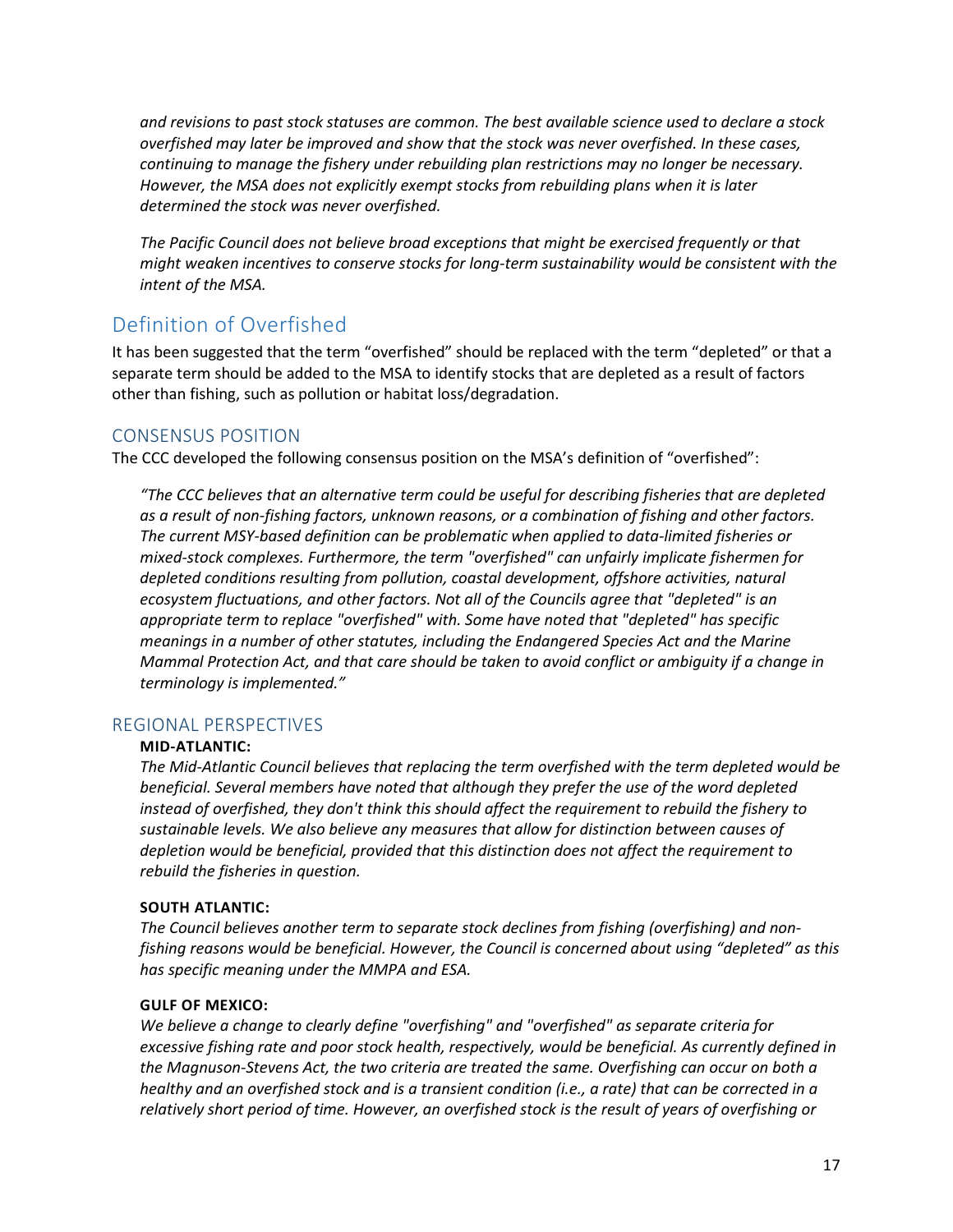*and revisions to past stock statuses are common. The best available science used to declare a stock overfished may later be improved and show that the stock was never overfished. In these cases, continuing to manage the fishery under rebuilding plan restrictions may no longer be necessary. However, the MSA does not explicitly exempt stocks from rebuilding plans when it is later determined the stock was never overfished.*

*The Pacific Council does not believe broad exceptions that might be exercised frequently or that might weaken incentives to conserve stocks for long-term sustainability would be consistent with the intent of the MSA.*

## Definition of Overfished

It has been suggested that the term "overfished" should be replaced with the term "depleted" or that a separate term should be added to the MSA to identify stocks that are depleted as a result of factors other than fishing, such as pollution or habitat loss/degradation.

### CONSENSUS POSITION

The CCC developed the following consensus position on the MSA's definition of "overfished":

> *"The CCC believes that an alternative term could be useful for describing fisheries that are depleted as a result of non-fishing factors, unknown reasons, or a combination of fishing and other factors. The current MSY-based definition can be problematic when applied to data-limited fisheries or mixed-stock complexes. Furthermore, the term "overfished" can unfairly implicate fishermen for depleted conditions resulting from pollution, coastal development, offshore activities, natural ecosystem fluctuations, and other factors. Not all of the Councils agree that "depleted" is an appropriate term to replace "overfished" with. Some have noted that "depleted" has specific meanings in a number of other statutes, including the Endangered Species Act and the Marine Mammal Protection Act, and that care should be taken to avoid conflict or ambiguity if a change in terminology is implemented."*

### REGIONAL PERSPECTIVES

**MID-ATLANTIC:**

*The Mid-Atlantic Council believes that replacing the term overfished with the term depleted would be beneficial. Several members have noted that although they prefer the use of the word depleted instead of overfished, they don't think this should affect the requirement to rebuild the fishery to sustainable levels. We also believe any measures that allow for distinction between causes of depletion would be beneficial, provided that this distinction does not affect the requirement to rebuild the fisheries in question.*

**SOUTH ATLANTIC:**

*The Council believes another term to separate stock declines from fishing (overfishing) and non-fishing reasons would be beneficial. However, the Council is concerned about using "depleted" as this has specific meaning under the MMPA and ESA.*

**GULF OF MEXICO:**

*We believe a change to clearly define "overfishing" and "overfished" as separate criteria for excessive fishing rate and poor stock health, respectively, would be beneficial. As currently defined in the Magnuson-Stevens Act, the two criteria are treated the same. Overfishing can occur on both a healthy and an overfished stock and is a transient condition (i.e., a rate) that can be corrected in a relatively short period of time. However, an overfished stock is the result of years of overfishing or*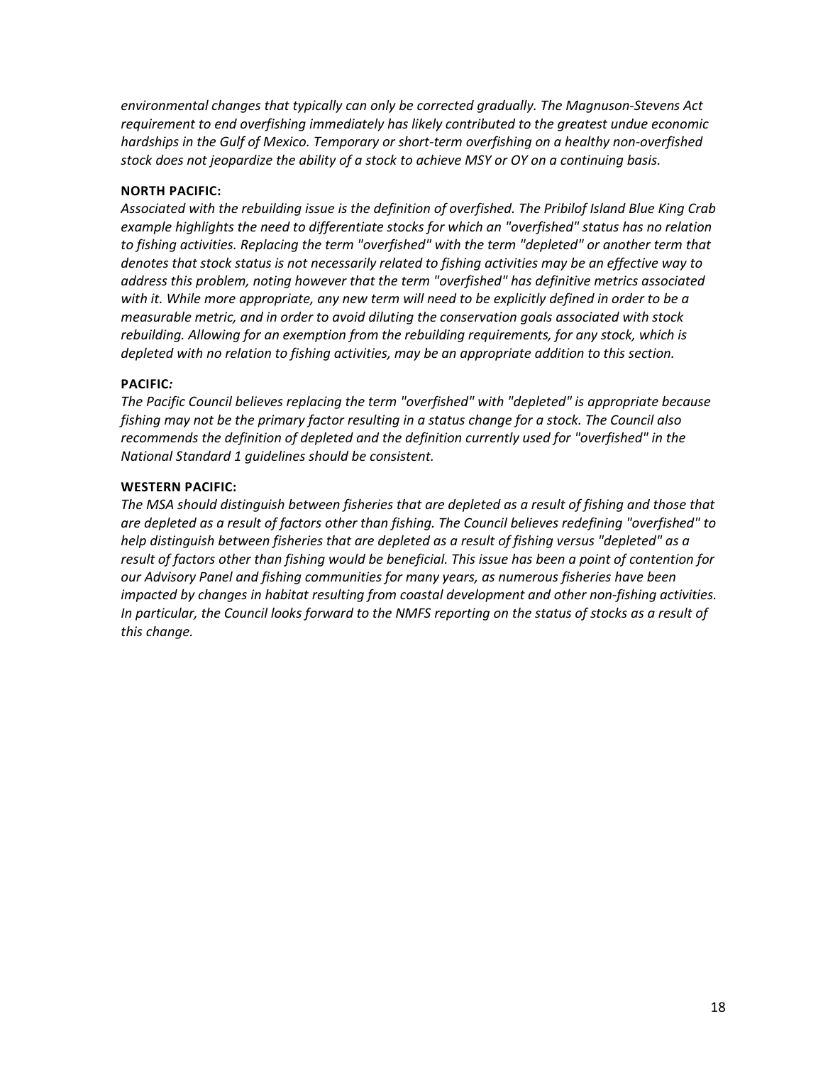*environmental changes that typically can only be corrected gradually. The Magnuson-Stevens Act requirement to end overfishing immediately has likely contributed to the greatest undue economic hardships in the Gulf of Mexico. Temporary or short-term overfishing on a healthy non-overfished stock does not jeopardize the ability of a stock to achieve MSY or OY on a continuing basis.*

**NORTH PACIFIC:**

*Associated with the rebuilding issue is the definition of overfished. The Pribilof Island Blue King Crab example highlights the need to differentiate stocks for which an "overfished" status has no relation to fishing activities. Replacing the term "overfished" with the term "depleted" or another term that denotes that stock status is not necessarily related to fishing activities may be an effective way to address this problem, noting however that the term "overfished" has definitive metrics associated with it. While more appropriate, any new term will need to be explicitly defined in order to be a measurable metric, and in order to avoid diluting the conservation goals associated with stock rebuilding. Allowing for an exemption from the rebuilding requirements, for any stock, which is depleted with no relation to fishing activities, may be an appropriate addition to this section.*

**PACIFIC*:***

*The Pacific Council believes replacing the term "overfished" with "depleted" is appropriate because fishing may not be the primary factor resulting in a status change for a stock. The Council also recommends the definition of depleted and the definition currently used for "overfished" in the National Standard 1 guidelines should be consistent.*

**WESTERN PACIFIC:**

*The MSA should distinguish between fisheries that are depleted as a result of fishing and those that are depleted as a result of factors other than fishing. The Council believes redefining "overfished" to help distinguish between fisheries that are depleted as a result of fishing versus "depleted" as a result of factors other than fishing would be beneficial. This issue has been a point of contention for our Advisory Panel and fishing communities for many years, as numerous fisheries have been impacted by changes in habitat resulting from coastal development and other non-fishing activities. In particular, the Council looks forward to the NMFS reporting on the status of stocks as a result of this change.*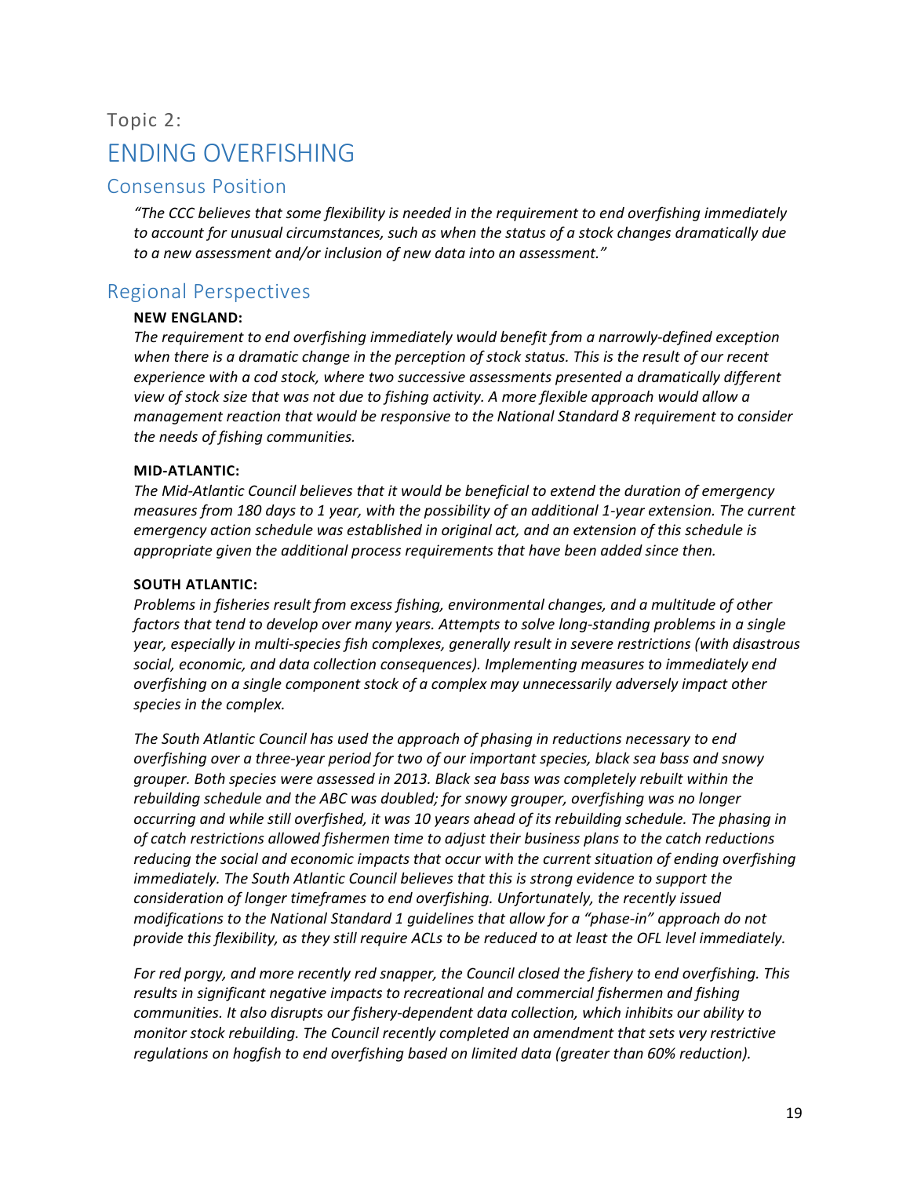Topic 2:

# ENDING OVERFISHING

## Consensus Position

*“The CCC believes that some flexibility is needed in the requirement to end overfishing immediately to account for unusual circumstances, such as when the status of a stock changes dramatically due to a new assessment and/or inclusion of new data into an assessment.”*

## Regional Perspectives

**NEW ENGLAND:**

*The requirement to end overfishing immediately would benefit from a narrowly-defined exception when there is a dramatic change in the perception of stock status. This is the result of our recent experience with a cod stock, where two successive assessments presented a dramatically different view of stock size that was not due to fishing activity. A more flexible approach would allow a management reaction that would be responsive to the National Standard 8 requirement to consider the needs of fishing communities.*

**MID-ATLANTIC:**

*The Mid-Atlantic Council believes that it would be beneficial to extend the duration of emergency measures from 180 days to 1 year, with the possibility of an additional 1-year extension. The current emergency action schedule was established in original act, and an extension of this schedule is appropriate given the additional process requirements that have been added since then.*

**SOUTH ATLANTIC:**

*Problems in fisheries result from excess fishing, environmental changes, and a multitude of other factors that tend to develop over many years. Attempts to solve long-standing problems in a single year, especially in multi-species fish complexes, generally result in severe restrictions (with disastrous social, economic, and data collection consequences). Implementing measures to immediately end overfishing on a single component stock of a complex may unnecessarily adversely impact other species in the complex.*

*The South Atlantic Council has used the approach of phasing in reductions necessary to end overfishing over a three-year period for two of our important species, black sea bass and snowy grouper. Both species were assessed in 2013. Black sea bass was completely rebuilt within the rebuilding schedule and the ABC was doubled; for snowy grouper, overfishing was no longer occurring and while still overfished, it was 10 years ahead of its rebuilding schedule. The phasing in of catch restrictions allowed fishermen time to adjust their business plans to the catch reductions reducing the social and economic impacts that occur with the current situation of ending overfishing immediately. The South Atlantic Council believes that this is strong evidence to support the consideration of longer timeframes to end overfishing. Unfortunately, the recently issued modifications to the National Standard 1 guidelines that allow for a “phase-in” approach do not provide this flexibility, as they still require ACLs to be reduced to at least the OFL level immediately.*

*For red porgy, and more recently red snapper, the Council closed the fishery to end overfishing. This results in significant negative impacts to recreational and commercial fishermen and fishing communities. It also disrupts our fishery-dependent data collection, which inhibits our ability to monitor stock rebuilding. The Council recently completed an amendment that sets very restrictive regulations on hogfish to end overfishing based on limited data (greater than 60% reduction).*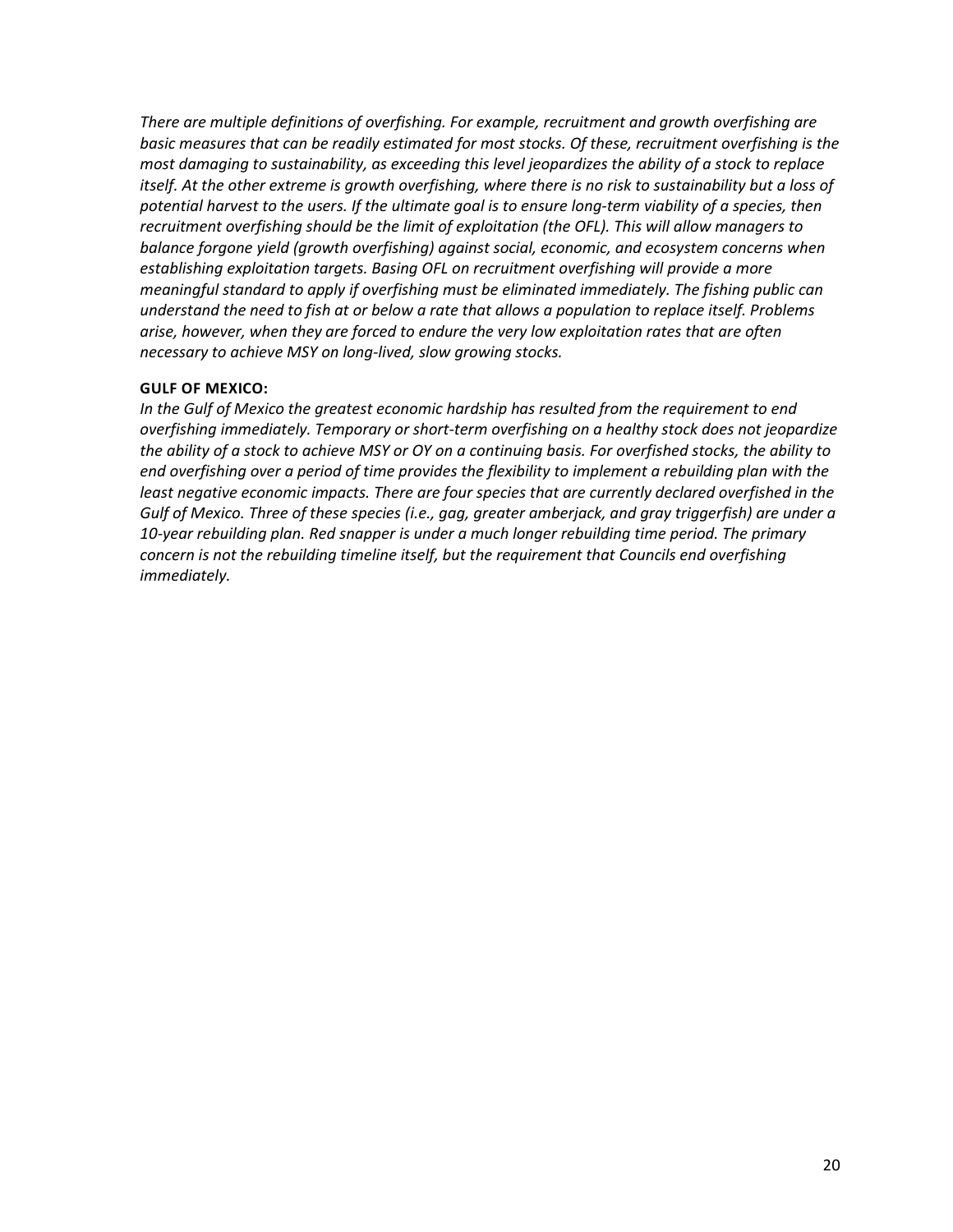*There are multiple definitions of overfishing. For example, recruitment and growth overfishing are basic measures that can be readily estimated for most stocks. Of these, recruitment overfishing is the most damaging to sustainability, as exceeding this level jeopardizes the ability of a stock to replace itself. At the other extreme is growth overfishing, where there is no risk to sustainability but a loss of potential harvest to the users. If the ultimate goal is to ensure long-term viability of a species, then recruitment overfishing should be the limit of exploitation (the OFL). This will allow managers to balance forgone yield (growth overfishing) against social, economic, and ecosystem concerns when establishing exploitation targets. Basing OFL on recruitment overfishing will provide a more meaningful standard to apply if overfishing must be eliminated immediately. The fishing public can understand the need to fish at or below a rate that allows a population to replace itself. Problems arise, however, when they are forced to endure the very low exploitation rates that are often necessary to achieve MSY on long-lived, slow growing stocks.*

**GULF OF MEXICO:**

*In the Gulf of Mexico the greatest economic hardship has resulted from the requirement to end overfishing immediately. Temporary or short-term overfishing on a healthy stock does not jeopardize the ability of a stock to achieve MSY or OY on a continuing basis. For overfished stocks, the ability to end overfishing over a period of time provides the flexibility to implement a rebuilding plan with the least negative economic impacts. There are four species that are currently declared overfished in the Gulf of Mexico. Three of these species (i.e., gag, greater amberjack, and gray triggerfish) are under a 10-year rebuilding plan. Red snapper is under a much longer rebuilding time period. The primary concern is not the rebuilding timeline itself, but the requirement that Councils end overfishing immediately.*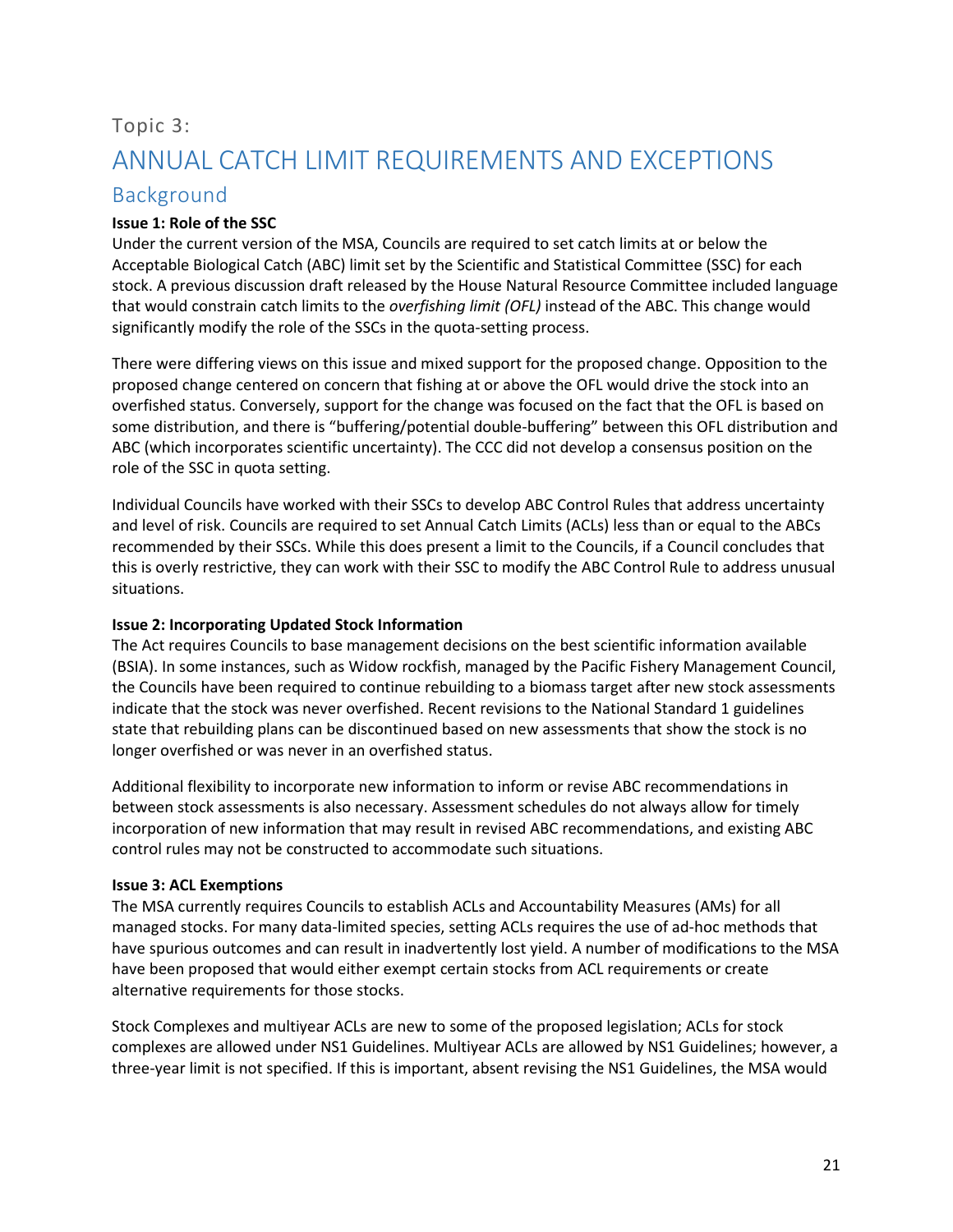Topic 3:

# ANNUAL CATCH LIMIT REQUIREMENTS AND EXCEPTIONS

## Background

**Issue 1: Role of the SSC**

Under the current version of the MSA, Councils are required to set catch limits at or below the Acceptable Biological Catch (ABC) limit set by the Scientific and Statistical Committee (SSC) for each stock. A previous discussion draft released by the House Natural Resource Committee included language that would constrain catch limits to the *overfishing limit (OFL)* instead of the ABC. This change would significantly modify the role of the SSCs in the quota-setting process.

There were differing views on this issue and mixed support for the proposed change. Opposition to the proposed change centered on concern that fishing at or above the OFL would drive the stock into an overfished status. Conversely, support for the change was focused on the fact that the OFL is based on some distribution, and there is "buffering/potential double-buffering" between this OFL distribution and ABC (which incorporates scientific uncertainty). The CCC did not develop a consensus position on the role of the SSC in quota setting.

Individual Councils have worked with their SSCs to develop ABC Control Rules that address uncertainty and level of risk. Councils are required to set Annual Catch Limits (ACLs) less than or equal to the ABCs recommended by their SSCs. While this does present a limit to the Councils, if a Council concludes that this is overly restrictive, they can work with their SSC to modify the ABC Control Rule to address unusual situations.

**Issue 2: Incorporating Updated Stock Information**

The Act requires Councils to base management decisions on the best scientific information available (BSIA). In some instances, such as Widow rockfish, managed by the Pacific Fishery Management Council, the Councils have been required to continue rebuilding to a biomass target after new stock assessments indicate that the stock was never overfished. Recent revisions to the National Standard 1 guidelines state that rebuilding plans can be discontinued based on new assessments that show the stock is no longer overfished or was never in an overfished status.

Additional flexibility to incorporate new information to inform or revise ABC recommendations in between stock assessments is also necessary. Assessment schedules do not always allow for timely incorporation of new information that may result in revised ABC recommendations, and existing ABC control rules may not be constructed to accommodate such situations.

**Issue 3: ACL Exemptions**

The MSA currently requires Councils to establish ACLs and Accountability Measures (AMs) for all managed stocks. For many data-limited species, setting ACLs requires the use of ad-hoc methods that have spurious outcomes and can result in inadvertently lost yield. A number of modifications to the MSA have been proposed that would either exempt certain stocks from ACL requirements or create alternative requirements for those stocks.

Stock Complexes and multiyear ACLs are new to some of the proposed legislation; ACLs for stock complexes are allowed under NS1 Guidelines. Multiyear ACLs are allowed by NS1 Guidelines; however, a three-year limit is not specified. If this is important, absent revising the NS1 Guidelines, the MSA would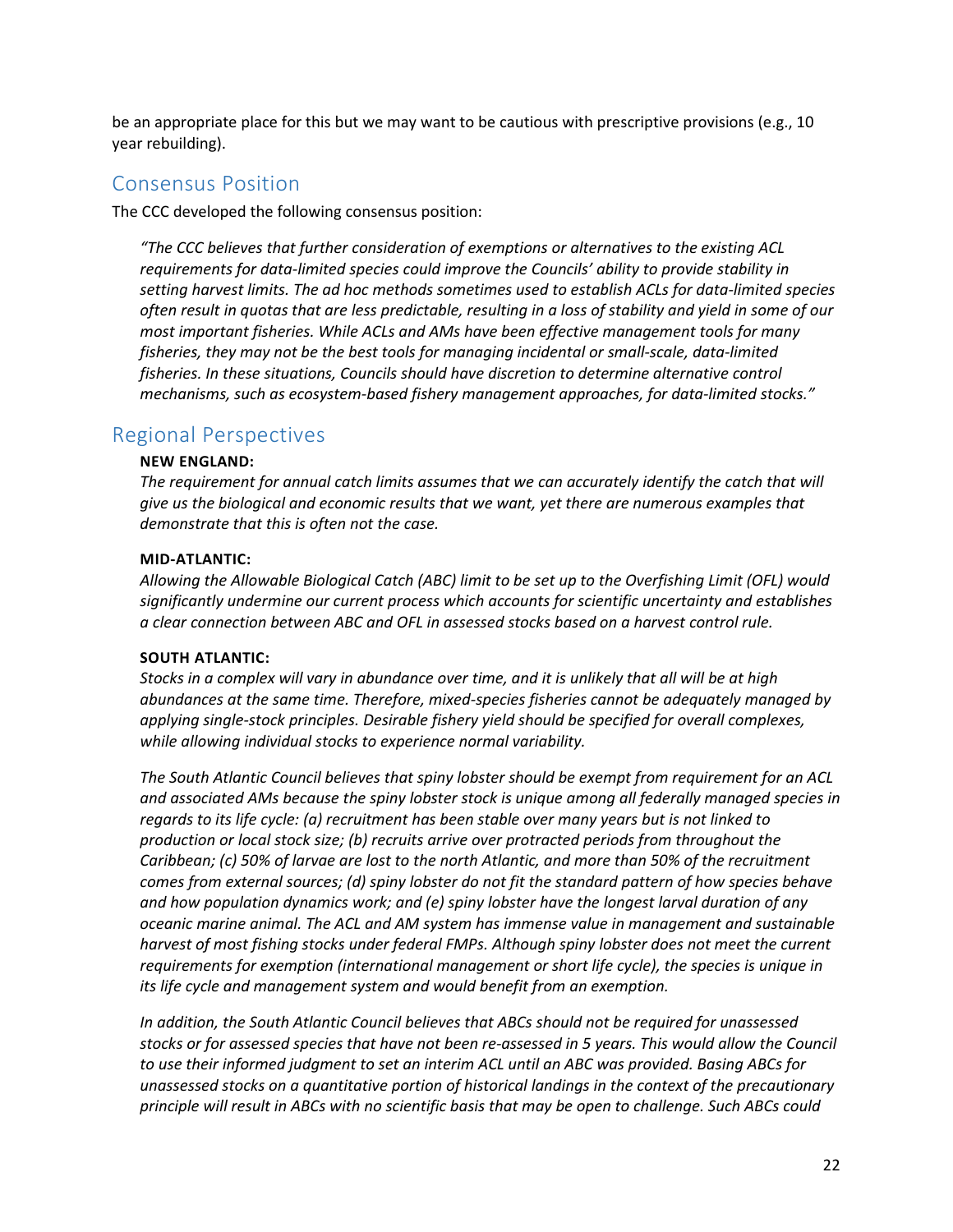be an appropriate place for this but we may want to be cautious with prescriptive provisions (e.g., 10 year rebuilding).

## Consensus Position

The CCC developed the following consensus position:

> *"The CCC believes that further consideration of exemptions or alternatives to the existing ACL requirements for data-limited species could improve the Councils' ability to provide stability in setting harvest limits. The ad hoc methods sometimes used to establish ACLs for data-limited species often result in quotas that are less predictable, resulting in a loss of stability and yield in some of our most important fisheries. While ACLs and AMs have been effective management tools for many fisheries, they may not be the best tools for managing incidental or small-scale, data-limited fisheries. In these situations, Councils should have discretion to determine alternative control mechanisms, such as ecosystem-based fishery management approaches, for data-limited stocks."*

## Regional Perspectives

**NEW ENGLAND:**

*The requirement for annual catch limits assumes that we can accurately identify the catch that will give us the biological and economic results that we want, yet there are numerous examples that demonstrate that this is often not the case.*

**MID-ATLANTIC:**

*Allowing the Allowable Biological Catch (ABC) limit to be set up to the Overfishing Limit (OFL) would significantly undermine our current process which accounts for scientific uncertainty and establishes a clear connection between ABC and OFL in assessed stocks based on a harvest control rule.*

**SOUTH ATLANTIC:**

*Stocks in a complex will vary in abundance over time, and it is unlikely that all will be at high abundances at the same time. Therefore, mixed-species fisheries cannot be adequately managed by applying single-stock principles. Desirable fishery yield should be specified for overall complexes, while allowing individual stocks to experience normal variability.*

*The South Atlantic Council believes that spiny lobster should be exempt from requirement for an ACL and associated AMs because the spiny lobster stock is unique among all federally managed species in regards to its life cycle: (a) recruitment has been stable over many years but is not linked to production or local stock size; (b) recruits arrive over protracted periods from throughout the Caribbean; (c) 50% of larvae are lost to the north Atlantic, and more than 50% of the recruitment comes from external sources; (d) spiny lobster do not fit the standard pattern of how species behave and how population dynamics work; and (e) spiny lobster have the longest larval duration of any oceanic marine animal. The ACL and AM system has immense value in management and sustainable harvest of most fishing stocks under federal FMPs. Although spiny lobster does not meet the current requirements for exemption (international management or short life cycle), the species is unique in its life cycle and management system and would benefit from an exemption.*

*In addition, the South Atlantic Council believes that ABCs should not be required for unassessed stocks or for assessed species that have not been re-assessed in 5 years. This would allow the Council to use their informed judgment to set an interim ACL until an ABC was provided. Basing ABCs for unassessed stocks on a quantitative portion of historical landings in the context of the precautionary principle will result in ABCs with no scientific basis that may be open to challenge. Such ABCs could*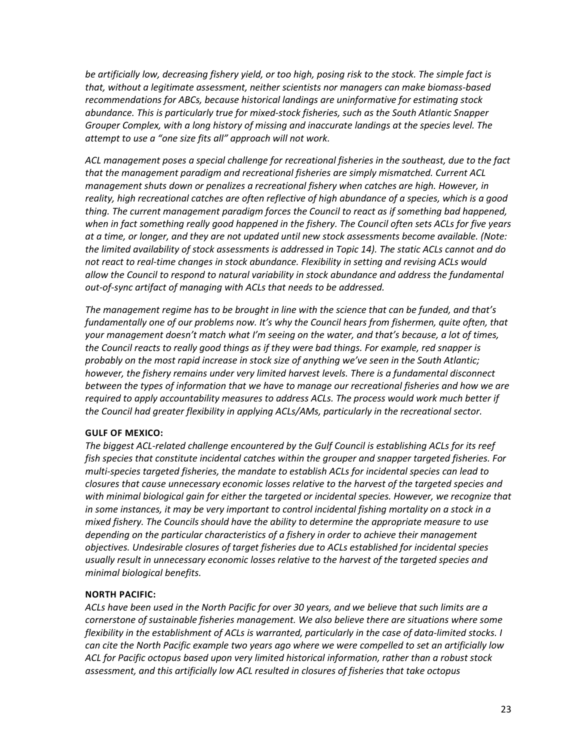*be artificially low, decreasing fishery yield, or too high, posing risk to the stock. The simple fact is that, without a legitimate assessment, neither scientists nor managers can make biomass-based recommendations for ABCs, because historical landings are uninformative for estimating stock abundance. This is particularly true for mixed-stock fisheries, such as the South Atlantic Snapper Grouper Complex, with a long history of missing and inaccurate landings at the species level. The attempt to use a "one size fits all" approach will not work.*

*ACL management poses a special challenge for recreational fisheries in the southeast, due to the fact that the management paradigm and recreational fisheries are simply mismatched. Current ACL management shuts down or penalizes a recreational fishery when catches are high. However, in reality, high recreational catches are often reflective of high abundance of a species, which is a good thing. The current management paradigm forces the Council to react as if something bad happened, when in fact something really good happened in the fishery. The Council often sets ACLs for five years at a time, or longer, and they are not updated until new stock assessments become available. (Note: the limited availability of stock assessments is addressed in Topic 14). The static ACLs cannot and do not react to real-time changes in stock abundance. Flexibility in setting and revising ACLs would allow the Council to respond to natural variability in stock abundance and address the fundamental out-of-sync artifact of managing with ACLs that needs to be addressed.*

*The management regime has to be brought in line with the science that can be funded, and that's fundamentally one of our problems now. It's why the Council hears from fishermen, quite often, that your management doesn't match what I'm seeing on the water, and that's because, a lot of times, the Council reacts to really good things as if they were bad things. For example, red snapper is probably on the most rapid increase in stock size of anything we've seen in the South Atlantic; however, the fishery remains under very limited harvest levels. There is a fundamental disconnect between the types of information that we have to manage our recreational fisheries and how we are required to apply accountability measures to address ACLs. The process would work much better if the Council had greater flexibility in applying ACLs/AMs, particularly in the recreational sector.*

**GULF OF MEXICO:**

*The biggest ACL-related challenge encountered by the Gulf Council is establishing ACLs for its reef fish species that constitute incidental catches within the grouper and snapper targeted fisheries. For multi-species targeted fisheries, the mandate to establish ACLs for incidental species can lead to closures that cause unnecessary economic losses relative to the harvest of the targeted species and with minimal biological gain for either the targeted or incidental species. However, we recognize that in some instances, it may be very important to control incidental fishing mortality on a stock in a mixed fishery. The Councils should have the ability to determine the appropriate measure to use depending on the particular characteristics of a fishery in order to achieve their management objectives. Undesirable closures of target fisheries due to ACLs established for incidental species usually result in unnecessary economic losses relative to the harvest of the targeted species and minimal biological benefits.*

**NORTH PACIFIC:**

*ACLs have been used in the North Pacific for over 30 years, and we believe that such limits are a cornerstone of sustainable fisheries management. We also believe there are situations where some flexibility in the establishment of ACLs is warranted, particularly in the case of data-limited stocks. I can cite the North Pacific example two years ago where we were compelled to set an artificially low ACL for Pacific octopus based upon very limited historical information, rather than a robust stock assessment, and this artificially low ACL resulted in closures of fisheries that take octopus*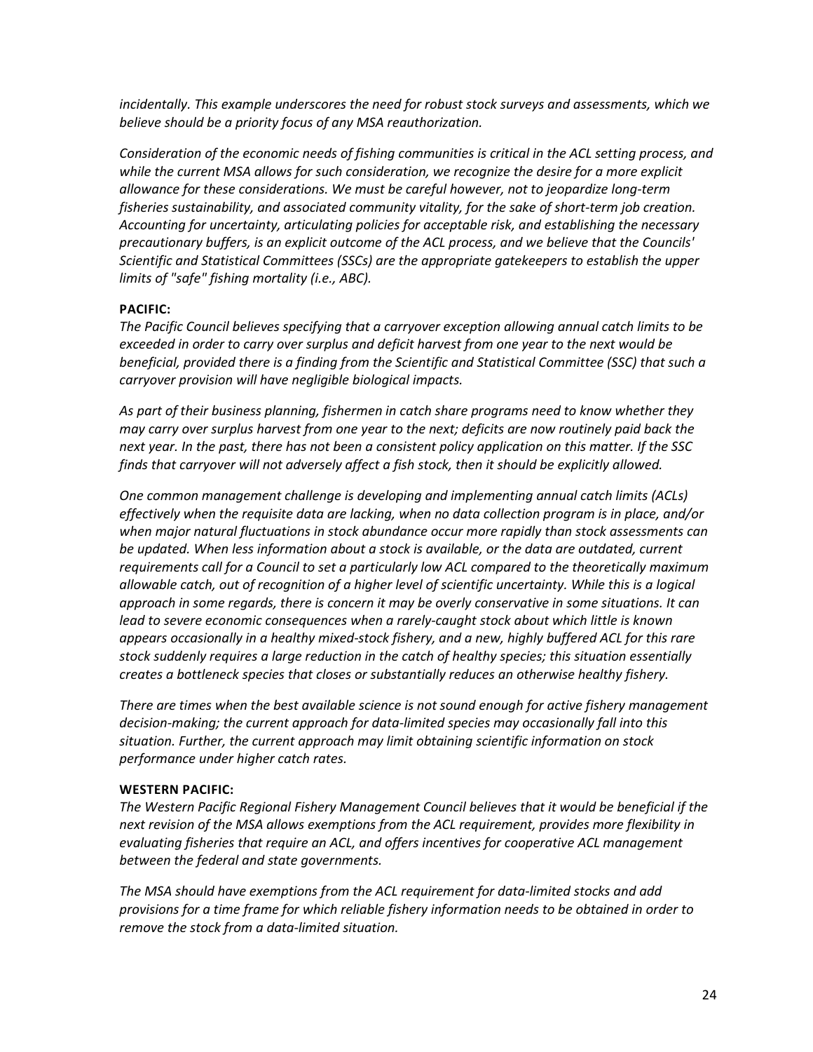*incidentally. This example underscores the need for robust stock surveys and assessments, which we believe should be a priority focus of any MSA reauthorization.*

*Consideration of the economic needs of fishing communities is critical in the ACL setting process, and while the current MSA allows for such consideration, we recognize the desire for a more explicit allowance for these considerations. We must be careful however, not to jeopardize long-term fisheries sustainability, and associated community vitality, for the sake of short-term job creation. Accounting for uncertainty, articulating policies for acceptable risk, and establishing the necessary precautionary buffers, is an explicit outcome of the ACL process, and we believe that the Councils' Scientific and Statistical Committees (SSCs) are the appropriate gatekeepers to establish the upper limits of "safe" fishing mortality (i.e., ABC).*

**PACIFIC:**

*The Pacific Council believes specifying that a carryover exception allowing annual catch limits to be exceeded in order to carry over surplus and deficit harvest from one year to the next would be beneficial, provided there is a finding from the Scientific and Statistical Committee (SSC) that such a carryover provision will have negligible biological impacts.*

*As part of their business planning, fishermen in catch share programs need to know whether they may carry over surplus harvest from one year to the next; deficits are now routinely paid back the next year. In the past, there has not been a consistent policy application on this matter. If the SSC finds that carryover will not adversely affect a fish stock, then it should be explicitly allowed.*

*One common management challenge is developing and implementing annual catch limits (ACLs) effectively when the requisite data are lacking, when no data collection program is in place, and/or when major natural fluctuations in stock abundance occur more rapidly than stock assessments can be updated. When less information about a stock is available, or the data are outdated, current requirements call for a Council to set a particularly low ACL compared to the theoretically maximum allowable catch, out of recognition of a higher level of scientific uncertainty. While this is a logical approach in some regards, there is concern it may be overly conservative in some situations. It can lead to severe economic consequences when a rarely-caught stock about which little is known appears occasionally in a healthy mixed-stock fishery, and a new, highly buffered ACL for this rare stock suddenly requires a large reduction in the catch of healthy species; this situation essentially creates a bottleneck species that closes or substantially reduces an otherwise healthy fishery.*

*There are times when the best available science is not sound enough for active fishery management decision-making; the current approach for data-limited species may occasionally fall into this situation. Further, the current approach may limit obtaining scientific information on stock performance under higher catch rates.*

**WESTERN PACIFIC:**

*The Western Pacific Regional Fishery Management Council believes that it would be beneficial if the next revision of the MSA allows exemptions from the ACL requirement, provides more flexibility in evaluating fisheries that require an ACL, and offers incentives for cooperative ACL management between the federal and state governments.*

*The MSA should have exemptions from the ACL requirement for data-limited stocks and add provisions for a time frame for which reliable fishery information needs to be obtained in order to remove the stock from a data-limited situation.*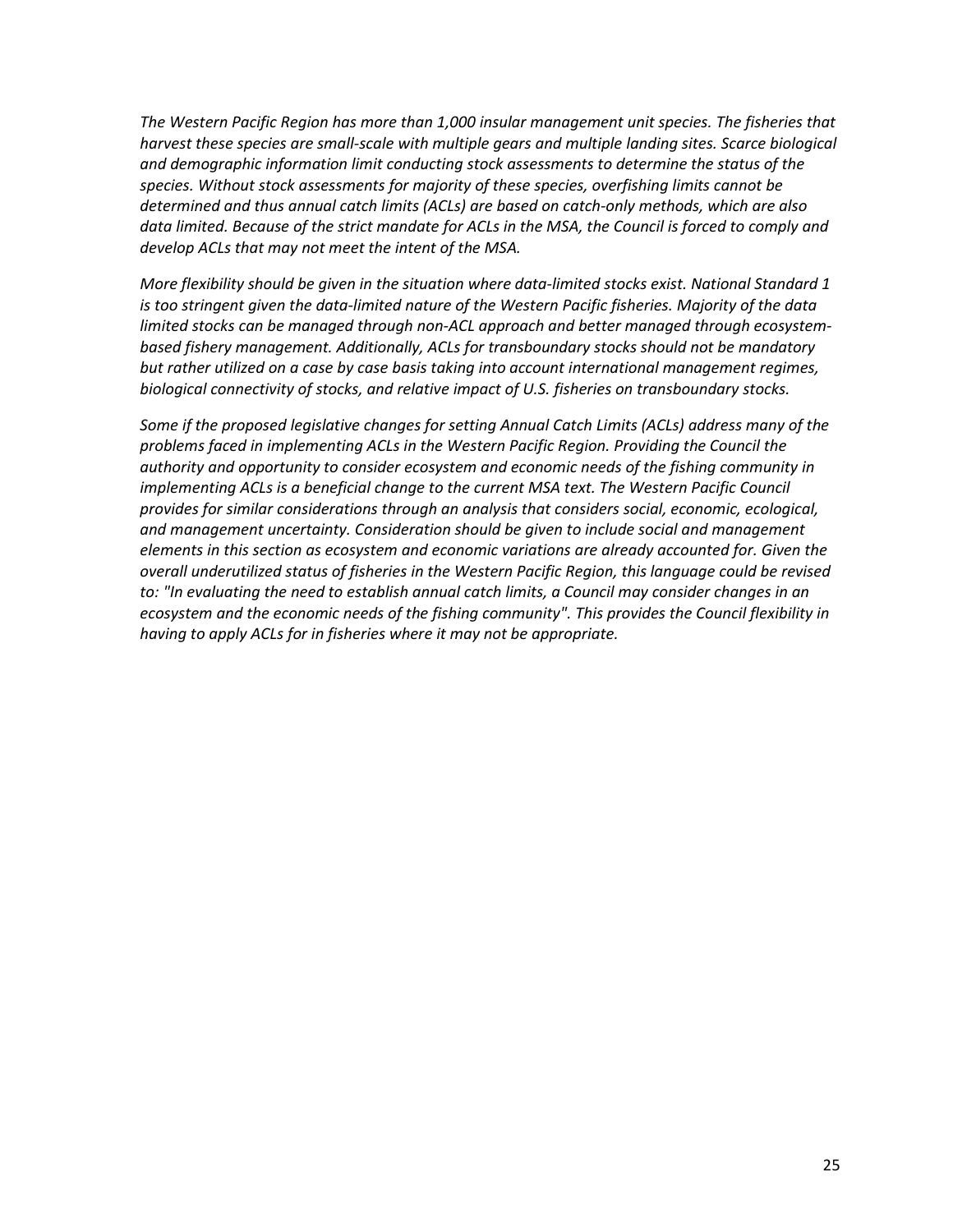*The Western Pacific Region has more than 1,000 insular management unit species. The fisheries that harvest these species are small-scale with multiple gears and multiple landing sites. Scarce biological and demographic information limit conducting stock assessments to determine the status of the species. Without stock assessments for majority of these species, overfishing limits cannot be determined and thus annual catch limits (ACLs) are based on catch-only methods, which are also data limited. Because of the strict mandate for ACLs in the MSA, the Council is forced to comply and develop ACLs that may not meet the intent of the MSA.*

*More flexibility should be given in the situation where data-limited stocks exist. National Standard 1 is too stringent given the data-limited nature of the Western Pacific fisheries. Majority of the data limited stocks can be managed through non-ACL approach and better managed through ecosystem-based fishery management. Additionally, ACLs for transboundary stocks should not be mandatory but rather utilized on a case by case basis taking into account international management regimes, biological connectivity of stocks, and relative impact of U.S. fisheries on transboundary stocks.*

*Some if the proposed legislative changes for setting Annual Catch Limits (ACLs) address many of the problems faced in implementing ACLs in the Western Pacific Region. Providing the Council the authority and opportunity to consider ecosystem and economic needs of the fishing community in implementing ACLs is a beneficial change to the current MSA text. The Western Pacific Council provides for similar considerations through an analysis that considers social, economic, ecological, and management uncertainty. Consideration should be given to include social and management elements in this section as ecosystem and economic variations are already accounted for. Given the overall underutilized status of fisheries in the Western Pacific Region, this language could be revised to: "In evaluating the need to establish annual catch limits, a Council may consider changes in an ecosystem and the economic needs of the fishing community". This provides the Council flexibility in having to apply ACLs for in fisheries where it may not be appropriate.*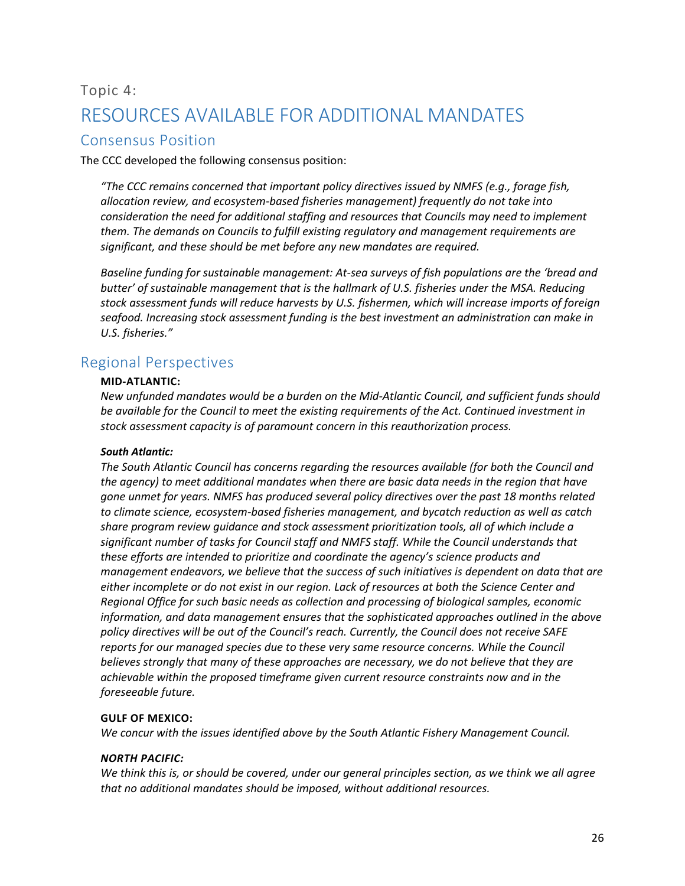Topic 4:

# RESOURCES AVAILABLE FOR ADDITIONAL MANDATES

## Consensus Position

The CCC developed the following consensus position:

> *"The CCC remains concerned that important policy directives issued by NMFS (e.g., forage fish, allocation review, and ecosystem-based fisheries management) frequently do not take into consideration the need for additional staffing and resources that Councils may need to implement them. The demands on Councils to fulfill existing regulatory and management requirements are significant, and these should be met before any new mandates are required.*
>
> *Baseline funding for sustainable management: At-sea surveys of fish populations are the 'bread and butter' of sustainable management that is the hallmark of U.S. fisheries under the MSA. Reducing stock assessment funds will reduce harvests by U.S. fishermen, which will increase imports of foreign seafood. Increasing stock assessment funding is the best investment an administration can make in U.S. fisheries."*

## Regional Perspectives

**MID-ATLANTIC:**
*New unfunded mandates would be a burden on the Mid-Atlantic Council, and sufficient funds should be available for the Council to meet the existing requirements of the Act. Continued investment in stock assessment capacity is of paramount concern in this reauthorization process.*

***South Atlantic:***
*The South Atlantic Council has concerns regarding the resources available (for both the Council and the agency) to meet additional mandates when there are basic data needs in the region that have gone unmet for years. NMFS has produced several policy directives over the past 18 months related to climate science, ecosystem-based fisheries management, and bycatch reduction as well as catch share program review guidance and stock assessment prioritization tools, all of which include a significant number of tasks for Council staff and NMFS staff. While the Council understands that these efforts are intended to prioritize and coordinate the agency's science products and management endeavors, we believe that the success of such initiatives is dependent on data that are either incomplete or do not exist in our region. Lack of resources at both the Science Center and Regional Office for such basic needs as collection and processing of biological samples, economic information, and data management ensures that the sophisticated approaches outlined in the above policy directives will be out of the Council's reach. Currently, the Council does not receive SAFE reports for our managed species due to these very same resource concerns. While the Council believes strongly that many of these approaches are necessary, we do not believe that they are achievable within the proposed timeframe given current resource constraints now and in the foreseeable future.*

**GULF OF MEXICO:**
*We concur with the issues identified above by the South Atlantic Fishery Management Council.*

***NORTH PACIFIC:***
*We think this is, or should be covered, under our general principles section, as we think we all agree that no additional mandates should be imposed, without additional resources.*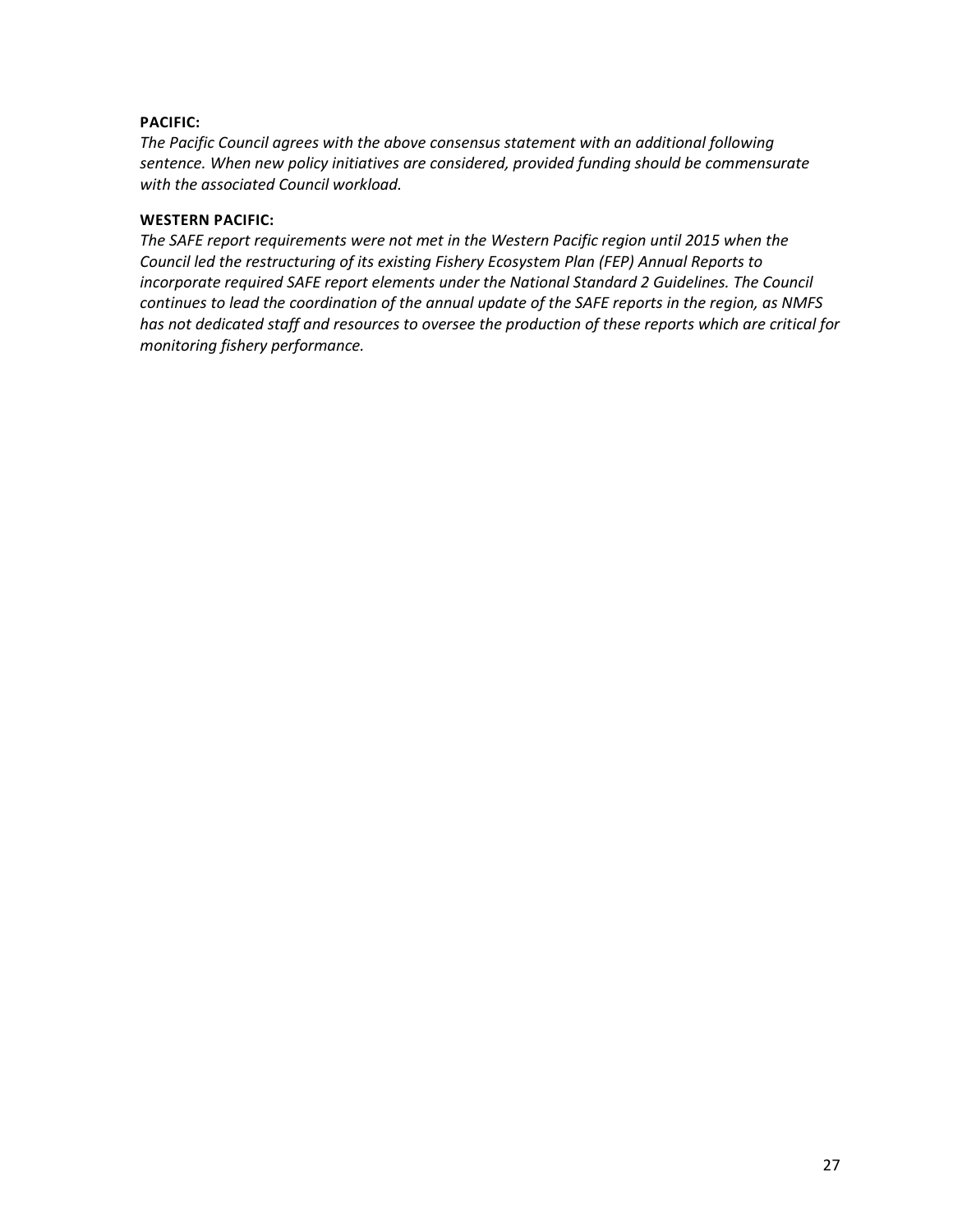**PACIFIC:**

*The Pacific Council agrees with the above consensus statement with an additional following sentence. When new policy initiatives are considered, provided funding should be commensurate with the associated Council workload.*

**WESTERN PACIFIC:**

*The SAFE report requirements were not met in the Western Pacific region until 2015 when the Council led the restructuring of its existing Fishery Ecosystem Plan (FEP) Annual Reports to incorporate required SAFE report elements under the National Standard 2 Guidelines. The Council continues to lead the coordination of the annual update of the SAFE reports in the region, as NMFS has not dedicated staff and resources to oversee the production of these reports which are critical for monitoring fishery performance.*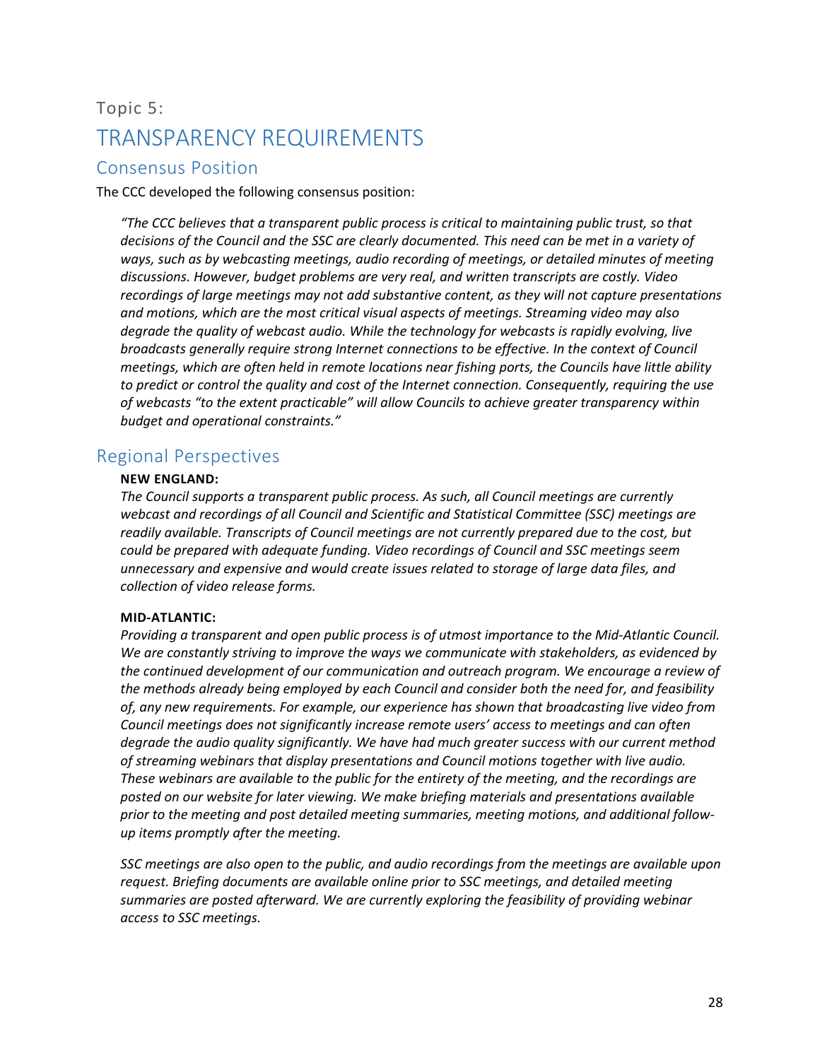Topic 5:

# TRANSPARENCY REQUIREMENTS

## Consensus Position

The CCC developed the following consensus position:

> *"The CCC believes that a transparent public process is critical to maintaining public trust, so that decisions of the Council and the SSC are clearly documented. This need can be met in a variety of ways, such as by webcasting meetings, audio recording of meetings, or detailed minutes of meeting discussions. However, budget problems are very real, and written transcripts are costly. Video recordings of large meetings may not add substantive content, as they will not capture presentations and motions, which are the most critical visual aspects of meetings. Streaming video may also degrade the quality of webcast audio. While the technology for webcasts is rapidly evolving, live broadcasts generally require strong Internet connections to be effective. In the context of Council meetings, which are often held in remote locations near fishing ports, the Councils have little ability to predict or control the quality and cost of the Internet connection. Consequently, requiring the use of webcasts "to the extent practicable" will allow Councils to achieve greater transparency within budget and operational constraints."*

## Regional Perspectives

**NEW ENGLAND:**

*The Council supports a transparent public process. As such, all Council meetings are currently webcast and recordings of all Council and Scientific and Statistical Committee (SSC) meetings are readily available. Transcripts of Council meetings are not currently prepared due to the cost, but could be prepared with adequate funding. Video recordings of Council and SSC meetings seem unnecessary and expensive and would create issues related to storage of large data files, and collection of video release forms.*

**MID-ATLANTIC:**

*Providing a transparent and open public process is of utmost importance to the Mid-Atlantic Council. We are constantly striving to improve the ways we communicate with stakeholders, as evidenced by the continued development of our communication and outreach program. We encourage a review of the methods already being employed by each Council and consider both the need for, and feasibility of, any new requirements. For example, our experience has shown that broadcasting live video from Council meetings does not significantly increase remote users' access to meetings and can often degrade the audio quality significantly. We have had much greater success with our current method of streaming webinars that display presentations and Council motions together with live audio. These webinars are available to the public for the entirety of the meeting, and the recordings are posted on our website for later viewing. We make briefing materials and presentations available prior to the meeting and post detailed meeting summaries, meeting motions, and additional follow-up items promptly after the meeting.*

*SSC meetings are also open to the public, and audio recordings from the meetings are available upon request. Briefing documents are available online prior to SSC meetings, and detailed meeting summaries are posted afterward. We are currently exploring the feasibility of providing webinar access to SSC meetings.*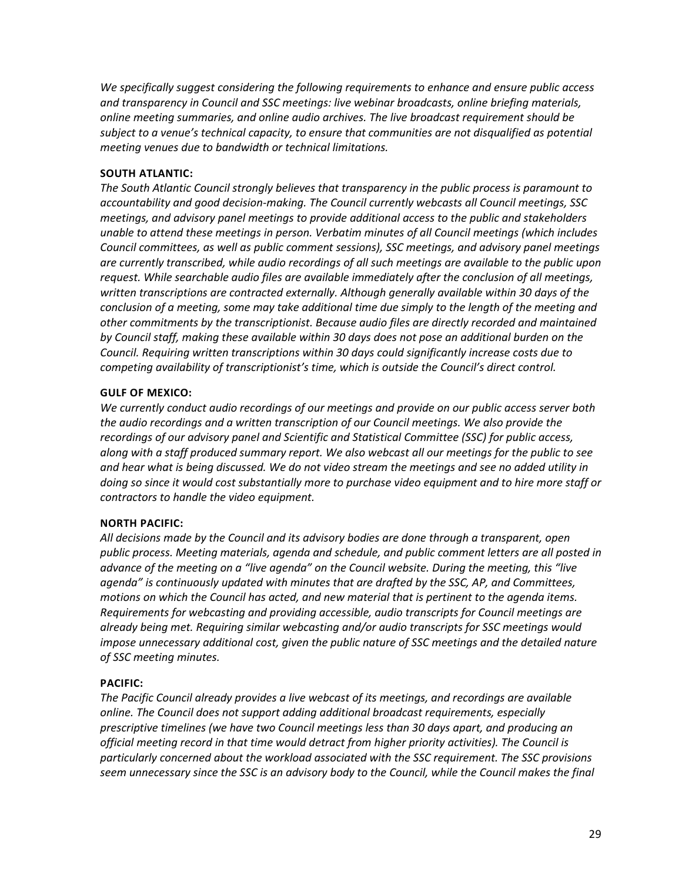*We specifically suggest considering the following requirements to enhance and ensure public access and transparency in Council and SSC meetings: live webinar broadcasts, online briefing materials, online meeting summaries, and online audio archives. The live broadcast requirement should be subject to a venue's technical capacity, to ensure that communities are not disqualified as potential meeting venues due to bandwidth or technical limitations.*

**SOUTH ATLANTIC:**

*The South Atlantic Council strongly believes that transparency in the public process is paramount to accountability and good decision-making. The Council currently webcasts all Council meetings, SSC meetings, and advisory panel meetings to provide additional access to the public and stakeholders unable to attend these meetings in person. Verbatim minutes of all Council meetings (which includes Council committees, as well as public comment sessions), SSC meetings, and advisory panel meetings are currently transcribed, while audio recordings of all such meetings are available to the public upon request. While searchable audio files are available immediately after the conclusion of all meetings, written transcriptions are contracted externally. Although generally available within 30 days of the conclusion of a meeting, some may take additional time due simply to the length of the meeting and other commitments by the transcriptionist. Because audio files are directly recorded and maintained by Council staff, making these available within 30 days does not pose an additional burden on the Council. Requiring written transcriptions within 30 days could significantly increase costs due to competing availability of transcriptionist's time, which is outside the Council's direct control.*

**GULF OF MEXICO:**

*We currently conduct audio recordings of our meetings and provide on our public access server both the audio recordings and a written transcription of our Council meetings. We also provide the recordings of our advisory panel and Scientific and Statistical Committee (SSC) for public access, along with a staff produced summary report. We also webcast all our meetings for the public to see and hear what is being discussed. We do not video stream the meetings and see no added utility in doing so since it would cost substantially more to purchase video equipment and to hire more staff or contractors to handle the video equipment.*

**NORTH PACIFIC:**

*All decisions made by the Council and its advisory bodies are done through a transparent, open public process. Meeting materials, agenda and schedule, and public comment letters are all posted in advance of the meeting on a "live agenda" on the Council website. During the meeting, this "live agenda" is continuously updated with minutes that are drafted by the SSC, AP, and Committees, motions on which the Council has acted, and new material that is pertinent to the agenda items. Requirements for webcasting and providing accessible, audio transcripts for Council meetings are already being met. Requiring similar webcasting and/or audio transcripts for SSC meetings would impose unnecessary additional cost, given the public nature of SSC meetings and the detailed nature of SSC meeting minutes.*

**PACIFIC:**

*The Pacific Council already provides a live webcast of its meetings, and recordings are available online. The Council does not support adding additional broadcast requirements, especially prescriptive timelines (we have two Council meetings less than 30 days apart, and producing an official meeting record in that time would detract from higher priority activities). The Council is particularly concerned about the workload associated with the SSC requirement. The SSC provisions seem unnecessary since the SSC is an advisory body to the Council, while the Council makes the final*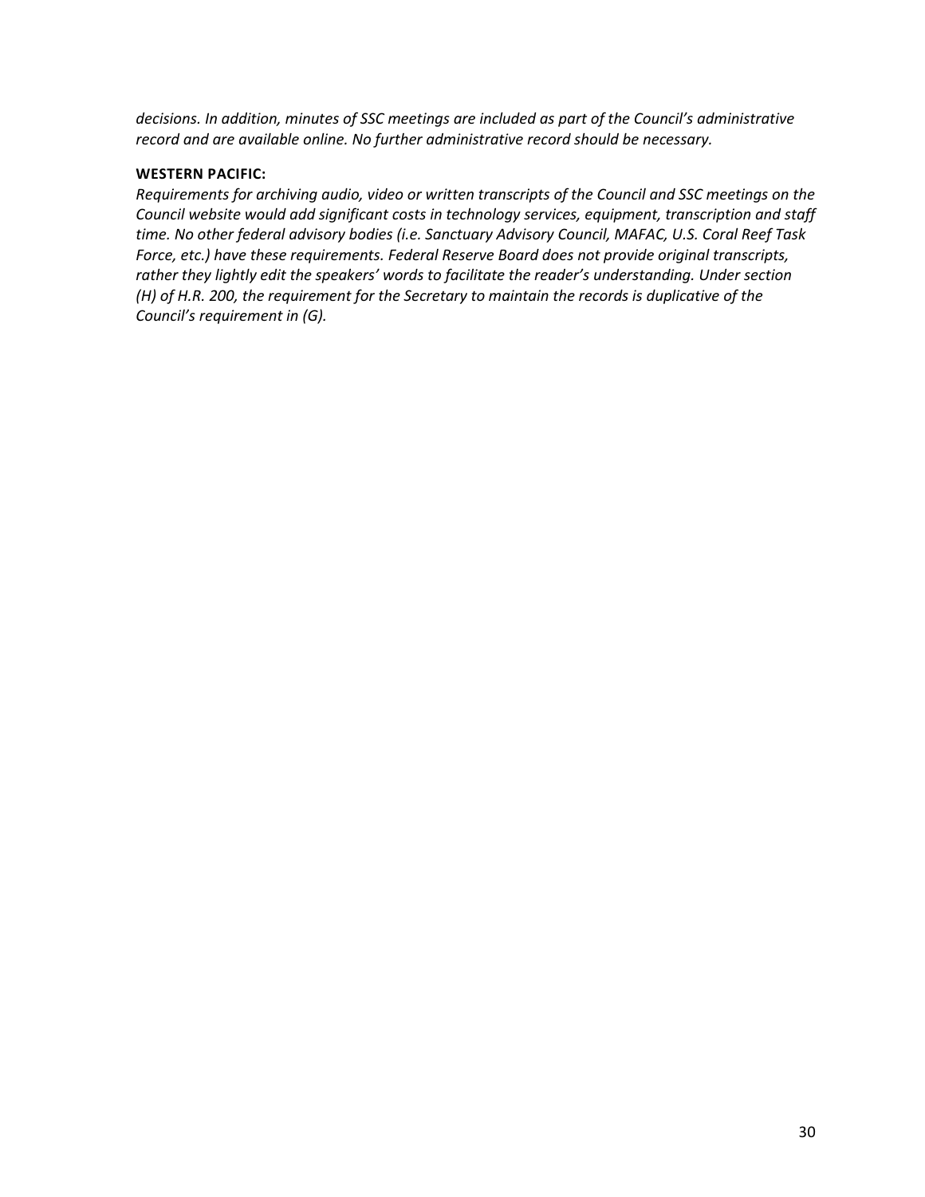*decisions. In addition, minutes of SSC meetings are included as part of the Council's administrative record and are available online. No further administrative record should be necessary.*

**WESTERN PACIFIC:**

*Requirements for archiving audio, video or written transcripts of the Council and SSC meetings on the Council website would add significant costs in technology services, equipment, transcription and staff time. No other federal advisory bodies (i.e. Sanctuary Advisory Council, MAFAC, U.S. Coral Reef Task Force, etc.) have these requirements. Federal Reserve Board does not provide original transcripts, rather they lightly edit the speakers' words to facilitate the reader's understanding. Under section (H) of H.R. 200, the requirement for the Secretary to maintain the records is duplicative of the Council's requirement in (G).*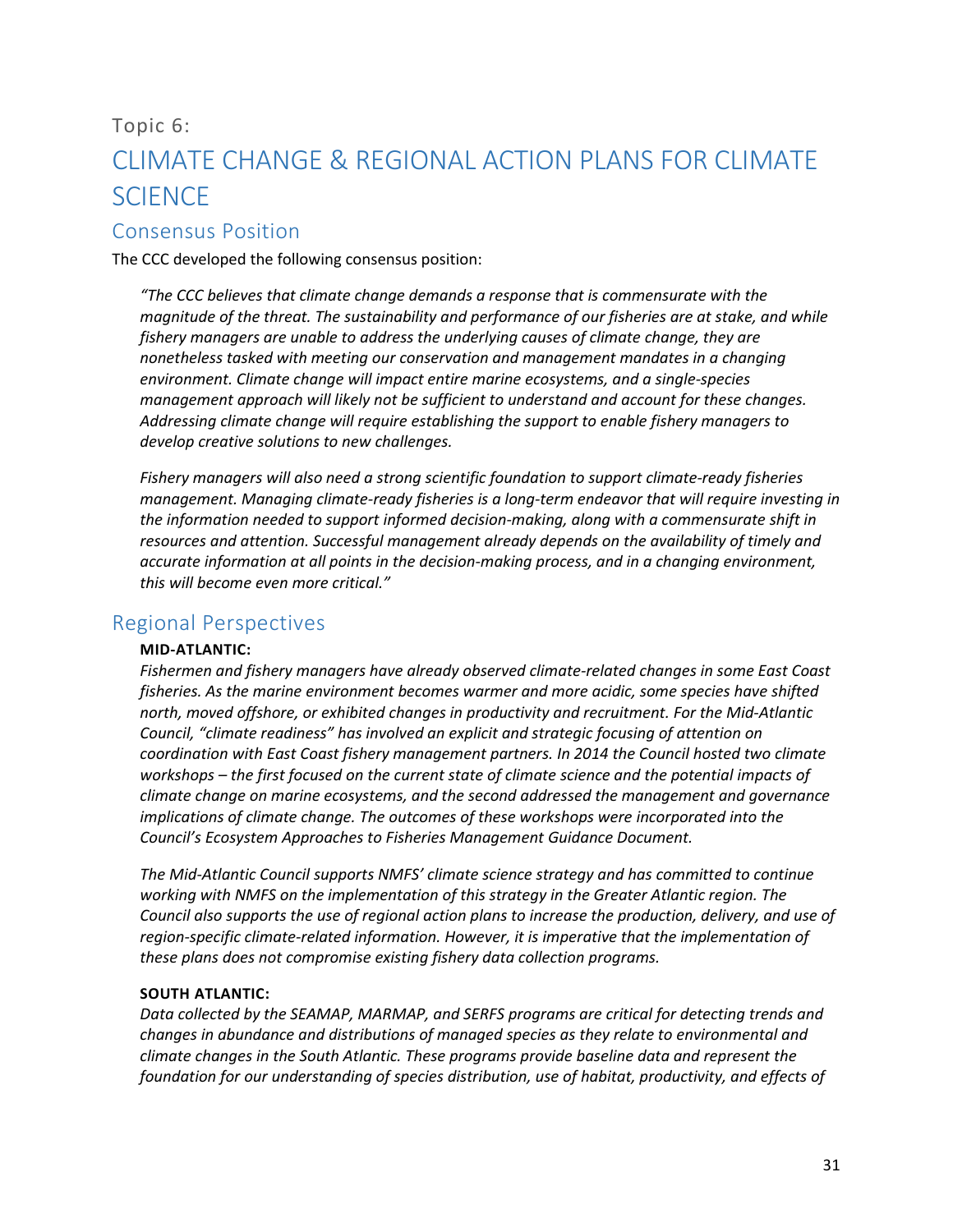Topic 6:

# CLIMATE CHANGE & REGIONAL ACTION PLANS FOR CLIMATE SCIENCE

## Consensus Position

The CCC developed the following consensus position:

*"The CCC believes that climate change demands a response that is commensurate with the magnitude of the threat. The sustainability and performance of our fisheries are at stake, and while fishery managers are unable to address the underlying causes of climate change, they are nonetheless tasked with meeting our conservation and management mandates in a changing environment. Climate change will impact entire marine ecosystems, and a single-species management approach will likely not be sufficient to understand and account for these changes. Addressing climate change will require establishing the support to enable fishery managers to develop creative solutions to new challenges.*

*Fishery managers will also need a strong scientific foundation to support climate-ready fisheries management. Managing climate-ready fisheries is a long-term endeavor that will require investing in the information needed to support informed decision-making, along with a commensurate shift in resources and attention. Successful management already depends on the availability of timely and accurate information at all points in the decision-making process, and in a changing environment, this will become even more critical."*

## Regional Perspectives

**MID-ATLANTIC:**

*Fishermen and fishery managers have already observed climate-related changes in some East Coast fisheries. As the marine environment becomes warmer and more acidic, some species have shifted north, moved offshore, or exhibited changes in productivity and recruitment. For the Mid-Atlantic Council, "climate readiness" has involved an explicit and strategic focusing of attention on coordination with East Coast fishery management partners. In 2014 the Council hosted two climate workshops – the first focused on the current state of climate science and the potential impacts of climate change on marine ecosystems, and the second addressed the management and governance implications of climate change. The outcomes of these workshops were incorporated into the Council's Ecosystem Approaches to Fisheries Management Guidance Document.*

*The Mid-Atlantic Council supports NMFS' climate science strategy and has committed to continue working with NMFS on the implementation of this strategy in the Greater Atlantic region. The Council also supports the use of regional action plans to increase the production, delivery, and use of region-specific climate-related information. However, it is imperative that the implementation of these plans does not compromise existing fishery data collection programs.*

**SOUTH ATLANTIC:**

*Data collected by the SEAMAP, MARMAP, and SERFS programs are critical for detecting trends and changes in abundance and distributions of managed species as they relate to environmental and climate changes in the South Atlantic. These programs provide baseline data and represent the foundation for our understanding of species distribution, use of habitat, productivity, and effects of*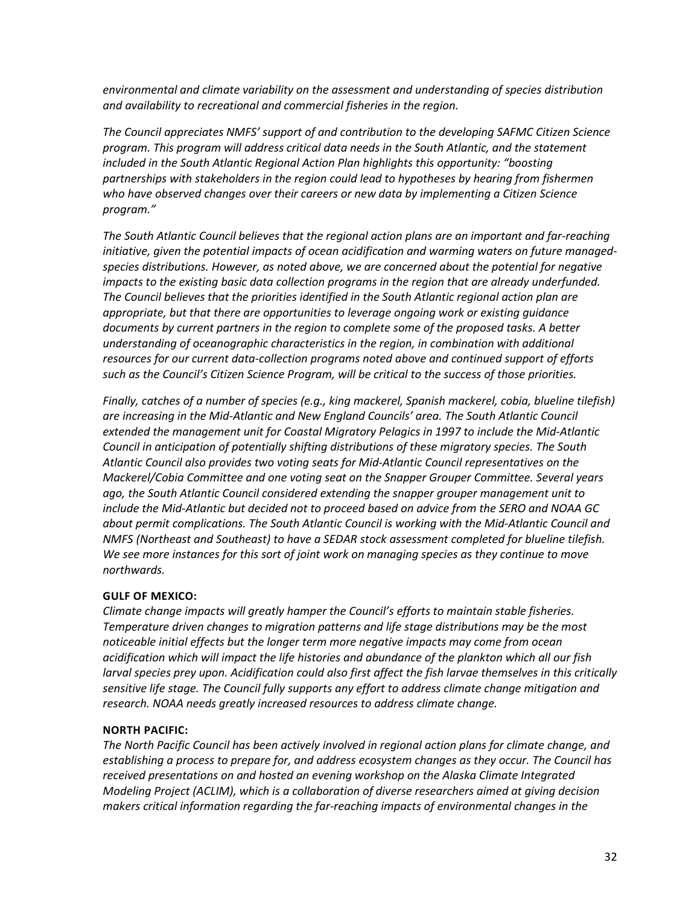*environmental and climate variability on the assessment and understanding of species distribution and availability to recreational and commercial fisheries in the region.*

*The Council appreciates NMFS' support of and contribution to the developing SAFMC Citizen Science program. This program will address critical data needs in the South Atlantic, and the statement included in the South Atlantic Regional Action Plan highlights this opportunity: "boosting partnerships with stakeholders in the region could lead to hypotheses by hearing from fishermen who have observed changes over their careers or new data by implementing a Citizen Science program."*

*The South Atlantic Council believes that the regional action plans are an important and far-reaching initiative, given the potential impacts of ocean acidification and warming waters on future managed-species distributions. However, as noted above, we are concerned about the potential for negative impacts to the existing basic data collection programs in the region that are already underfunded. The Council believes that the priorities identified in the South Atlantic regional action plan are appropriate, but that there are opportunities to leverage ongoing work or existing guidance documents by current partners in the region to complete some of the proposed tasks. A better understanding of oceanographic characteristics in the region, in combination with additional resources for our current data-collection programs noted above and continued support of efforts such as the Council's Citizen Science Program, will be critical to the success of those priorities.*

*Finally, catches of a number of species (e.g., king mackerel, Spanish mackerel, cobia, blueline tilefish) are increasing in the Mid-Atlantic and New England Councils' area. The South Atlantic Council extended the management unit for Coastal Migratory Pelagics in 1997 to include the Mid-Atlantic Council in anticipation of potentially shifting distributions of these migratory species. The South Atlantic Council also provides two voting seats for Mid-Atlantic Council representatives on the Mackerel/Cobia Committee and one voting seat on the Snapper Grouper Committee. Several years ago, the South Atlantic Council considered extending the snapper grouper management unit to include the Mid-Atlantic but decided not to proceed based on advice from the SERO and NOAA GC about permit complications. The South Atlantic Council is working with the Mid-Atlantic Council and NMFS (Northeast and Southeast) to have a SEDAR stock assessment completed for blueline tilefish. We see more instances for this sort of joint work on managing species as they continue to move northwards.*

**GULF OF MEXICO:**
*Climate change impacts will greatly hamper the Council's efforts to maintain stable fisheries. Temperature driven changes to migration patterns and life stage distributions may be the most noticeable initial effects but the longer term more negative impacts may come from ocean acidification which will impact the life histories and abundance of the plankton which all our fish larval species prey upon. Acidification could also first affect the fish larvae themselves in this critically sensitive life stage. The Council fully supports any effort to address climate change mitigation and research. NOAA needs greatly increased resources to address climate change.*

**NORTH PACIFIC:**
*The North Pacific Council has been actively involved in regional action plans for climate change, and establishing a process to prepare for, and address ecosystem changes as they occur. The Council has received presentations on and hosted an evening workshop on the Alaska Climate Integrated Modeling Project (ACLIM), which is a collaboration of diverse researchers aimed at giving decision makers critical information regarding the far-reaching impacts of environmental changes in the*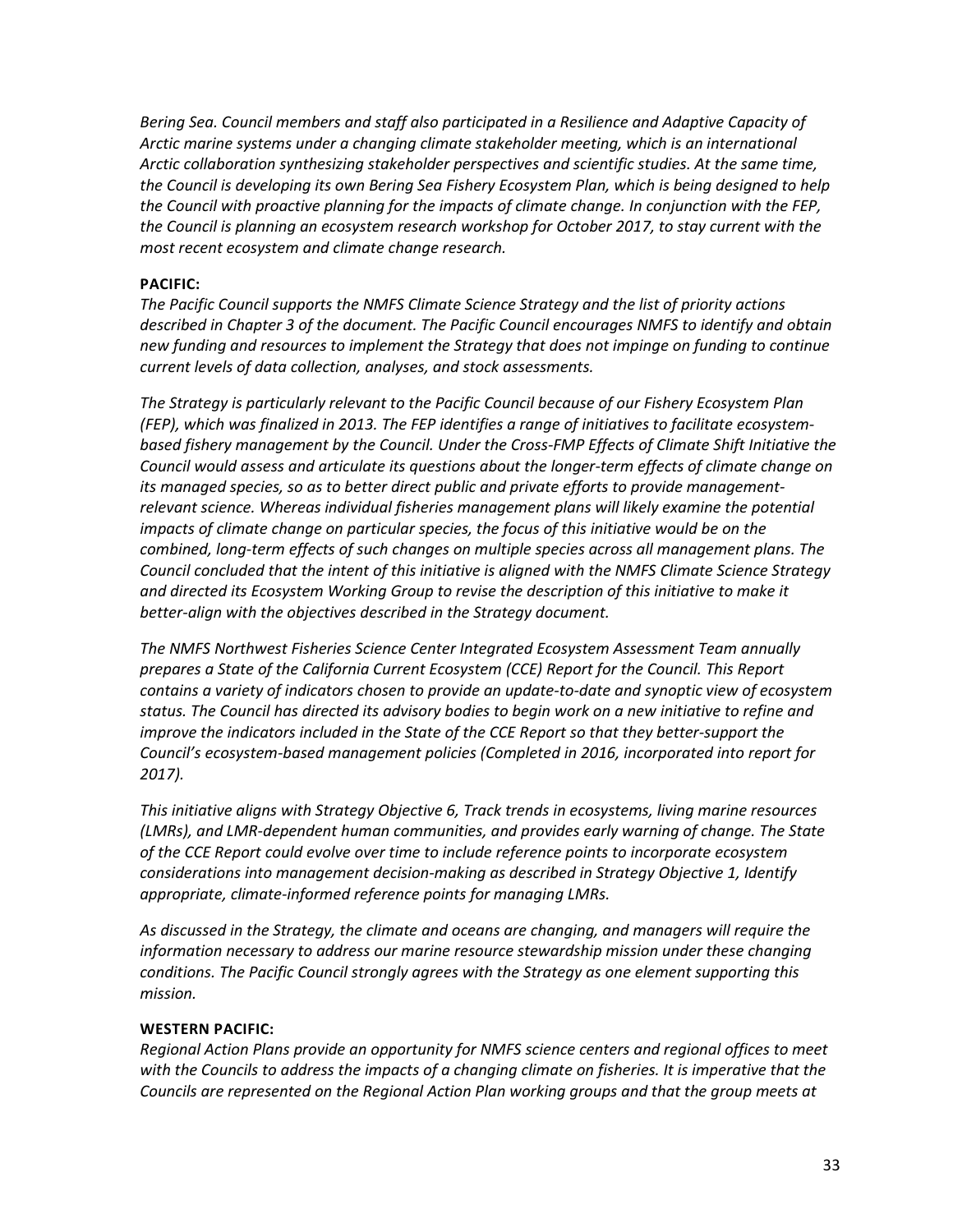*Bering Sea. Council members and staff also participated in a Resilience and Adaptive Capacity of Arctic marine systems under a changing climate stakeholder meeting, which is an international Arctic collaboration synthesizing stakeholder perspectives and scientific studies. At the same time, the Council is developing its own Bering Sea Fishery Ecosystem Plan, which is being designed to help the Council with proactive planning for the impacts of climate change. In conjunction with the FEP, the Council is planning an ecosystem research workshop for October 2017, to stay current with the most recent ecosystem and climate change research.*

**PACIFIC:**

*The Pacific Council supports the NMFS Climate Science Strategy and the list of priority actions described in Chapter 3 of the document. The Pacific Council encourages NMFS to identify and obtain new funding and resources to implement the Strategy that does not impinge on funding to continue current levels of data collection, analyses, and stock assessments.*

*The Strategy is particularly relevant to the Pacific Council because of our Fishery Ecosystem Plan (FEP), which was finalized in 2013. The FEP identifies a range of initiatives to facilitate ecosystem-based fishery management by the Council. Under the Cross-FMP Effects of Climate Shift Initiative the Council would assess and articulate its questions about the longer-term effects of climate change on its managed species, so as to better direct public and private efforts to provide management-relevant science. Whereas individual fisheries management plans will likely examine the potential impacts of climate change on particular species, the focus of this initiative would be on the combined, long-term effects of such changes on multiple species across all management plans. The Council concluded that the intent of this initiative is aligned with the NMFS Climate Science Strategy and directed its Ecosystem Working Group to revise the description of this initiative to make it better-align with the objectives described in the Strategy document.*

*The NMFS Northwest Fisheries Science Center Integrated Ecosystem Assessment Team annually prepares a State of the California Current Ecosystem (CCE) Report for the Council. This Report contains a variety of indicators chosen to provide an update-to-date and synoptic view of ecosystem status. The Council has directed its advisory bodies to begin work on a new initiative to refine and improve the indicators included in the State of the CCE Report so that they better-support the Council's ecosystem-based management policies (Completed in 2016, incorporated into report for 2017).*

*This initiative aligns with Strategy Objective 6, Track trends in ecosystems, living marine resources (LMRs), and LMR-dependent human communities, and provides early warning of change. The State of the CCE Report could evolve over time to include reference points to incorporate ecosystem considerations into management decision-making as described in Strategy Objective 1, Identify appropriate, climate-informed reference points for managing LMRs.*

*As discussed in the Strategy, the climate and oceans are changing, and managers will require the information necessary to address our marine resource stewardship mission under these changing conditions. The Pacific Council strongly agrees with the Strategy as one element supporting this mission.*

**WESTERN PACIFIC:**

*Regional Action Plans provide an opportunity for NMFS science centers and regional offices to meet with the Councils to address the impacts of a changing climate on fisheries. It is imperative that the Councils are represented on the Regional Action Plan working groups and that the group meets at*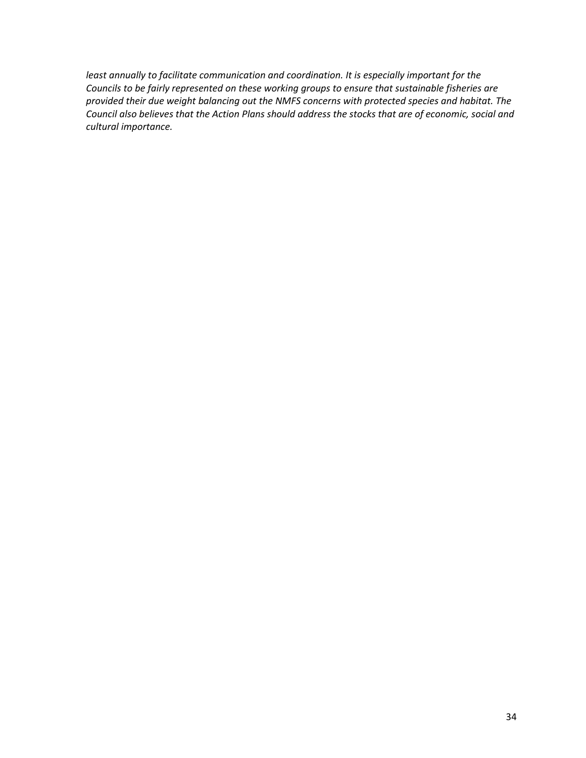*least annually to facilitate communication and coordination. It is especially important for the Councils to be fairly represented on these working groups to ensure that sustainable fisheries are provided their due weight balancing out the NMFS concerns with protected species and habitat. The Council also believes that the Action Plans should address the stocks that are of economic, social and cultural importance.*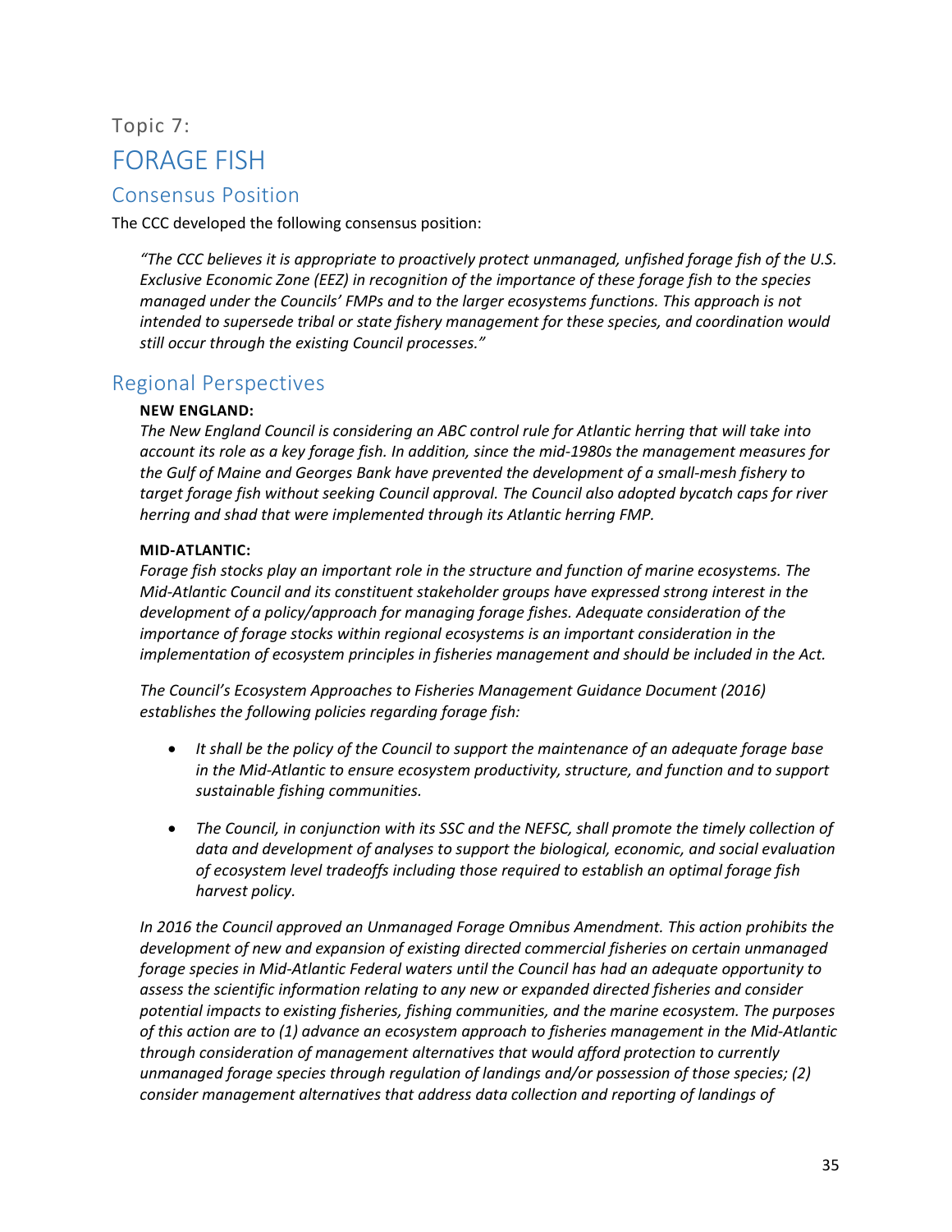Topic 7:

# FORAGE FISH

## Consensus Position

The CCC developed the following consensus position:

> *"The CCC believes it is appropriate to proactively protect unmanaged, unfished forage fish of the U.S. Exclusive Economic Zone (EEZ) in recognition of the importance of these forage fish to the species managed under the Councils' FMPs and to the larger ecosystems functions. This approach is not intended to supersede tribal or state fishery management for these species, and coordination would still occur through the existing Council processes."*

## Regional Perspectives

**NEW ENGLAND:**

*The New England Council is considering an ABC control rule for Atlantic herring that will take into account its role as a key forage fish. In addition, since the mid-1980s the management measures for the Gulf of Maine and Georges Bank have prevented the development of a small-mesh fishery to target forage fish without seeking Council approval. The Council also adopted bycatch caps for river herring and shad that were implemented through its Atlantic herring FMP.*

**MID-ATLANTIC:**

*Forage fish stocks play an important role in the structure and function of marine ecosystems. The Mid-Atlantic Council and its constituent stakeholder groups have expressed strong interest in the development of a policy/approach for managing forage fishes. Adequate consideration of the importance of forage stocks within regional ecosystems is an important consideration in the implementation of ecosystem principles in fisheries management and should be included in the Act.*

*The Council's Ecosystem Approaches to Fisheries Management Guidance Document (2016) establishes the following policies regarding forage fish:*

- *It shall be the policy of the Council to support the maintenance of an adequate forage base in the Mid-Atlantic to ensure ecosystem productivity, structure, and function and to support sustainable fishing communities.*
- *The Council, in conjunction with its SSC and the NEFSC, shall promote the timely collection of data and development of analyses to support the biological, economic, and social evaluation of ecosystem level tradeoffs including those required to establish an optimal forage fish harvest policy.*

*In 2016 the Council approved an Unmanaged Forage Omnibus Amendment. This action prohibits the development of new and expansion of existing directed commercial fisheries on certain unmanaged forage species in Mid-Atlantic Federal waters until the Council has had an adequate opportunity to assess the scientific information relating to any new or expanded directed fisheries and consider potential impacts to existing fisheries, fishing communities, and the marine ecosystem. The purposes of this action are to (1) advance an ecosystem approach to fisheries management in the Mid-Atlantic through consideration of management alternatives that would afford protection to currently unmanaged forage species through regulation of landings and/or possession of those species; (2) consider management alternatives that address data collection and reporting of landings of*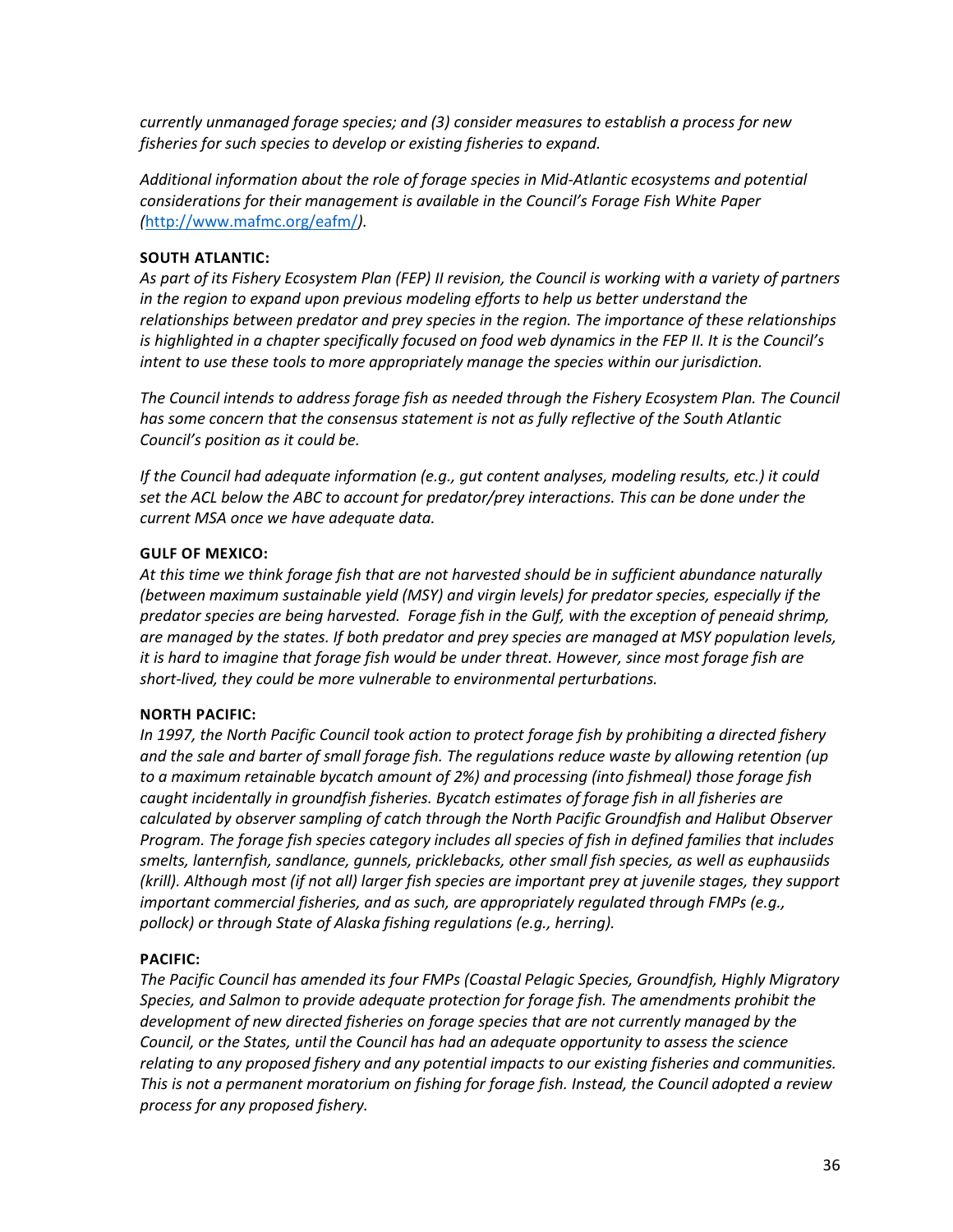*currently unmanaged forage species; and (3) consider measures to establish a process for new fisheries for such species to develop or existing fisheries to expand.*

*Additional information about the role of forage species in Mid-Atlantic ecosystems and potential considerations for their management is available in the Council's Forage Fish White Paper (*[http://www.mafmc.org/eafm/](http://www.mafmc.org/eafm/)*).*

**SOUTH ATLANTIC:**
*As part of its Fishery Ecosystem Plan (FEP) II revision, the Council is working with a variety of partners in the region to expand upon previous modeling efforts to help us better understand the relationships between predator and prey species in the region. The importance of these relationships is highlighted in a chapter specifically focused on food web dynamics in the FEP II. It is the Council's intent to use these tools to more appropriately manage the species within our jurisdiction.*

*The Council intends to address forage fish as needed through the Fishery Ecosystem Plan. The Council has some concern that the consensus statement is not as fully reflective of the South Atlantic Council's position as it could be.*

*If the Council had adequate information (e.g., gut content analyses, modeling results, etc.) it could set the ACL below the ABC to account for predator/prey interactions. This can be done under the current MSA once we have adequate data.*

**GULF OF MEXICO:**
*At this time we think forage fish that are not harvested should be in sufficient abundance naturally (between maximum sustainable yield (MSY) and virgin levels) for predator species, especially if the predator species are being harvested. Forage fish in the Gulf, with the exception of peneaid shrimp, are managed by the states. If both predator and prey species are managed at MSY population levels, it is hard to imagine that forage fish would be under threat. However, since most forage fish are short-lived, they could be more vulnerable to environmental perturbations.*

**NORTH PACIFIC:**
*In 1997, the North Pacific Council took action to protect forage fish by prohibiting a directed fishery and the sale and barter of small forage fish. The regulations reduce waste by allowing retention (up to a maximum retainable bycatch amount of 2%) and processing (into fishmeal) those forage fish caught incidentally in groundfish fisheries. Bycatch estimates of forage fish in all fisheries are calculated by observer sampling of catch through the North Pacific Groundfish and Halibut Observer Program. The forage fish species category includes all species of fish in defined families that includes smelts, lanternfish, sandlance, gunnels, pricklebacks, other small fish species, as well as euphausiids (krill). Although most (if not all) larger fish species are important prey at juvenile stages, they support important commercial fisheries, and as such, are appropriately regulated through FMPs (e.g., pollock) or through State of Alaska fishing regulations (e.g., herring).*

**PACIFIC:**
*The Pacific Council has amended its four FMPs (Coastal Pelagic Species, Groundfish, Highly Migratory Species, and Salmon to provide adequate protection for forage fish. The amendments prohibit the development of new directed fisheries on forage species that are not currently managed by the Council, or the States, until the Council has had an adequate opportunity to assess the science relating to any proposed fishery and any potential impacts to our existing fisheries and communities. This is not a permanent moratorium on fishing for forage fish. Instead, the Council adopted a review process for any proposed fishery.*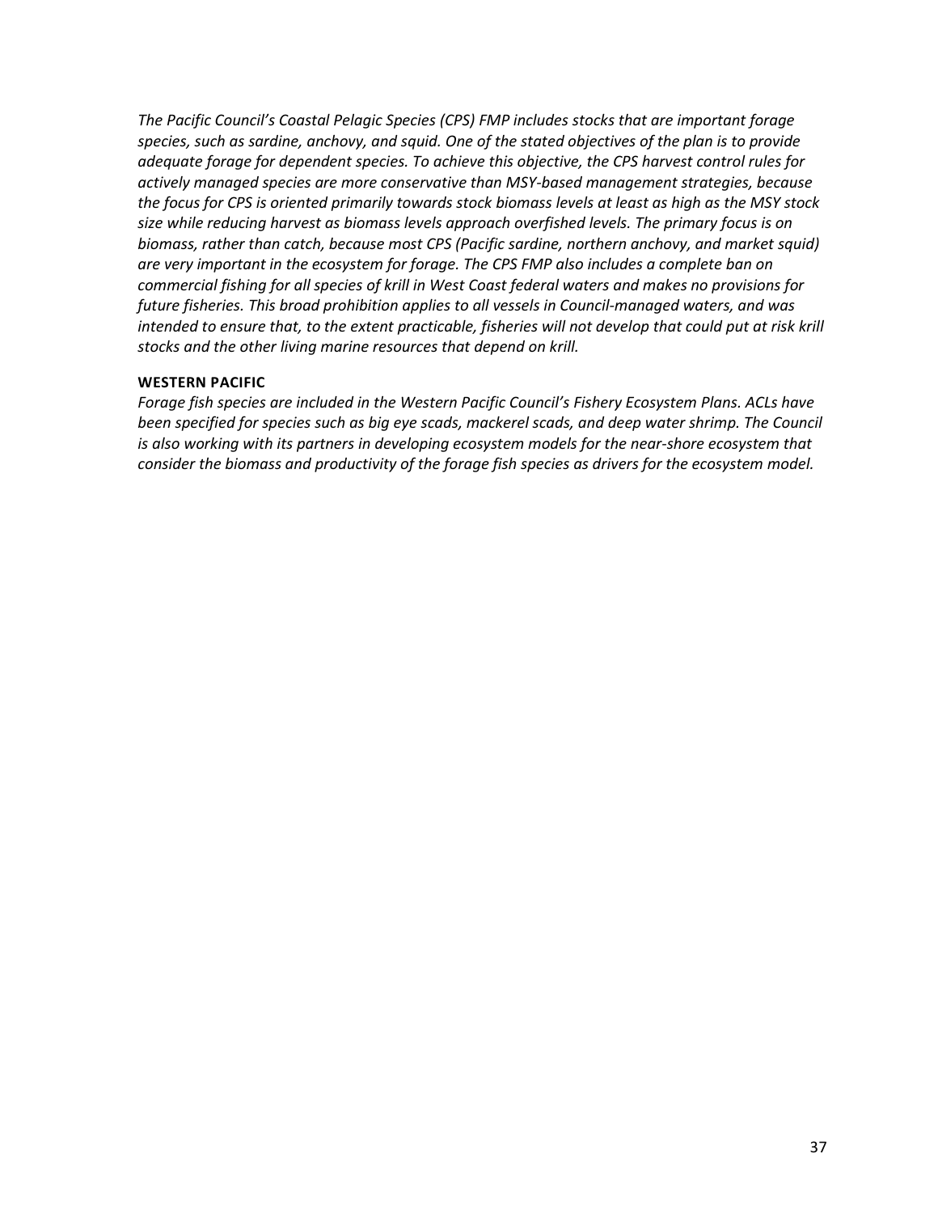*The Pacific Council's Coastal Pelagic Species (CPS) FMP includes stocks that are important forage species, such as sardine, anchovy, and squid. One of the stated objectives of the plan is to provide adequate forage for dependent species. To achieve this objective, the CPS harvest control rules for actively managed species are more conservative than MSY-based management strategies, because the focus for CPS is oriented primarily towards stock biomass levels at least as high as the MSY stock size while reducing harvest as biomass levels approach overfished levels. The primary focus is on biomass, rather than catch, because most CPS (Pacific sardine, northern anchovy, and market squid) are very important in the ecosystem for forage. The CPS FMP also includes a complete ban on commercial fishing for all species of krill in West Coast federal waters and makes no provisions for future fisheries. This broad prohibition applies to all vessels in Council-managed waters, and was intended to ensure that, to the extent practicable, fisheries will not develop that could put at risk krill stocks and the other living marine resources that depend on krill.*

**WESTERN PACIFIC**

*Forage fish species are included in the Western Pacific Council's Fishery Ecosystem Plans. ACLs have been specified for species such as big eye scads, mackerel scads, and deep water shrimp. The Council is also working with its partners in developing ecosystem models for the near-shore ecosystem that consider the biomass and productivity of the forage fish species as drivers for the ecosystem model.*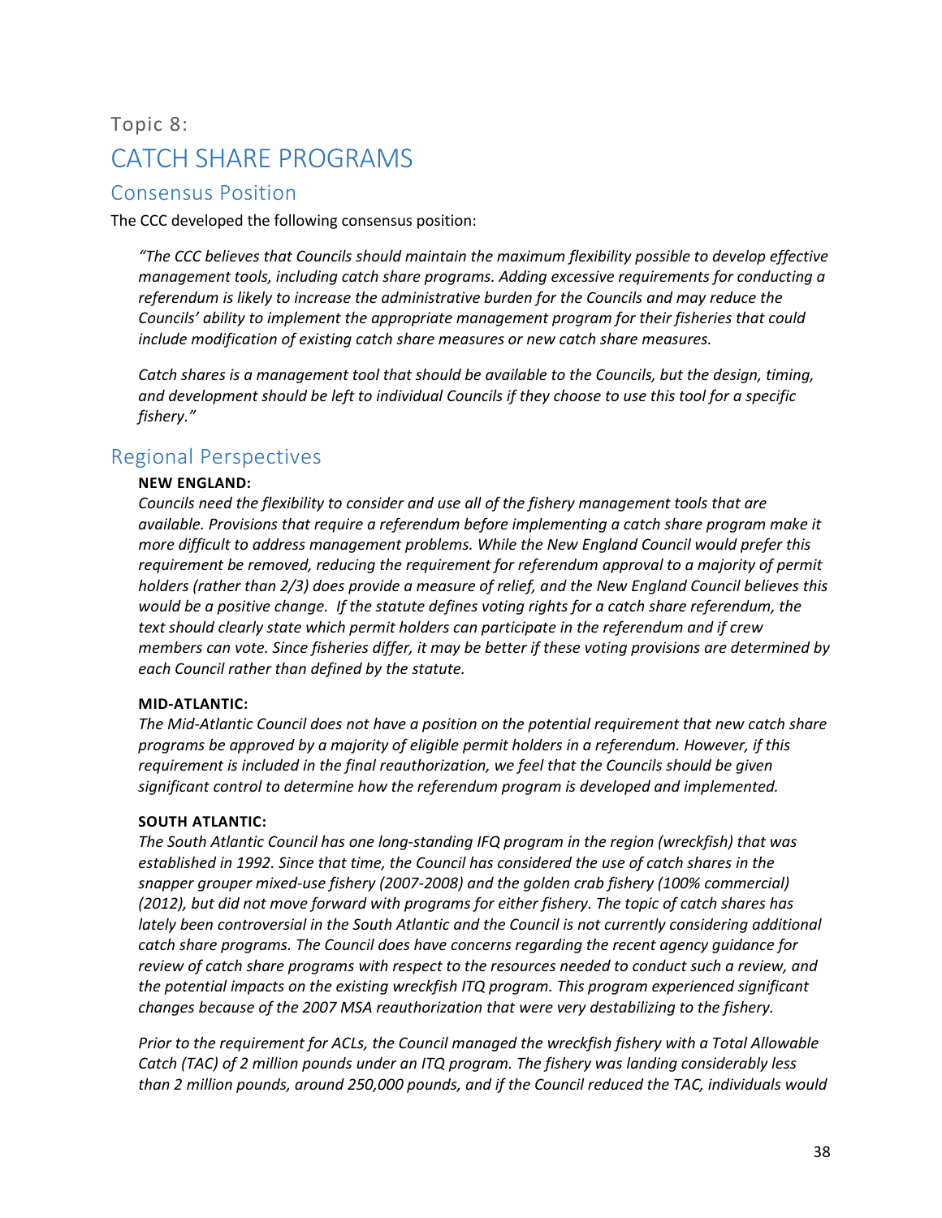Topic 8:

# CATCH SHARE PROGRAMS

## Consensus Position

The CCC developed the following consensus position:

> *"The CCC believes that Councils should maintain the maximum flexibility possible to develop effective management tools, including catch share programs. Adding excessive requirements for conducting a referendum is likely to increase the administrative burden for the Councils and may reduce the Councils' ability to implement the appropriate management program for their fisheries that could include modification of existing catch share measures or new catch share measures.*
>
> *Catch shares is a management tool that should be available to the Councils, but the design, timing, and development should be left to individual Councils if they choose to use this tool for a specific fishery."*

## Regional Perspectives

**NEW ENGLAND:**

*Councils need the flexibility to consider and use all of the fishery management tools that are available. Provisions that require a referendum before implementing a catch share program make it more difficult to address management problems. While the New England Council would prefer this requirement be removed, reducing the requirement for referendum approval to a majority of permit holders (rather than 2/3) does provide a measure of relief, and the New England Council believes this would be a positive change. If the statute defines voting rights for a catch share referendum, the text should clearly state which permit holders can participate in the referendum and if crew members can vote. Since fisheries differ, it may be better if these voting provisions are determined by each Council rather than defined by the statute.*

**MID-ATLANTIC:**

*The Mid-Atlantic Council does not have a position on the potential requirement that new catch share programs be approved by a majority of eligible permit holders in a referendum. However, if this requirement is included in the final reauthorization, we feel that the Councils should be given significant control to determine how the referendum program is developed and implemented.*

**SOUTH ATLANTIC:**

*The South Atlantic Council has one long-standing IFQ program in the region (wreckfish) that was established in 1992. Since that time, the Council has considered the use of catch shares in the snapper grouper mixed-use fishery (2007-2008) and the golden crab fishery (100% commercial) (2012), but did not move forward with programs for either fishery. The topic of catch shares has lately been controversial in the South Atlantic and the Council is not currently considering additional catch share programs. The Council does have concerns regarding the recent agency guidance for review of catch share programs with respect to the resources needed to conduct such a review, and the potential impacts on the existing wreckfish ITQ program. This program experienced significant changes because of the 2007 MSA reauthorization that were very destabilizing to the fishery.*

*Prior to the requirement for ACLs, the Council managed the wreckfish fishery with a Total Allowable Catch (TAC) of 2 million pounds under an ITQ program. The fishery was landing considerably less than 2 million pounds, around 250,000 pounds, and if the Council reduced the TAC, individuals would*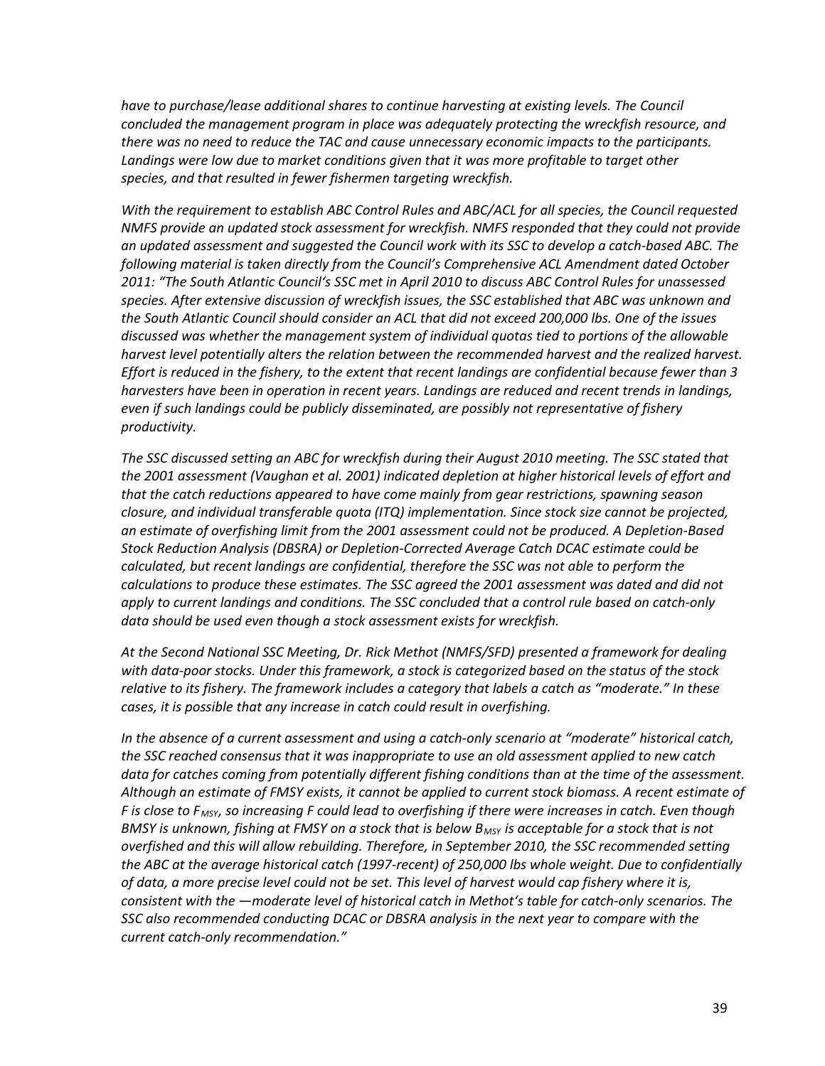*have to purchase/lease additional shares to continue harvesting at existing levels. The Council concluded the management program in place was adequately protecting the wreckfish resource, and there was no need to reduce the TAC and cause unnecessary economic impacts to the participants. Landings were low due to market conditions given that it was more profitable to target other species, and that resulted in fewer fishermen targeting wreckfish.*

*With the requirement to establish ABC Control Rules and ABC/ACL for all species, the Council requested NMFS provide an updated stock assessment for wreckfish. NMFS responded that they could not provide an updated assessment and suggested the Council work with its SSC to develop a catch-based ABC. The following material is taken directly from the Council's Comprehensive ACL Amendment dated October 2011: "The South Atlantic Council's SSC met in April 2010 to discuss ABC Control Rules for unassessed species. After extensive discussion of wreckfish issues, the SSC established that ABC was unknown and the South Atlantic Council should consider an ACL that did not exceed 200,000 lbs. One of the issues discussed was whether the management system of individual quotas tied to portions of the allowable harvest level potentially alters the relation between the recommended harvest and the realized harvest. Effort is reduced in the fishery, to the extent that recent landings are confidential because fewer than 3 harvesters have been in operation in recent years. Landings are reduced and recent trends in landings, even if such landings could be publicly disseminated, are possibly not representative of fishery productivity.*

*The SSC discussed setting an ABC for wreckfish during their August 2010 meeting. The SSC stated that the 2001 assessment (Vaughan et al. 2001) indicated depletion at higher historical levels of effort and that the catch reductions appeared to have come mainly from gear restrictions, spawning season closure, and individual transferable quota (ITQ) implementation. Since stock size cannot be projected, an estimate of overfishing limit from the 2001 assessment could not be produced. A Depletion-Based Stock Reduction Analysis (DBSRA) or Depletion-Corrected Average Catch DCAC estimate could be calculated, but recent landings are confidential, therefore the SSC was not able to perform the calculations to produce these estimates. The SSC agreed the 2001 assessment was dated and did not apply to current landings and conditions. The SSC concluded that a control rule based on catch-only data should be used even though a stock assessment exists for wreckfish.*

*At the Second National SSC Meeting, Dr. Rick Methot (NMFS/SFD) presented a framework for dealing with data-poor stocks. Under this framework, a stock is categorized based on the status of the stock relative to its fishery. The framework includes a category that labels a catch as "moderate." In these cases, it is possible that any increase in catch could result in overfishing.*

*In the absence of a current assessment and using a catch-only scenario at "moderate" historical catch, the SSC reached consensus that it was inappropriate to use an old assessment applied to new catch data for catches coming from potentially different fishing conditions than at the time of the assessment. Although an estimate of FMSY exists, it cannot be applied to current stock biomass. A recent estimate of F is close to $F_{MSY}$, so increasing F could lead to overfishing if there were increases in catch. Even though BMSY is unknown, fishing at FMSY on a stock that is below $B_{MSY}$ is acceptable for a stock that is not overfished and this will allow rebuilding. Therefore, in September 2010, the SSC recommended setting the ABC at the average historical catch (1997-recent) of 250,000 lbs whole weight. Due to confidentially of data, a more precise level could not be set. This level of harvest would cap fishery where it is, consistent with the —moderate level of historical catch in Methot's table for catch-only scenarios. The SSC also recommended conducting DCAC or DBSRA analysis in the next year to compare with the current catch-only recommendation."*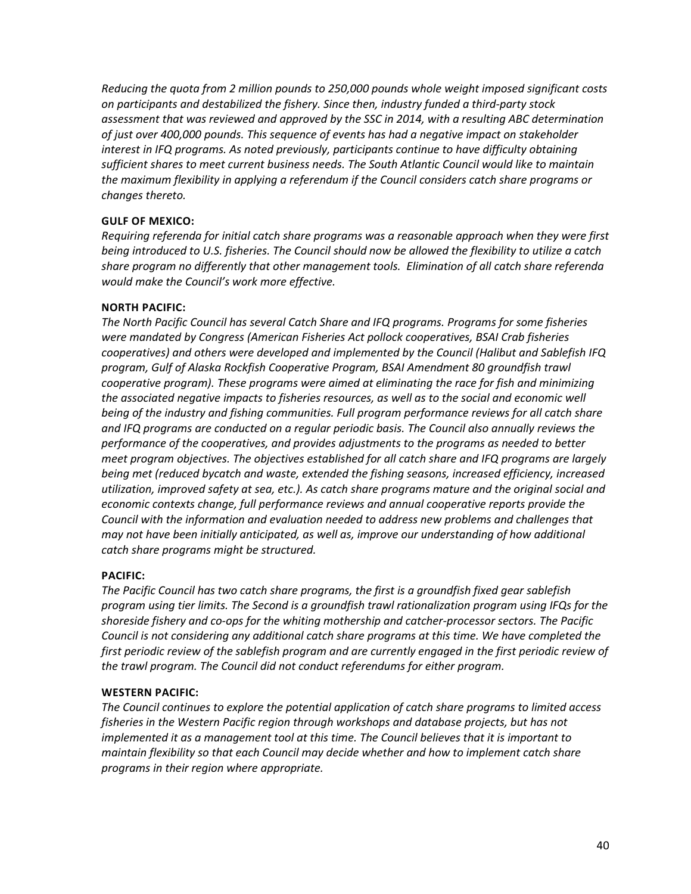*Reducing the quota from 2 million pounds to 250,000 pounds whole weight imposed significant costs on participants and destabilized the fishery. Since then, industry funded a third-party stock assessment that was reviewed and approved by the SSC in 2014, with a resulting ABC determination of just over 400,000 pounds. This sequence of events has had a negative impact on stakeholder interest in IFQ programs. As noted previously, participants continue to have difficulty obtaining sufficient shares to meet current business needs. The South Atlantic Council would like to maintain the maximum flexibility in applying a referendum if the Council considers catch share programs or changes thereto.*

**GULF OF MEXICO:**

*Requiring referenda for initial catch share programs was a reasonable approach when they were first being introduced to U.S. fisheries. The Council should now be allowed the flexibility to utilize a catch share program no differently that other management tools. Elimination of all catch share referenda would make the Council's work more effective.*

**NORTH PACIFIC:**

*The North Pacific Council has several Catch Share and IFQ programs. Programs for some fisheries were mandated by Congress (American Fisheries Act pollock cooperatives, BSAI Crab fisheries cooperatives) and others were developed and implemented by the Council (Halibut and Sablefish IFQ program, Gulf of Alaska Rockfish Cooperative Program, BSAI Amendment 80 groundfish trawl cooperative program). These programs were aimed at eliminating the race for fish and minimizing the associated negative impacts to fisheries resources, as well as to the social and economic well being of the industry and fishing communities. Full program performance reviews for all catch share and IFQ programs are conducted on a regular periodic basis. The Council also annually reviews the performance of the cooperatives, and provides adjustments to the programs as needed to better meet program objectives. The objectives established for all catch share and IFQ programs are largely being met (reduced bycatch and waste, extended the fishing seasons, increased efficiency, increased utilization, improved safety at sea, etc.). As catch share programs mature and the original social and economic contexts change, full performance reviews and annual cooperative reports provide the Council with the information and evaluation needed to address new problems and challenges that may not have been initially anticipated, as well as, improve our understanding of how additional catch share programs might be structured.*

**PACIFIC:**

*The Pacific Council has two catch share programs, the first is a groundfish fixed gear sablefish program using tier limits. The Second is a groundfish trawl rationalization program using IFQs for the shoreside fishery and co-ops for the whiting mothership and catcher-processor sectors. The Pacific Council is not considering any additional catch share programs at this time. We have completed the first periodic review of the sablefish program and are currently engaged in the first periodic review of the trawl program. The Council did not conduct referendums for either program.*

**WESTERN PACIFIC:**

*The Council continues to explore the potential application of catch share programs to limited access fisheries in the Western Pacific region through workshops and database projects, but has not implemented it as a management tool at this time. The Council believes that it is important to maintain flexibility so that each Council may decide whether and how to implement catch share programs in their region where appropriate.*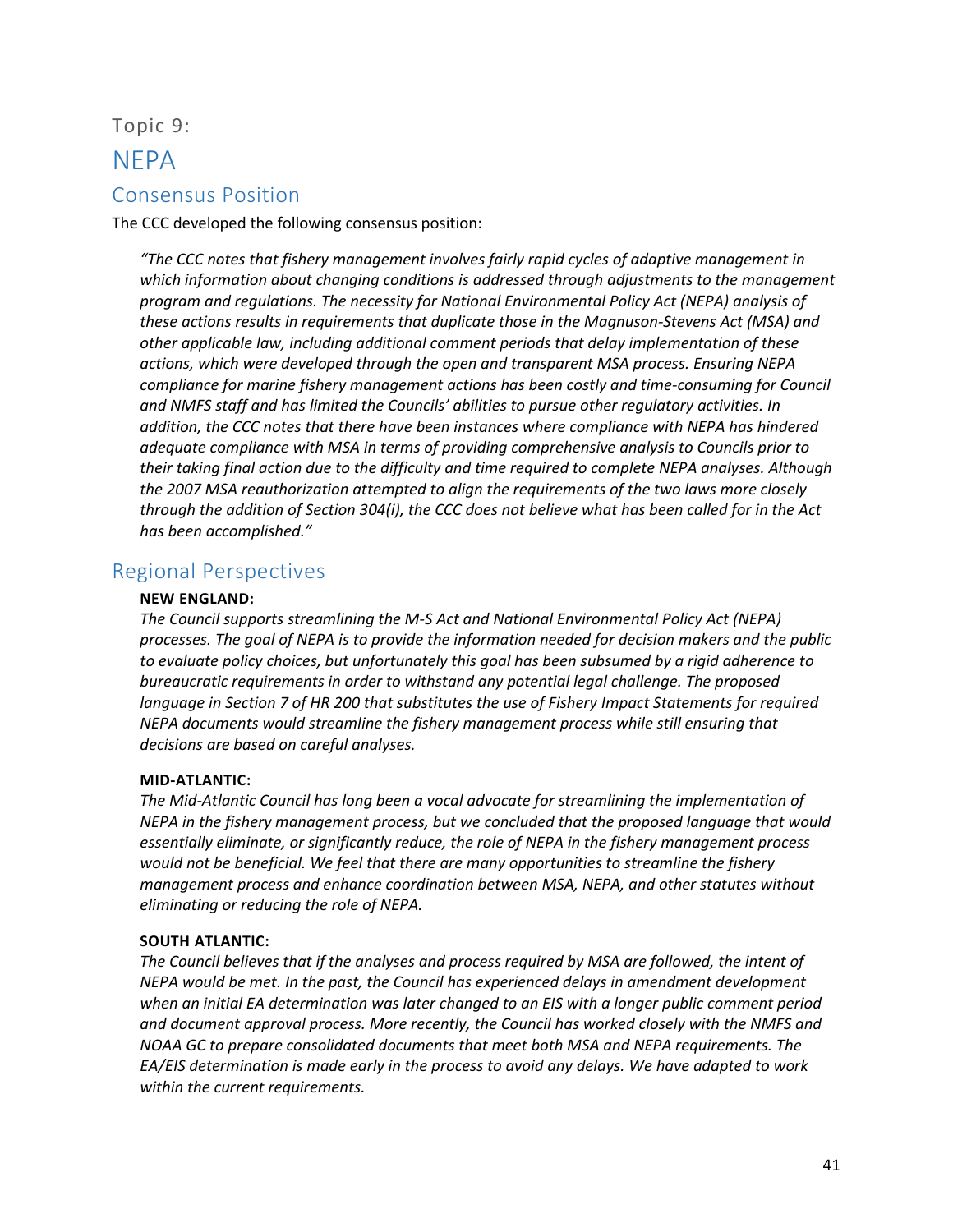Topic 9:

# NEPA

## Consensus Position

The CCC developed the following consensus position:

> *"The CCC notes that fishery management involves fairly rapid cycles of adaptive management in which information about changing conditions is addressed through adjustments to the management program and regulations. The necessity for National Environmental Policy Act (NEPA) analysis of these actions results in requirements that duplicate those in the Magnuson-Stevens Act (MSA) and other applicable law, including additional comment periods that delay implementation of these actions, which were developed through the open and transparent MSA process. Ensuring NEPA compliance for marine fishery management actions has been costly and time-consuming for Council and NMFS staff and has limited the Councils' abilities to pursue other regulatory activities. In addition, the CCC notes that there have been instances where compliance with NEPA has hindered adequate compliance with MSA in terms of providing comprehensive analysis to Councils prior to their taking final action due to the difficulty and time required to complete NEPA analyses. Although the 2007 MSA reauthorization attempted to align the requirements of the two laws more closely through the addition of Section 304(i), the CCC does not believe what has been called for in the Act has been accomplished."*

## Regional Perspectives

**NEW ENGLAND:**

*The Council supports streamlining the M-S Act and National Environmental Policy Act (NEPA) processes. The goal of NEPA is to provide the information needed for decision makers and the public to evaluate policy choices, but unfortunately this goal has been subsumed by a rigid adherence to bureaucratic requirements in order to withstand any potential legal challenge. The proposed language in Section 7 of HR 200 that substitutes the use of Fishery Impact Statements for required NEPA documents would streamline the fishery management process while still ensuring that decisions are based on careful analyses.*

**MID-ATLANTIC:**

*The Mid-Atlantic Council has long been a vocal advocate for streamlining the implementation of NEPA in the fishery management process, but we concluded that the proposed language that would essentially eliminate, or significantly reduce, the role of NEPA in the fishery management process would not be beneficial. We feel that there are many opportunities to streamline the fishery management process and enhance coordination between MSA, NEPA, and other statutes without eliminating or reducing the role of NEPA.*

**SOUTH ATLANTIC:**

*The Council believes that if the analyses and process required by MSA are followed, the intent of NEPA would be met. In the past, the Council has experienced delays in amendment development when an initial EA determination was later changed to an EIS with a longer public comment period and document approval process. More recently, the Council has worked closely with the NMFS and NOAA GC to prepare consolidated documents that meet both MSA and NEPA requirements. The EA/EIS determination is made early in the process to avoid any delays. We have adapted to work within the current requirements.*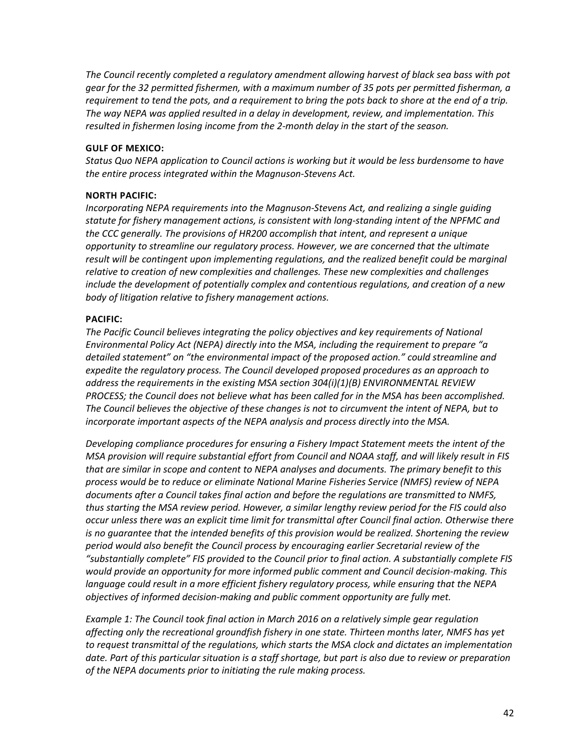*The Council recently completed a regulatory amendment allowing harvest of black sea bass with pot gear for the 32 permitted fishermen, with a maximum number of 35 pots per permitted fisherman, a requirement to tend the pots, and a requirement to bring the pots back to shore at the end of a trip. The way NEPA was applied resulted in a delay in development, review, and implementation. This resulted in fishermen losing income from the 2-month delay in the start of the season.*

**GULF OF MEXICO:**

*Status Quo NEPA application to Council actions is working but it would be less burdensome to have the entire process integrated within the Magnuson-Stevens Act.*

**NORTH PACIFIC:**

*Incorporating NEPA requirements into the Magnuson-Stevens Act, and realizing a single guiding statute for fishery management actions, is consistent with long-standing intent of the NPFMC and the CCC generally. The provisions of HR200 accomplish that intent, and represent a unique opportunity to streamline our regulatory process. However, we are concerned that the ultimate result will be contingent upon implementing regulations, and the realized benefit could be marginal relative to creation of new complexities and challenges. These new complexities and challenges include the development of potentially complex and contentious regulations, and creation of a new body of litigation relative to fishery management actions.*

**PACIFIC:**

*The Pacific Council believes integrating the policy objectives and key requirements of National Environmental Policy Act (NEPA) directly into the MSA, including the requirement to prepare "a detailed statement" on "the environmental impact of the proposed action." could streamline and expedite the regulatory process. The Council developed proposed procedures as an approach to address the requirements in the existing MSA section 304(i)(1)(B) ENVIRONMENTAL REVIEW PROCESS; the Council does not believe what has been called for in the MSA has been accomplished. The Council believes the objective of these changes is not to circumvent the intent of NEPA, but to incorporate important aspects of the NEPA analysis and process directly into the MSA.*

*Developing compliance procedures for ensuring a Fishery Impact Statement meets the intent of the MSA provision will require substantial effort from Council and NOAA staff, and will likely result in FIS that are similar in scope and content to NEPA analyses and documents. The primary benefit to this process would be to reduce or eliminate National Marine Fisheries Service (NMFS) review of NEPA documents after a Council takes final action and before the regulations are transmitted to NMFS, thus starting the MSA review period. However, a similar lengthy review period for the FIS could also occur unless there was an explicit time limit for transmittal after Council final action. Otherwise there is no guarantee that the intended benefits of this provision would be realized. Shortening the review period would also benefit the Council process by encouraging earlier Secretarial review of the "substantially complete" FIS provided to the Council prior to final action. A substantially complete FIS would provide an opportunity for more informed public comment and Council decision-making. This language could result in a more efficient fishery regulatory process, while ensuring that the NEPA objectives of informed decision-making and public comment opportunity are fully met.*

*Example 1: The Council took final action in March 2016 on a relatively simple gear regulation affecting only the recreational groundfish fishery in one state. Thirteen months later, NMFS has yet to request transmittal of the regulations, which starts the MSA clock and dictates an implementation date. Part of this particular situation is a staff shortage, but part is also due to review or preparation of the NEPA documents prior to initiating the rule making process.*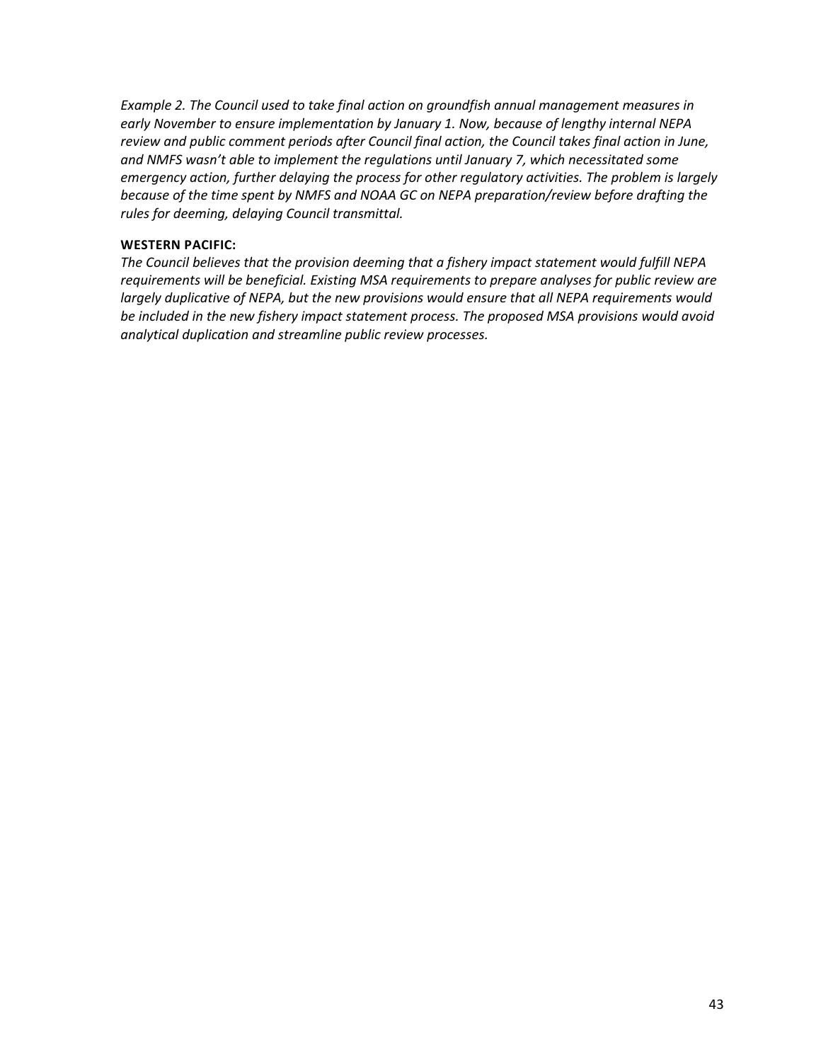*Example 2. The Council used to take final action on groundfish annual management measures in early November to ensure implementation by January 1. Now, because of lengthy internal NEPA review and public comment periods after Council final action, the Council takes final action in June, and NMFS wasn't able to implement the regulations until January 7, which necessitated some emergency action, further delaying the process for other regulatory activities. The problem is largely because of the time spent by NMFS and NOAA GC on NEPA preparation/review before drafting the rules for deeming, delaying Council transmittal.*

**WESTERN PACIFIC:**

*The Council believes that the provision deeming that a fishery impact statement would fulfill NEPA requirements will be beneficial. Existing MSA requirements to prepare analyses for public review are largely duplicative of NEPA, but the new provisions would ensure that all NEPA requirements would be included in the new fishery impact statement process. The proposed MSA provisions would avoid analytical duplication and streamline public review processes.*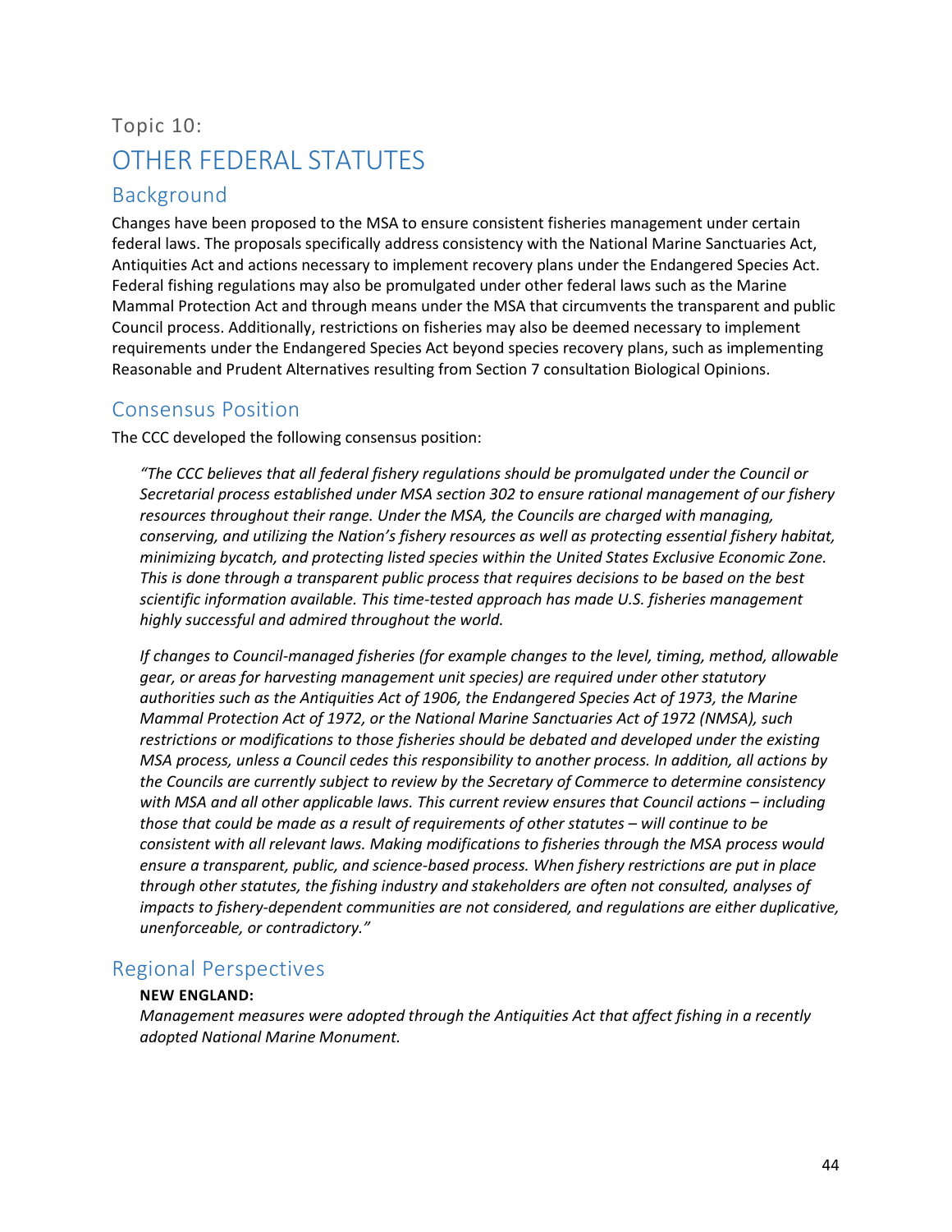Topic 10:

# OTHER FEDERAL STATUTES

## Background

Changes have been proposed to the MSA to ensure consistent fisheries management under certain federal laws. The proposals specifically address consistency with the National Marine Sanctuaries Act, Antiquities Act and actions necessary to implement recovery plans under the Endangered Species Act. Federal fishing regulations may also be promulgated under other federal laws such as the Marine Mammal Protection Act and through means under the MSA that circumvents the transparent and public Council process. Additionally, restrictions on fisheries may also be deemed necessary to implement requirements under the Endangered Species Act beyond species recovery plans, such as implementing Reasonable and Prudent Alternatives resulting from Section 7 consultation Biological Opinions.

## Consensus Position

The CCC developed the following consensus position:

> *"The CCC believes that all federal fishery regulations should be promulgated under the Council or Secretarial process established under MSA section 302 to ensure rational management of our fishery resources throughout their range. Under the MSA, the Councils are charged with managing, conserving, and utilizing the Nation's fishery resources as well as protecting essential fishery habitat, minimizing bycatch, and protecting listed species within the United States Exclusive Economic Zone. This is done through a transparent public process that requires decisions to be based on the best scientific information available. This time-tested approach has made U.S. fisheries management highly successful and admired throughout the world.*
>
> *If changes to Council-managed fisheries (for example changes to the level, timing, method, allowable gear, or areas for harvesting management unit species) are required under other statutory authorities such as the Antiquities Act of 1906, the Endangered Species Act of 1973, the Marine Mammal Protection Act of 1972, or the National Marine Sanctuaries Act of 1972 (NMSA), such restrictions or modifications to those fisheries should be debated and developed under the existing MSA process, unless a Council cedes this responsibility to another process. In addition, all actions by the Councils are currently subject to review by the Secretary of Commerce to determine consistency with MSA and all other applicable laws. This current review ensures that Council actions – including those that could be made as a result of requirements of other statutes – will continue to be consistent with all relevant laws. Making modifications to fisheries through the MSA process would ensure a transparent, public, and science-based process. When fishery restrictions are put in place through other statutes, the fishing industry and stakeholders are often not consulted, analyses of impacts to fishery-dependent communities are not considered, and regulations are either duplicative, unenforceable, or contradictory."*

## Regional Perspectives

**NEW ENGLAND:**

*Management measures were adopted through the Antiquities Act that affect fishing in a recently adopted National Marine Monument.*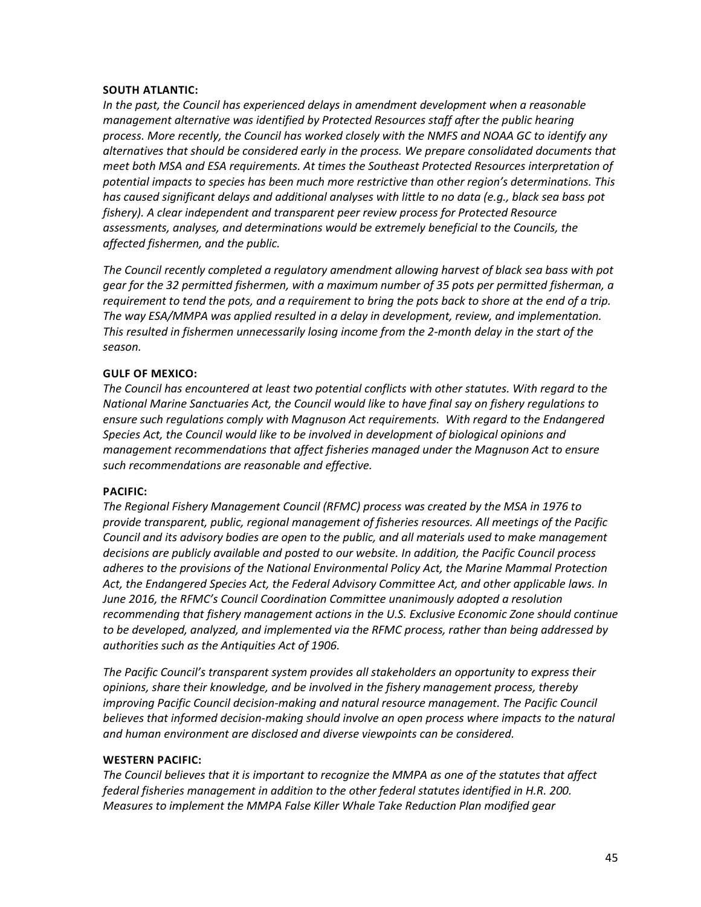**SOUTH ATLANTIC:**

*In the past, the Council has experienced delays in amendment development when a reasonable management alternative was identified by Protected Resources staff after the public hearing process. More recently, the Council has worked closely with the NMFS and NOAA GC to identify any alternatives that should be considered early in the process. We prepare consolidated documents that meet both MSA and ESA requirements. At times the Southeast Protected Resources interpretation of potential impacts to species has been much more restrictive than other region's determinations. This has caused significant delays and additional analyses with little to no data (e.g., black sea bass pot fishery). A clear independent and transparent peer review process for Protected Resource assessments, analyses, and determinations would be extremely beneficial to the Councils, the affected fishermen, and the public.*

*The Council recently completed a regulatory amendment allowing harvest of black sea bass with pot gear for the 32 permitted fishermen, with a maximum number of 35 pots per permitted fisherman, a requirement to tend the pots, and a requirement to bring the pots back to shore at the end of a trip. The way ESA/MMPA was applied resulted in a delay in development, review, and implementation. This resulted in fishermen unnecessarily losing income from the 2-month delay in the start of the season.*

**GULF OF MEXICO:**

*The Council has encountered at least two potential conflicts with other statutes. With regard to the National Marine Sanctuaries Act, the Council would like to have final say on fishery regulations to ensure such regulations comply with Magnuson Act requirements. With regard to the Endangered Species Act, the Council would like to be involved in development of biological opinions and management recommendations that affect fisheries managed under the Magnuson Act to ensure such recommendations are reasonable and effective.*

**PACIFIC:**

*The Regional Fishery Management Council (RFMC) process was created by the MSA in 1976 to provide transparent, public, regional management of fisheries resources. All meetings of the Pacific Council and its advisory bodies are open to the public, and all materials used to make management decisions are publicly available and posted to our website. In addition, the Pacific Council process adheres to the provisions of the National Environmental Policy Act, the Marine Mammal Protection Act, the Endangered Species Act, the Federal Advisory Committee Act, and other applicable laws. In June 2016, the RFMC's Council Coordination Committee unanimously adopted a resolution recommending that fishery management actions in the U.S. Exclusive Economic Zone should continue to be developed, analyzed, and implemented via the RFMC process, rather than being addressed by authorities such as the Antiquities Act of 1906.*

*The Pacific Council's transparent system provides all stakeholders an opportunity to express their opinions, share their knowledge, and be involved in the fishery management process, thereby improving Pacific Council decision-making and natural resource management. The Pacific Council believes that informed decision-making should involve an open process where impacts to the natural and human environment are disclosed and diverse viewpoints can be considered.*

**WESTERN PACIFIC:**

*The Council believes that it is important to recognize the MMPA as one of the statutes that affect federal fisheries management in addition to the other federal statutes identified in H.R. 200. Measures to implement the MMPA False Killer Whale Take Reduction Plan modified gear*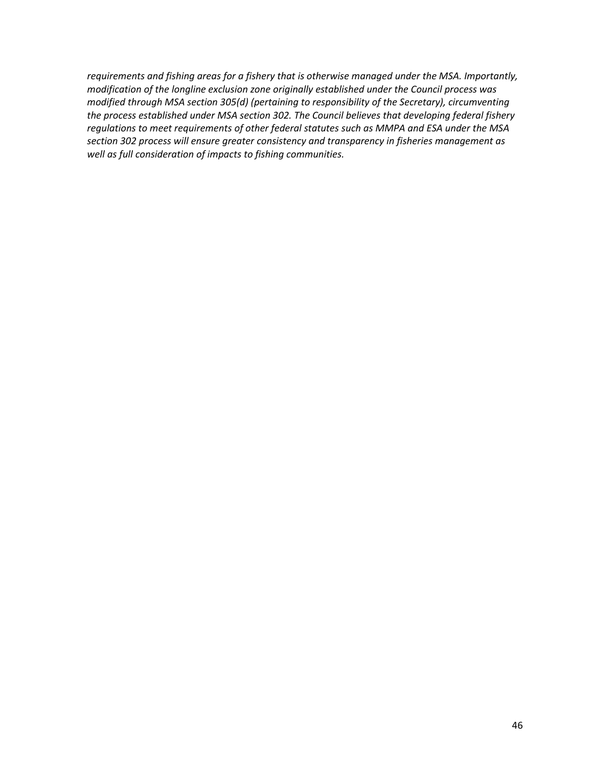*requirements and fishing areas for a fishery that is otherwise managed under the MSA. Importantly, modification of the longline exclusion zone originally established under the Council process was modified through MSA section 305(d) (pertaining to responsibility of the Secretary), circumventing the process established under MSA section 302. The Council believes that developing federal fishery regulations to meet requirements of other federal statutes such as MMPA and ESA under the MSA section 302 process will ensure greater consistency and transparency in fisheries management as well as full consideration of impacts to fishing communities.*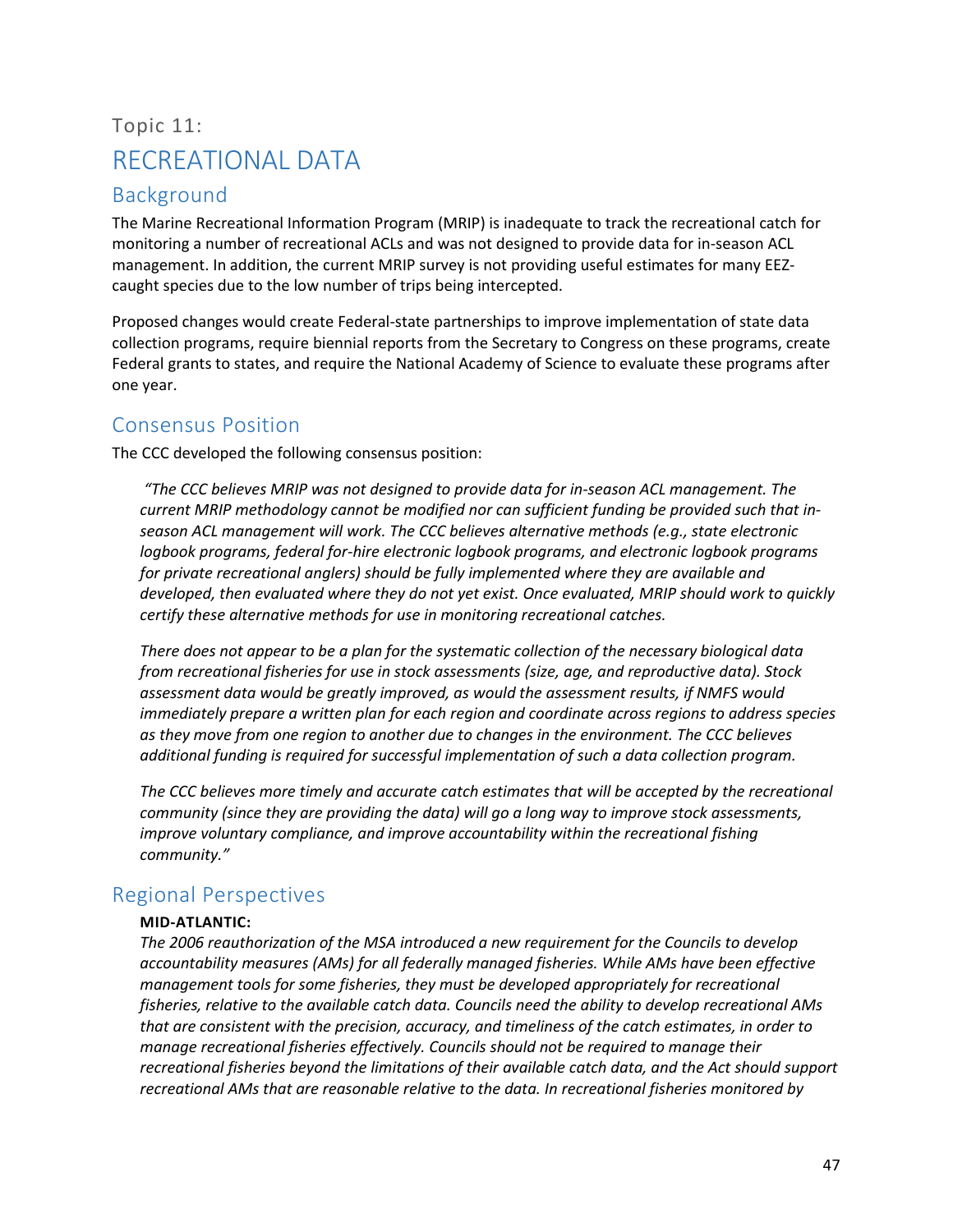Topic 11:

# RECREATIONAL DATA

## Background

The Marine Recreational Information Program (MRIP) is inadequate to track the recreational catch for monitoring a number of recreational ACLs and was not designed to provide data for in-season ACL management. In addition, the current MRIP survey is not providing useful estimates for many EEZ-caught species due to the low number of trips being intercepted.

Proposed changes would create Federal-state partnerships to improve implementation of state data collection programs, require biennial reports from the Secretary to Congress on these programs, create Federal grants to states, and require the National Academy of Science to evaluate these programs after one year.

## Consensus Position

The CCC developed the following consensus position:

*"The CCC believes MRIP was not designed to provide data for in-season ACL management. The current MRIP methodology cannot be modified nor can sufficient funding be provided such that in-season ACL management will work. The CCC believes alternative methods (e.g., state electronic logbook programs, federal for-hire electronic logbook programs, and electronic logbook programs for private recreational anglers) should be fully implemented where they are available and developed, then evaluated where they do not yet exist. Once evaluated, MRIP should work to quickly certify these alternative methods for use in monitoring recreational catches.*

*There does not appear to be a plan for the systematic collection of the necessary biological data from recreational fisheries for use in stock assessments (size, age, and reproductive data). Stock assessment data would be greatly improved, as would the assessment results, if NMFS would immediately prepare a written plan for each region and coordinate across regions to address species as they move from one region to another due to changes in the environment. The CCC believes additional funding is required for successful implementation of such a data collection program.*

*The CCC believes more timely and accurate catch estimates that will be accepted by the recreational community (since they are providing the data) will go a long way to improve stock assessments, improve voluntary compliance, and improve accountability within the recreational fishing community."*

## Regional Perspectives

**MID-ATLANTIC:**

*The 2006 reauthorization of the MSA introduced a new requirement for the Councils to develop accountability measures (AMs) for all federally managed fisheries. While AMs have been effective management tools for some fisheries, they must be developed appropriately for recreational fisheries, relative to the available catch data. Councils need the ability to develop recreational AMs that are consistent with the precision, accuracy, and timeliness of the catch estimates, in order to manage recreational fisheries effectively. Councils should not be required to manage their recreational fisheries beyond the limitations of their available catch data, and the Act should support recreational AMs that are reasonable relative to the data. In recreational fisheries monitored by*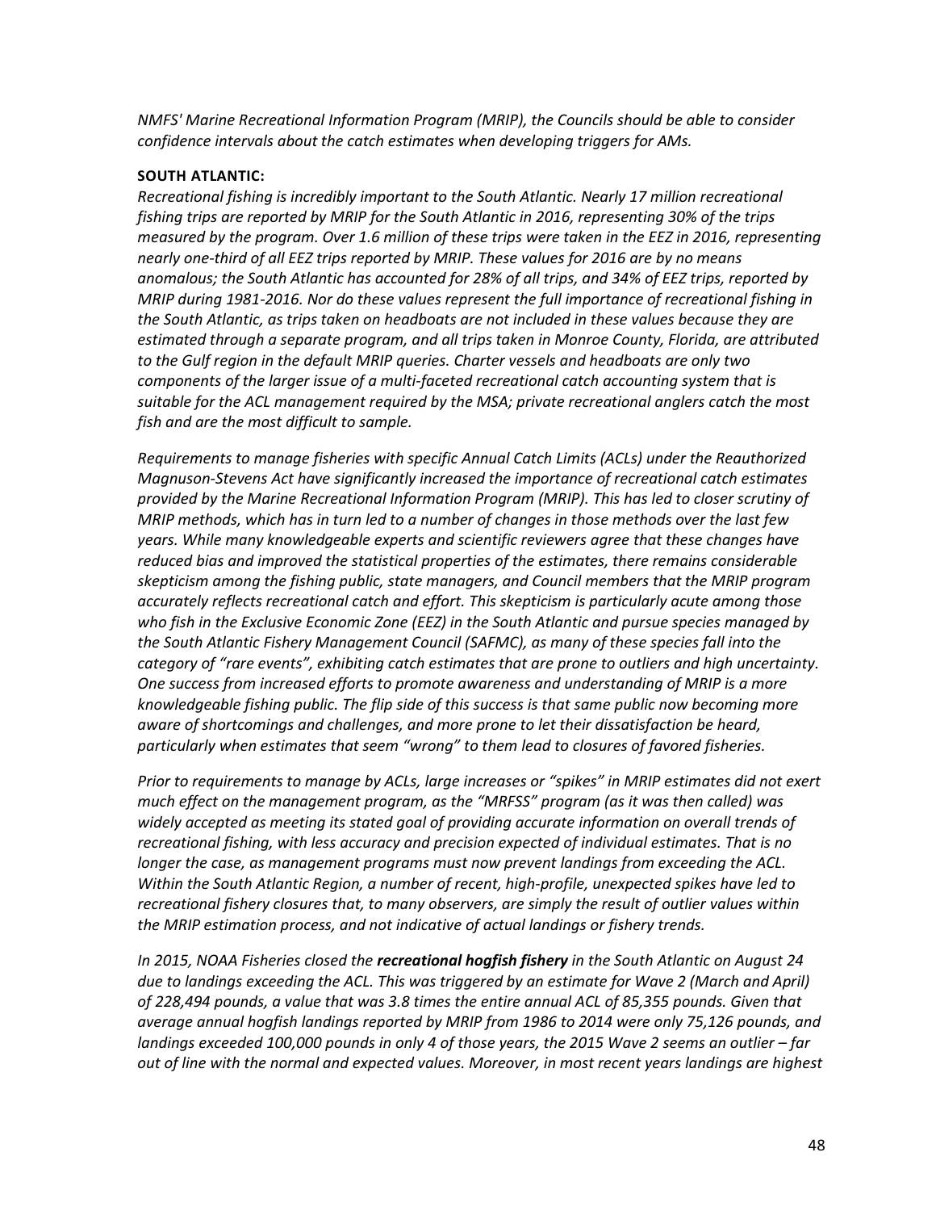*NMFS' Marine Recreational Information Program (MRIP), the Councils should be able to consider confidence intervals about the catch estimates when developing triggers for AMs.*

**SOUTH ATLANTIC:**

*Recreational fishing is incredibly important to the South Atlantic. Nearly 17 million recreational fishing trips are reported by MRIP for the South Atlantic in 2016, representing 30% of the trips measured by the program. Over 1.6 million of these trips were taken in the EEZ in 2016, representing nearly one-third of all EEZ trips reported by MRIP. These values for 2016 are by no means anomalous; the South Atlantic has accounted for 28% of all trips, and 34% of EEZ trips, reported by MRIP during 1981-2016. Nor do these values represent the full importance of recreational fishing in the South Atlantic, as trips taken on headboats are not included in these values because they are estimated through a separate program, and all trips taken in Monroe County, Florida, are attributed to the Gulf region in the default MRIP queries. Charter vessels and headboats are only two components of the larger issue of a multi-faceted recreational catch accounting system that is suitable for the ACL management required by the MSA; private recreational anglers catch the most fish and are the most difficult to sample.*

*Requirements to manage fisheries with specific Annual Catch Limits (ACLs) under the Reauthorized Magnuson-Stevens Act have significantly increased the importance of recreational catch estimates provided by the Marine Recreational Information Program (MRIP). This has led to closer scrutiny of MRIP methods, which has in turn led to a number of changes in those methods over the last few years. While many knowledgeable experts and scientific reviewers agree that these changes have reduced bias and improved the statistical properties of the estimates, there remains considerable skepticism among the fishing public, state managers, and Council members that the MRIP program accurately reflects recreational catch and effort. This skepticism is particularly acute among those who fish in the Exclusive Economic Zone (EEZ) in the South Atlantic and pursue species managed by the South Atlantic Fishery Management Council (SAFMC), as many of these species fall into the category of "rare events", exhibiting catch estimates that are prone to outliers and high uncertainty. One success from increased efforts to promote awareness and understanding of MRIP is a more knowledgeable fishing public. The flip side of this success is that same public now becoming more aware of shortcomings and challenges, and more prone to let their dissatisfaction be heard, particularly when estimates that seem "wrong" to them lead to closures of favored fisheries.*

*Prior to requirements to manage by ACLs, large increases or "spikes" in MRIP estimates did not exert much effect on the management program, as the "MRFSS" program (as it was then called) was widely accepted as meeting its stated goal of providing accurate information on overall trends of recreational fishing, with less accuracy and precision expected of individual estimates. That is no longer the case, as management programs must now prevent landings from exceeding the ACL. Within the South Atlantic Region, a number of recent, high-profile, unexpected spikes have led to recreational fishery closures that, to many observers, are simply the result of outlier values within the MRIP estimation process, and not indicative of actual landings or fishery trends.*

*In 2015, NOAA Fisheries closed the* ***recreational hogfish fishery*** *in the South Atlantic on August 24 due to landings exceeding the ACL. This was triggered by an estimate for Wave 2 (March and April) of 228,494 pounds, a value that was 3.8 times the entire annual ACL of 85,355 pounds. Given that average annual hogfish landings reported by MRIP from 1986 to 2014 were only 75,126 pounds, and landings exceeded 100,000 pounds in only 4 of those years, the 2015 Wave 2 seems an outlier – far out of line with the normal and expected values. Moreover, in most recent years landings are highest*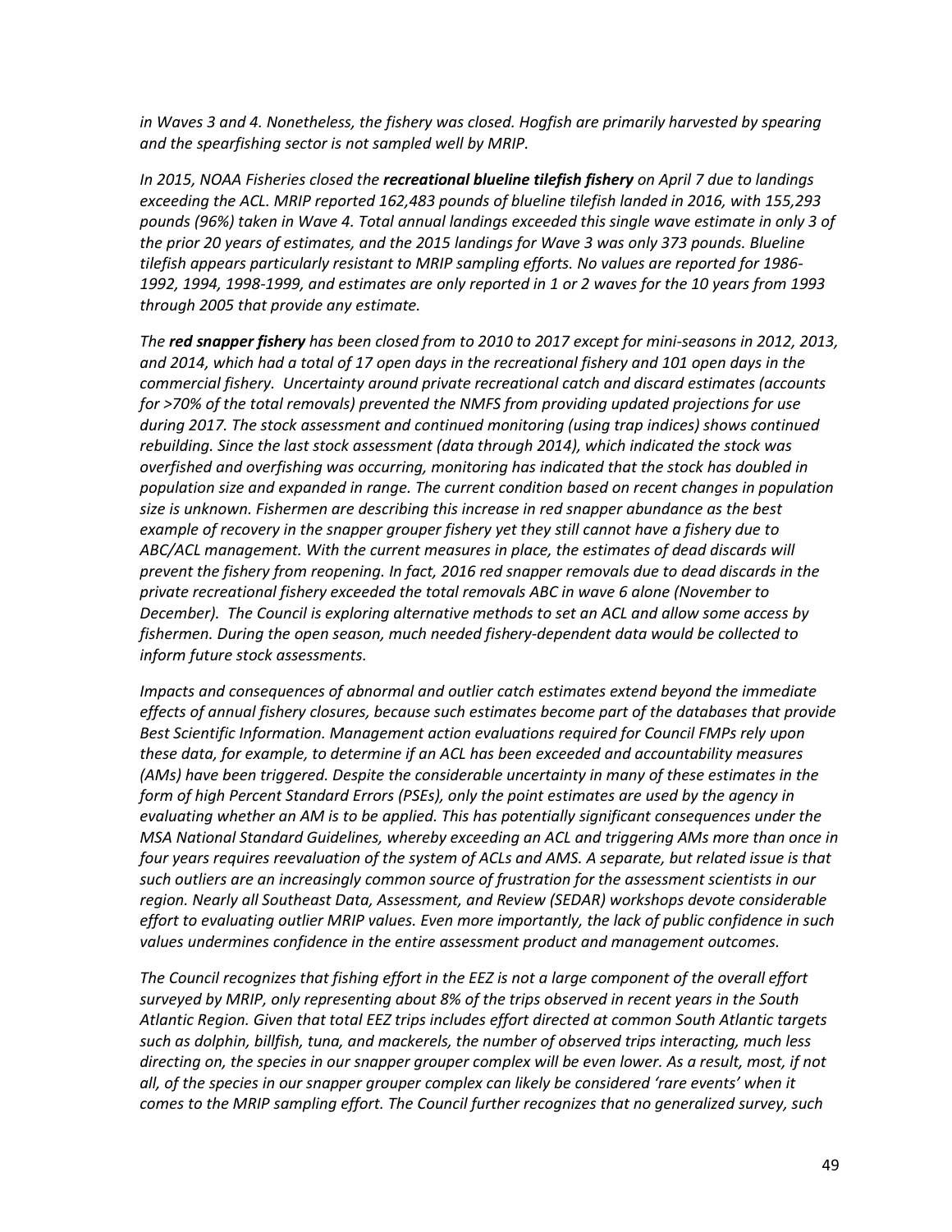*in Waves 3 and 4. Nonetheless, the fishery was closed. Hogfish are primarily harvested by spearing and the spearfishing sector is not sampled well by MRIP.*

*In 2015, NOAA Fisheries closed the* ***recreational blueline tilefish fishery*** *on April 7 due to landings exceeding the ACL. MRIP reported 162,483 pounds of blueline tilefish landed in 2016, with 155,293 pounds (96%) taken in Wave 4. Total annual landings exceeded this single wave estimate in only 3 of the prior 20 years of estimates, and the 2015 landings for Wave 3 was only 373 pounds. Blueline tilefish appears particularly resistant to MRIP sampling efforts. No values are reported for 1986-1992, 1994, 1998-1999, and estimates are only reported in 1 or 2 waves for the 10 years from 1993 through 2005 that provide any estimate.*

*The* ***red snapper fishery*** *has been closed from to 2010 to 2017 except for mini-seasons in 2012, 2013, and 2014, which had a total of 17 open days in the recreational fishery and 101 open days in the commercial fishery. Uncertainty around private recreational catch and discard estimates (accounts for >70% of the total removals) prevented the NMFS from providing updated projections for use during 2017. The stock assessment and continued monitoring (using trap indices) shows continued rebuilding. Since the last stock assessment (data through 2014), which indicated the stock was overfished and overfishing was occurring, monitoring has indicated that the stock has doubled in population size and expanded in range. The current condition based on recent changes in population size is unknown. Fishermen are describing this increase in red snapper abundance as the best example of recovery in the snapper grouper fishery yet they still cannot have a fishery due to ABC/ACL management. With the current measures in place, the estimates of dead discards will prevent the fishery from reopening. In fact, 2016 red snapper removals due to dead discards in the private recreational fishery exceeded the total removals ABC in wave 6 alone (November to December). The Council is exploring alternative methods to set an ACL and allow some access by fishermen. During the open season, much needed fishery-dependent data would be collected to inform future stock assessments.*

*Impacts and consequences of abnormal and outlier catch estimates extend beyond the immediate effects of annual fishery closures, because such estimates become part of the databases that provide Best Scientific Information. Management action evaluations required for Council FMPs rely upon these data, for example, to determine if an ACL has been exceeded and accountability measures (AMs) have been triggered. Despite the considerable uncertainty in many of these estimates in the form of high Percent Standard Errors (PSEs), only the point estimates are used by the agency in evaluating whether an AM is to be applied. This has potentially significant consequences under the MSA National Standard Guidelines, whereby exceeding an ACL and triggering AMs more than once in four years requires reevaluation of the system of ACLs and AMS. A separate, but related issue is that such outliers are an increasingly common source of frustration for the assessment scientists in our region. Nearly all Southeast Data, Assessment, and Review (SEDAR) workshops devote considerable effort to evaluating outlier MRIP values. Even more importantly, the lack of public confidence in such values undermines confidence in the entire assessment product and management outcomes.*

*The Council recognizes that fishing effort in the EEZ is not a large component of the overall effort surveyed by MRIP, only representing about 8% of the trips observed in recent years in the South Atlantic Region. Given that total EEZ trips includes effort directed at common South Atlantic targets such as dolphin, billfish, tuna, and mackerels, the number of observed trips interacting, much less directing on, the species in our snapper grouper complex will be even lower. As a result, most, if not all, of the species in our snapper grouper complex can likely be considered 'rare events' when it comes to the MRIP sampling effort. The Council further recognizes that no generalized survey, such*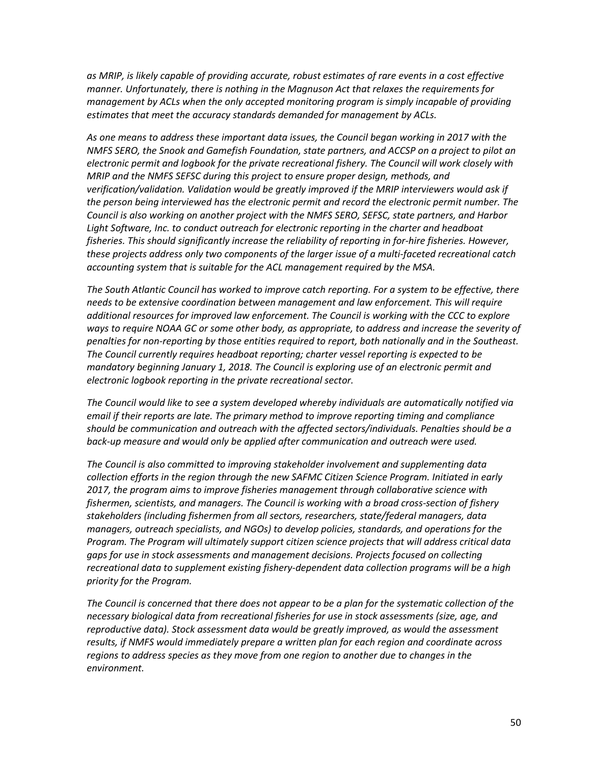*as MRIP, is likely capable of providing accurate, robust estimates of rare events in a cost effective manner. Unfortunately, there is nothing in the Magnuson Act that relaxes the requirements for management by ACLs when the only accepted monitoring program is simply incapable of providing estimates that meet the accuracy standards demanded for management by ACLs.*

*As one means to address these important data issues, the Council began working in 2017 with the NMFS SERO, the Snook and Gamefish Foundation, state partners, and ACCSP on a project to pilot an electronic permit and logbook for the private recreational fishery. The Council will work closely with MRIP and the NMFS SEFSC during this project to ensure proper design, methods, and verification/validation. Validation would be greatly improved if the MRIP interviewers would ask if the person being interviewed has the electronic permit and record the electronic permit number. The Council is also working on another project with the NMFS SERO, SEFSC, state partners, and Harbor Light Software, Inc. to conduct outreach for electronic reporting in the charter and headboat fisheries. This should significantly increase the reliability of reporting in for-hire fisheries. However, these projects address only two components of the larger issue of a multi-faceted recreational catch accounting system that is suitable for the ACL management required by the MSA.*

*The South Atlantic Council has worked to improve catch reporting. For a system to be effective, there needs to be extensive coordination between management and law enforcement. This will require additional resources for improved law enforcement. The Council is working with the CCC to explore ways to require NOAA GC or some other body, as appropriate, to address and increase the severity of penalties for non-reporting by those entities required to report, both nationally and in the Southeast. The Council currently requires headboat reporting; charter vessel reporting is expected to be mandatory beginning January 1, 2018. The Council is exploring use of an electronic permit and electronic logbook reporting in the private recreational sector.*

*The Council would like to see a system developed whereby individuals are automatically notified via email if their reports are late. The primary method to improve reporting timing and compliance should be communication and outreach with the affected sectors/individuals. Penalties should be a back-up measure and would only be applied after communication and outreach were used.*

*The Council is also committed to improving stakeholder involvement and supplementing data collection efforts in the region through the new SAFMC Citizen Science Program. Initiated in early 2017, the program aims to improve fisheries management through collaborative science with fishermen, scientists, and managers. The Council is working with a broad cross-section of fishery stakeholders (including fishermen from all sectors, researchers, state/federal managers, data managers, outreach specialists, and NGOs) to develop policies, standards, and operations for the Program. The Program will ultimately support citizen science projects that will address critical data gaps for use in stock assessments and management decisions. Projects focused on collecting recreational data to supplement existing fishery-dependent data collection programs will be a high priority for the Program.*

*The Council is concerned that there does not appear to be a plan for the systematic collection of the necessary biological data from recreational fisheries for use in stock assessments (size, age, and reproductive data). Stock assessment data would be greatly improved, as would the assessment results, if NMFS would immediately prepare a written plan for each region and coordinate across regions to address species as they move from one region to another due to changes in the environment.*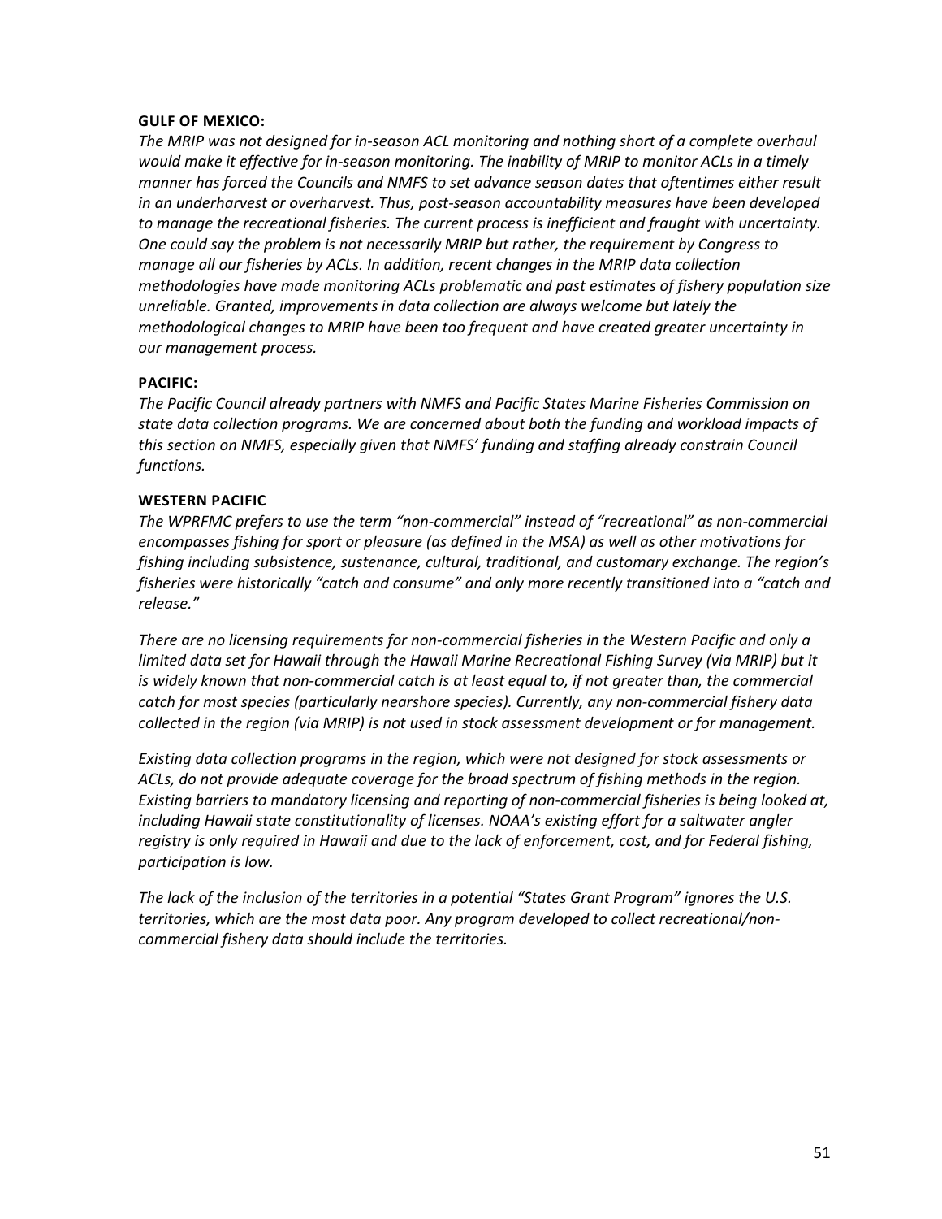**GULF OF MEXICO:**

*The MRIP was not designed for in-season ACL monitoring and nothing short of a complete overhaul would make it effective for in-season monitoring. The inability of MRIP to monitor ACLs in a timely manner has forced the Councils and NMFS to set advance season dates that oftentimes either result in an underharvest or overharvest. Thus, post-season accountability measures have been developed to manage the recreational fisheries. The current process is inefficient and fraught with uncertainty. One could say the problem is not necessarily MRIP but rather, the requirement by Congress to manage all our fisheries by ACLs. In addition, recent changes in the MRIP data collection methodologies have made monitoring ACLs problematic and past estimates of fishery population size unreliable. Granted, improvements in data collection are always welcome but lately the methodological changes to MRIP have been too frequent and have created greater uncertainty in our management process.*

**PACIFIC:**

*The Pacific Council already partners with NMFS and Pacific States Marine Fisheries Commission on state data collection programs. We are concerned about both the funding and workload impacts of this section on NMFS, especially given that NMFS' funding and staffing already constrain Council functions.*

**WESTERN PACIFIC**

*The WPRFMC prefers to use the term "non-commercial" instead of "recreational" as non-commercial encompasses fishing for sport or pleasure (as defined in the MSA) as well as other motivations for fishing including subsistence, sustenance, cultural, traditional, and customary exchange. The region's fisheries were historically "catch and consume" and only more recently transitioned into a "catch and release."*

*There are no licensing requirements for non-commercial fisheries in the Western Pacific and only a limited data set for Hawaii through the Hawaii Marine Recreational Fishing Survey (via MRIP) but it is widely known that non-commercial catch is at least equal to, if not greater than, the commercial catch for most species (particularly nearshore species). Currently, any non-commercial fishery data collected in the region (via MRIP) is not used in stock assessment development or for management.*

*Existing data collection programs in the region, which were not designed for stock assessments or ACLs, do not provide adequate coverage for the broad spectrum of fishing methods in the region. Existing barriers to mandatory licensing and reporting of non-commercial fisheries is being looked at, including Hawaii state constitutionality of licenses. NOAA's existing effort for a saltwater angler registry is only required in Hawaii and due to the lack of enforcement, cost, and for Federal fishing, participation is low.*

*The lack of the inclusion of the territories in a potential "States Grant Program" ignores the U.S. territories, which are the most data poor. Any program developed to collect recreational/non-commercial fishery data should include the territories.*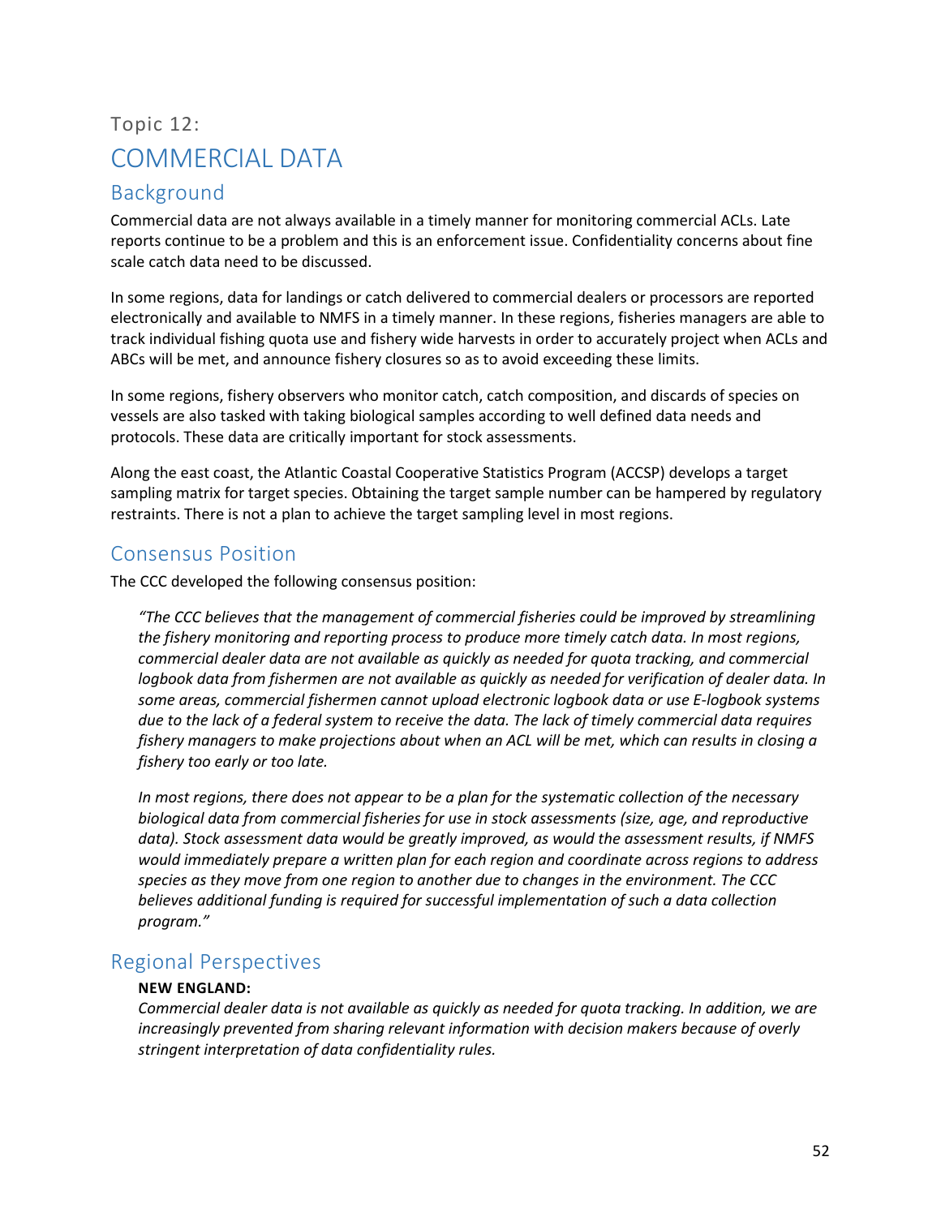Topic 12:

# COMMERCIAL DATA

## Background

Commercial data are not always available in a timely manner for monitoring commercial ACLs. Late reports continue to be a problem and this is an enforcement issue. Confidentiality concerns about fine scale catch data need to be discussed.

In some regions, data for landings or catch delivered to commercial dealers or processors are reported electronically and available to NMFS in a timely manner. In these regions, fisheries managers are able to track individual fishing quota use and fishery wide harvests in order to accurately project when ACLs and ABCs will be met, and announce fishery closures so as to avoid exceeding these limits.

In some regions, fishery observers who monitor catch, catch composition, and discards of species on vessels are also tasked with taking biological samples according to well defined data needs and protocols. These data are critically important for stock assessments.

Along the east coast, the Atlantic Coastal Cooperative Statistics Program (ACCSP) develops a target sampling matrix for target species. Obtaining the target sample number can be hampered by regulatory restraints. There is not a plan to achieve the target sampling level in most regions.

## Consensus Position

The CCC developed the following consensus position:

> *"The CCC believes that the management of commercial fisheries could be improved by streamlining the fishery monitoring and reporting process to produce more timely catch data. In most regions, commercial dealer data are not available as quickly as needed for quota tracking, and commercial logbook data from fishermen are not available as quickly as needed for verification of dealer data. In some areas, commercial fishermen cannot upload electronic logbook data or use E-logbook systems due to the lack of a federal system to receive the data. The lack of timely commercial data requires fishery managers to make projections about when an ACL will be met, which can results in closing a fishery too early or too late.*
>
> *In most regions, there does not appear to be a plan for the systematic collection of the necessary biological data from commercial fisheries for use in stock assessments (size, age, and reproductive data). Stock assessment data would be greatly improved, as would the assessment results, if NMFS would immediately prepare a written plan for each region and coordinate across regions to address species as they move from one region to another due to changes in the environment. The CCC believes additional funding is required for successful implementation of such a data collection program."*

## Regional Perspectives

**NEW ENGLAND:**
*Commercial dealer data is not available as quickly as needed for quota tracking. In addition, we are increasingly prevented from sharing relevant information with decision makers because of overly stringent interpretation of data confidentiality rules.*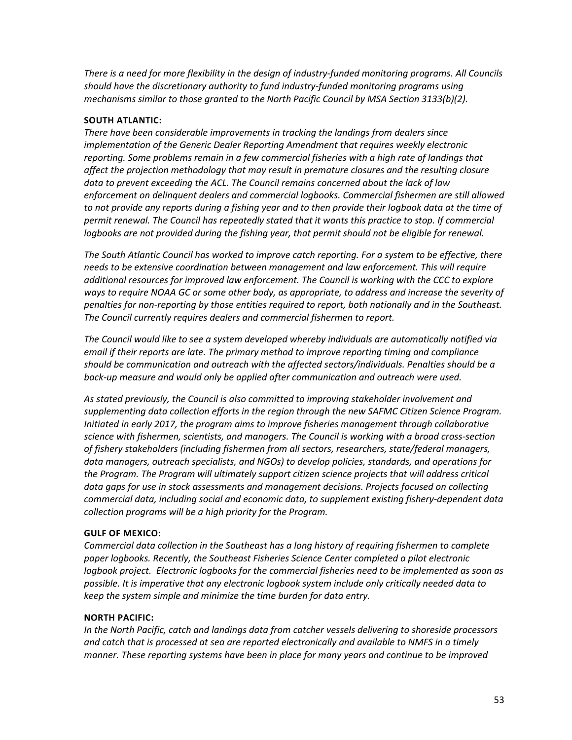*There is a need for more flexibility in the design of industry-funded monitoring programs. All Councils should have the discretionary authority to fund industry-funded monitoring programs using mechanisms similar to those granted to the North Pacific Council by MSA Section 3133(b)(2).*

**SOUTH ATLANTIC:**

*There have been considerable improvements in tracking the landings from dealers since implementation of the Generic Dealer Reporting Amendment that requires weekly electronic reporting. Some problems remain in a few commercial fisheries with a high rate of landings that affect the projection methodology that may result in premature closures and the resulting closure data to prevent exceeding the ACL. The Council remains concerned about the lack of law enforcement on delinquent dealers and commercial logbooks. Commercial fishermen are still allowed to not provide any reports during a fishing year and to then provide their logbook data at the time of permit renewal. The Council has repeatedly stated that it wants this practice to stop. If commercial logbooks are not provided during the fishing year, that permit should not be eligible for renewal.*

*The South Atlantic Council has worked to improve catch reporting. For a system to be effective, there needs to be extensive coordination between management and law enforcement. This will require additional resources for improved law enforcement. The Council is working with the CCC to explore ways to require NOAA GC or some other body, as appropriate, to address and increase the severity of penalties for non-reporting by those entities required to report, both nationally and in the Southeast. The Council currently requires dealers and commercial fishermen to report.*

*The Council would like to see a system developed whereby individuals are automatically notified via email if their reports are late. The primary method to improve reporting timing and compliance should be communication and outreach with the affected sectors/individuals. Penalties should be a back-up measure and would only be applied after communication and outreach were used.*

*As stated previously, the Council is also committed to improving stakeholder involvement and supplementing data collection efforts in the region through the new SAFMC Citizen Science Program. Initiated in early 2017, the program aims to improve fisheries management through collaborative science with fishermen, scientists, and managers. The Council is working with a broad cross-section of fishery stakeholders (including fishermen from all sectors, researchers, state/federal managers, data managers, outreach specialists, and NGOs) to develop policies, standards, and operations for the Program. The Program will ultimately support citizen science projects that will address critical data gaps for use in stock assessments and management decisions. Projects focused on collecting commercial data, including social and economic data, to supplement existing fishery-dependent data collection programs will be a high priority for the Program.*

**GULF OF MEXICO:**

*Commercial data collection in the Southeast has a long history of requiring fishermen to complete paper logbooks. Recently, the Southeast Fisheries Science Center completed a pilot electronic logbook project. Electronic logbooks for the commercial fisheries need to be implemented as soon as possible. It is imperative that any electronic logbook system include only critically needed data to keep the system simple and minimize the time burden for data entry.*

**NORTH PACIFIC:**

*In the North Pacific, catch and landings data from catcher vessels delivering to shoreside processors and catch that is processed at sea are reported electronically and available to NMFS in a timely manner. These reporting systems have been in place for many years and continue to be improved*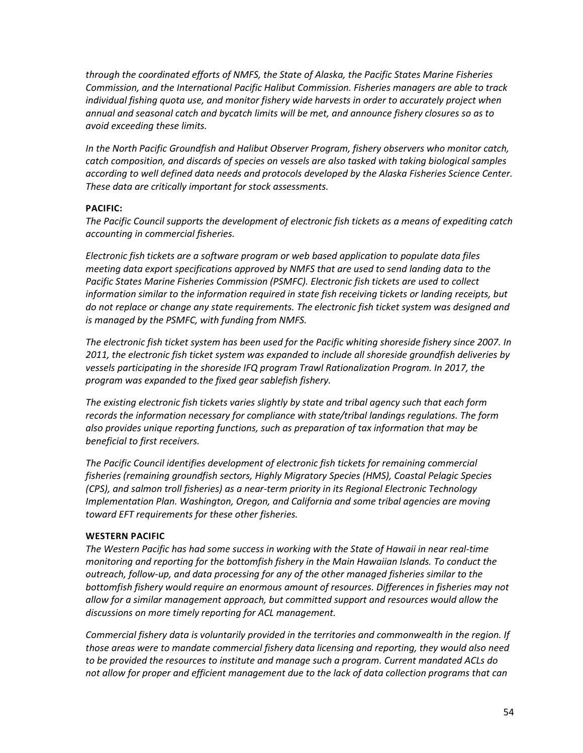*through the coordinated efforts of NMFS, the State of Alaska, the Pacific States Marine Fisheries Commission, and the International Pacific Halibut Commission. Fisheries managers are able to track individual fishing quota use, and monitor fishery wide harvests in order to accurately project when annual and seasonal catch and bycatch limits will be met, and announce fishery closures so as to avoid exceeding these limits.*

*In the North Pacific Groundfish and Halibut Observer Program, fishery observers who monitor catch, catch composition, and discards of species on vessels are also tasked with taking biological samples according to well defined data needs and protocols developed by the Alaska Fisheries Science Center. These data are critically important for stock assessments.*

**PACIFIC:**

*The Pacific Council supports the development of electronic fish tickets as a means of expediting catch accounting in commercial fisheries.*

*Electronic fish tickets are a software program or web based application to populate data files meeting data export specifications approved by NMFS that are used to send landing data to the Pacific States Marine Fisheries Commission (PSMFC). Electronic fish tickets are used to collect information similar to the information required in state fish receiving tickets or landing receipts, but do not replace or change any state requirements. The electronic fish ticket system was designed and is managed by the PSMFC, with funding from NMFS.*

*The electronic fish ticket system has been used for the Pacific whiting shoreside fishery since 2007. In 2011, the electronic fish ticket system was expanded to include all shoreside groundfish deliveries by vessels participating in the shoreside IFQ program Trawl Rationalization Program. In 2017, the program was expanded to the fixed gear sablefish fishery.*

*The existing electronic fish tickets varies slightly by state and tribal agency such that each form records the information necessary for compliance with state/tribal landings regulations. The form also provides unique reporting functions, such as preparation of tax information that may be beneficial to first receivers.*

*The Pacific Council identifies development of electronic fish tickets for remaining commercial fisheries (remaining groundfish sectors, Highly Migratory Species (HMS), Coastal Pelagic Species (CPS), and salmon troll fisheries) as a near-term priority in its Regional Electronic Technology Implementation Plan. Washington, Oregon, and California and some tribal agencies are moving toward EFT requirements for these other fisheries.*

**WESTERN PACIFIC**

*The Western Pacific has had some success in working with the State of Hawaii in near real-time monitoring and reporting for the bottomfish fishery in the Main Hawaiian Islands. To conduct the outreach, follow-up, and data processing for any of the other managed fisheries similar to the bottomfish fishery would require an enormous amount of resources. Differences in fisheries may not allow for a similar management approach, but committed support and resources would allow the discussions on more timely reporting for ACL management.*

*Commercial fishery data is voluntarily provided in the territories and commonwealth in the region. If those areas were to mandate commercial fishery data licensing and reporting, they would also need to be provided the resources to institute and manage such a program. Current mandated ACLs do not allow for proper and efficient management due to the lack of data collection programs that can*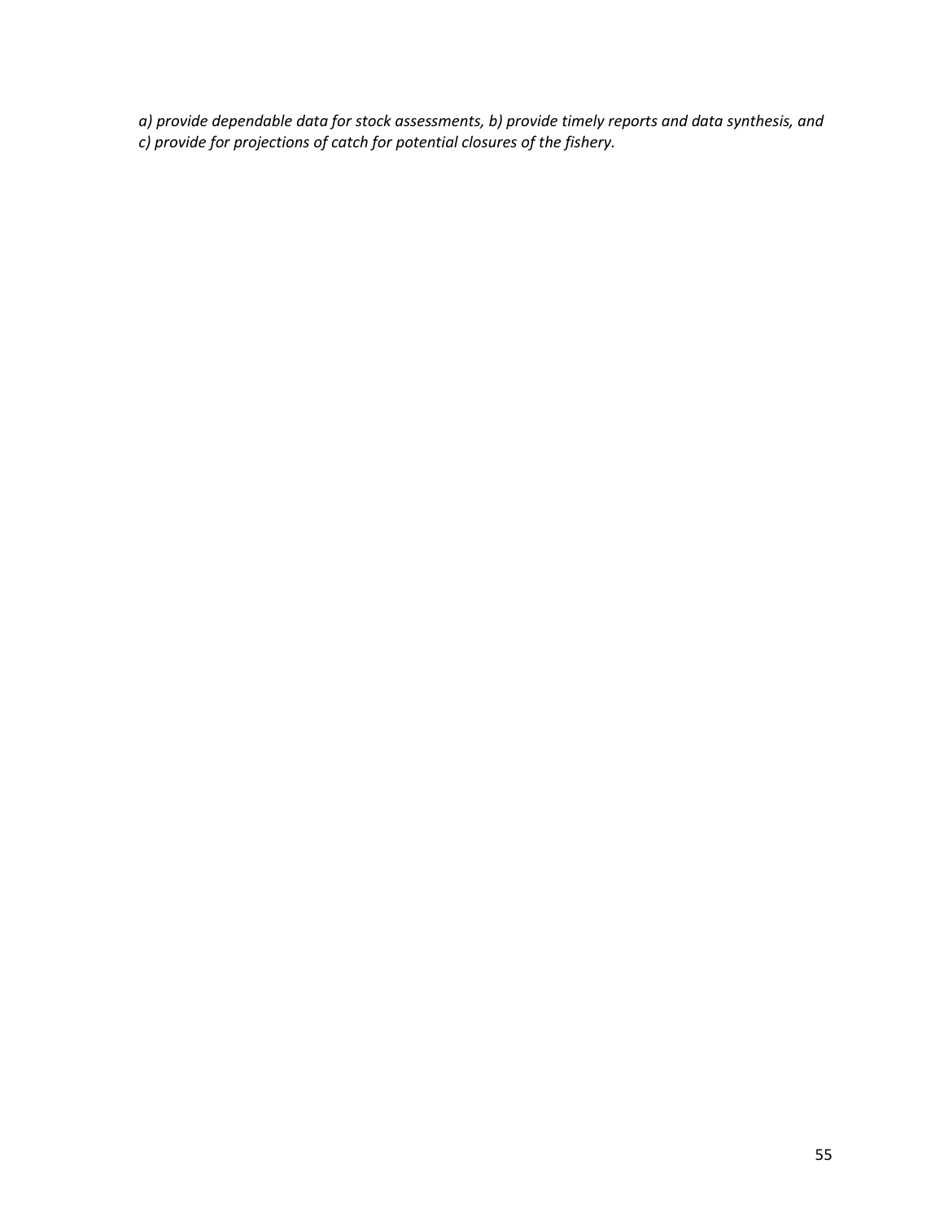*a) provide dependable data for stock assessments, b) provide timely reports and data synthesis, and c) provide for projections of catch for potential closures of the fishery.*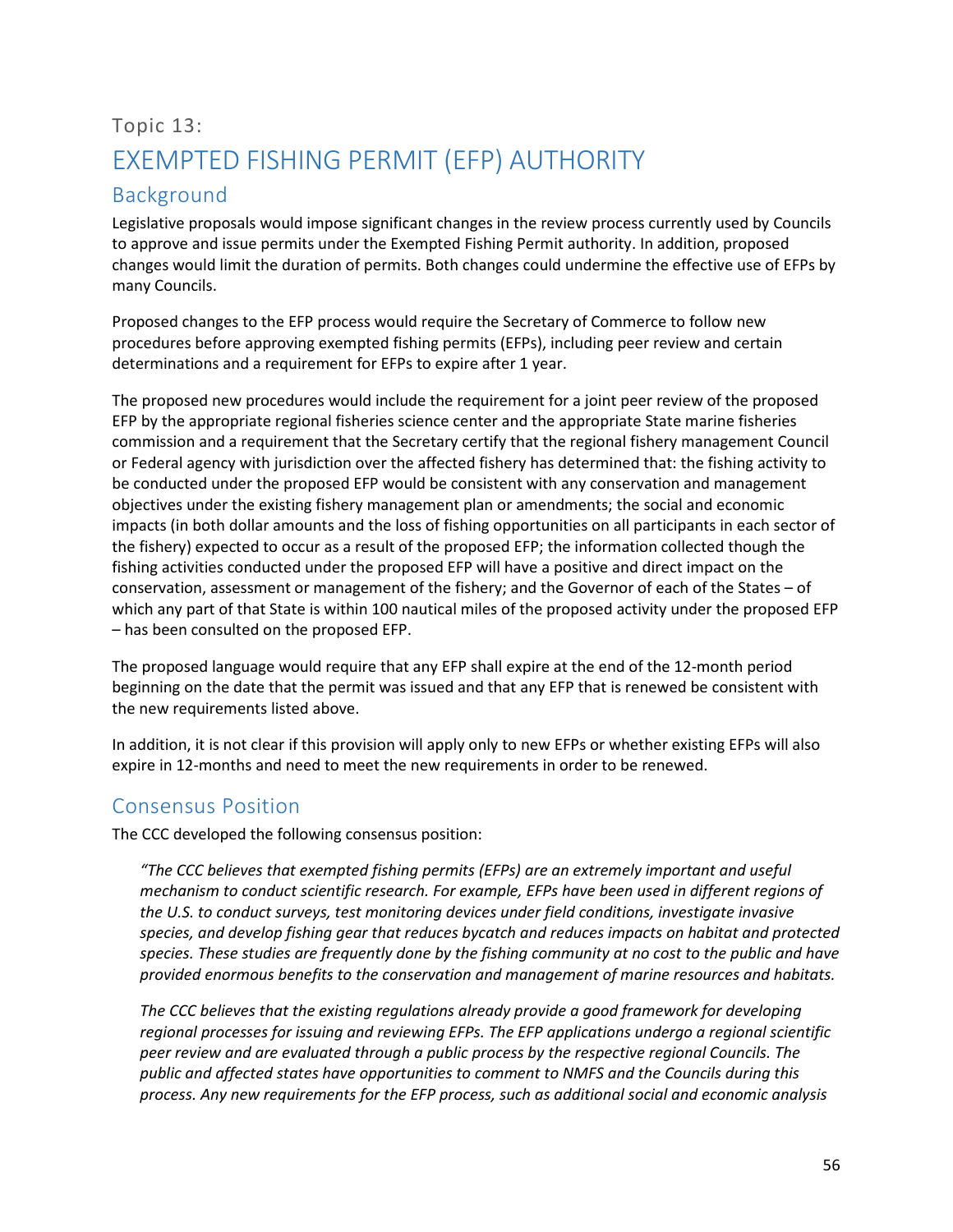Topic 13:

# EXEMPTED FISHING PERMIT (EFP) AUTHORITY

## Background

Legislative proposals would impose significant changes in the review process currently used by Councils to approve and issue permits under the Exempted Fishing Permit authority. In addition, proposed changes would limit the duration of permits. Both changes could undermine the effective use of EFPs by many Councils.

Proposed changes to the EFP process would require the Secretary of Commerce to follow new procedures before approving exempted fishing permits (EFPs), including peer review and certain determinations and a requirement for EFPs to expire after 1 year.

The proposed new procedures would include the requirement for a joint peer review of the proposed EFP by the appropriate regional fisheries science center and the appropriate State marine fisheries commission and a requirement that the Secretary certify that the regional fishery management Council or Federal agency with jurisdiction over the affected fishery has determined that: the fishing activity to be conducted under the proposed EFP would be consistent with any conservation and management objectives under the existing fishery management plan or amendments; the social and economic impacts (in both dollar amounts and the loss of fishing opportunities on all participants in each sector of the fishery) expected to occur as a result of the proposed EFP; the information collected though the fishing activities conducted under the proposed EFP will have a positive and direct impact on the conservation, assessment or management of the fishery; and the Governor of each of the States – of which any part of that State is within 100 nautical miles of the proposed activity under the proposed EFP – has been consulted on the proposed EFP.

The proposed language would require that any EFP shall expire at the end of the 12-month period beginning on the date that the permit was issued and that any EFP that is renewed be consistent with the new requirements listed above.

In addition, it is not clear if this provision will apply only to new EFPs or whether existing EFPs will also expire in 12-months and need to meet the new requirements in order to be renewed.

## Consensus Position

The CCC developed the following consensus position:

> *"The CCC believes that exempted fishing permits (EFPs) are an extremely important and useful mechanism to conduct scientific research. For example, EFPs have been used in different regions of the U.S. to conduct surveys, test monitoring devices under field conditions, investigate invasive species, and develop fishing gear that reduces bycatch and reduces impacts on habitat and protected species. These studies are frequently done by the fishing community at no cost to the public and have provided enormous benefits to the conservation and management of marine resources and habitats.*
>
> *The CCC believes that the existing regulations already provide a good framework for developing regional processes for issuing and reviewing EFPs. The EFP applications undergo a regional scientific peer review and are evaluated through a public process by the respective regional Councils. The public and affected states have opportunities to comment to NMFS and the Councils during this process. Any new requirements for the EFP process, such as additional social and economic analysis*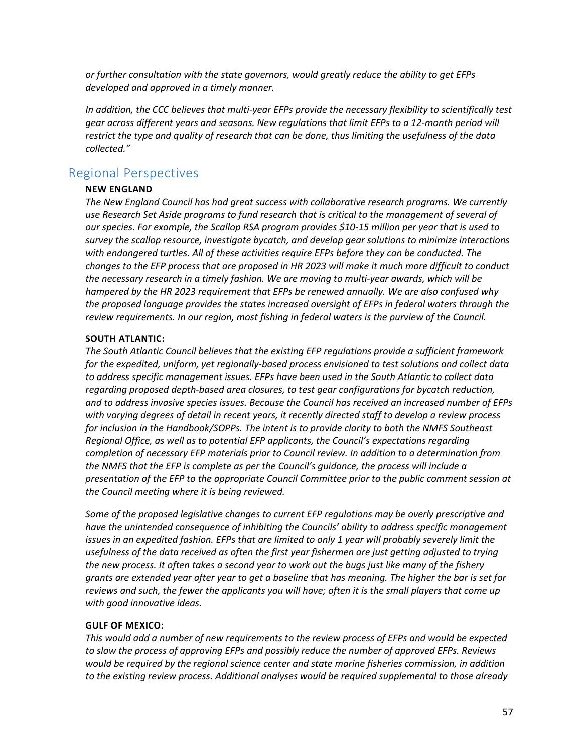*or further consultation with the state governors, would greatly reduce the ability to get EFPs developed and approved in a timely manner.*

*In addition, the CCC believes that multi-year EFPs provide the necessary flexibility to scientifically test gear across different years and seasons. New regulations that limit EFPs to a 12-month period will restrict the type and quality of research that can be done, thus limiting the usefulness of the data collected."*

## Regional Perspectives

**NEW ENGLAND**

*The New England Council has had great success with collaborative research programs. We currently use Research Set Aside programs to fund research that is critical to the management of several of our species. For example, the Scallop RSA program provides $10-15 million per year that is used to survey the scallop resource, investigate bycatch, and develop gear solutions to minimize interactions with endangered turtles. All of these activities require EFPs before they can be conducted. The changes to the EFP process that are proposed in HR 2023 will make it much more difficult to conduct the necessary research in a timely fashion. We are moving to multi-year awards, which will be hampered by the HR 2023 requirement that EFPs be renewed annually. We are also confused why the proposed language provides the states increased oversight of EFPs in federal waters through the review requirements. In our region, most fishing in federal waters is the purview of the Council.*

**SOUTH ATLANTIC:**

*The South Atlantic Council believes that the existing EFP regulations provide a sufficient framework for the expedited, uniform, yet regionally-based process envisioned to test solutions and collect data to address specific management issues. EFPs have been used in the South Atlantic to collect data regarding proposed depth-based area closures, to test gear configurations for bycatch reduction, and to address invasive species issues. Because the Council has received an increased number of EFPs with varying degrees of detail in recent years, it recently directed staff to develop a review process for inclusion in the Handbook/SOPPs. The intent is to provide clarity to both the NMFS Southeast Regional Office, as well as to potential EFP applicants, the Council's expectations regarding completion of necessary EFP materials prior to Council review. In addition to a determination from the NMFS that the EFP is complete as per the Council's guidance, the process will include a presentation of the EFP to the appropriate Council Committee prior to the public comment session at the Council meeting where it is being reviewed.*

*Some of the proposed legislative changes to current EFP regulations may be overly prescriptive and have the unintended consequence of inhibiting the Councils' ability to address specific management issues in an expedited fashion. EFPs that are limited to only 1 year will probably severely limit the usefulness of the data received as often the first year fishermen are just getting adjusted to trying the new process. It often takes a second year to work out the bugs just like many of the fishery grants are extended year after year to get a baseline that has meaning. The higher the bar is set for reviews and such, the fewer the applicants you will have; often it is the small players that come up with good innovative ideas.*

**GULF OF MEXICO:**

*This would add a number of new requirements to the review process of EFPs and would be expected to slow the process of approving EFPs and possibly reduce the number of approved EFPs. Reviews would be required by the regional science center and state marine fisheries commission, in addition to the existing review process. Additional analyses would be required supplemental to those already*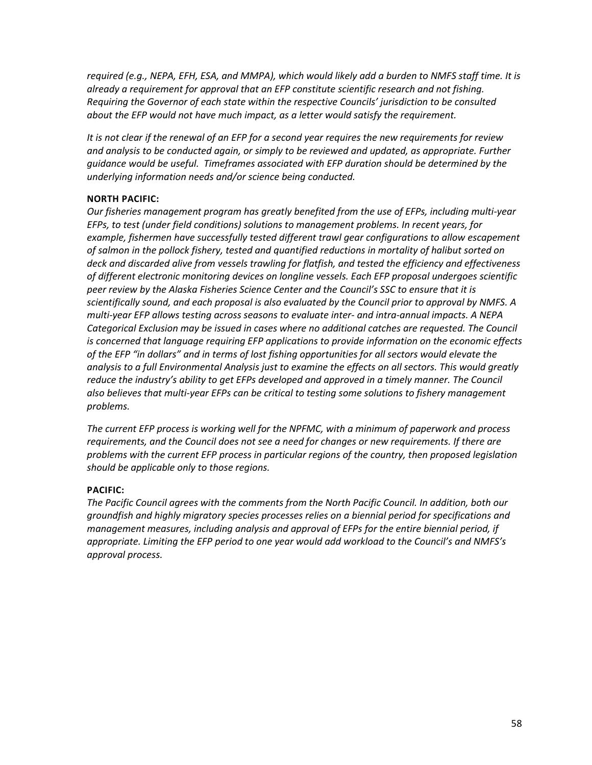*required (e.g., NEPA, EFH, ESA, and MMPA), which would likely add a burden to NMFS staff time. It is already a requirement for approval that an EFP constitute scientific research and not fishing. Requiring the Governor of each state within the respective Councils' jurisdiction to be consulted about the EFP would not have much impact, as a letter would satisfy the requirement.*

*It is not clear if the renewal of an EFP for a second year requires the new requirements for review and analysis to be conducted again, or simply to be reviewed and updated, as appropriate. Further guidance would be useful. Timeframes associated with EFP duration should be determined by the underlying information needs and/or science being conducted.*

**NORTH PACIFIC:**

*Our fisheries management program has greatly benefited from the use of EFPs, including multi-year EFPs, to test (under field conditions) solutions to management problems. In recent years, for example, fishermen have successfully tested different trawl gear configurations to allow escapement of salmon in the pollock fishery, tested and quantified reductions in mortality of halibut sorted on deck and discarded alive from vessels trawling for flatfish, and tested the efficiency and effectiveness of different electronic monitoring devices on longline vessels. Each EFP proposal undergoes scientific peer review by the Alaska Fisheries Science Center and the Council's SSC to ensure that it is scientifically sound, and each proposal is also evaluated by the Council prior to approval by NMFS. A multi-year EFP allows testing across seasons to evaluate inter- and intra-annual impacts. A NEPA Categorical Exclusion may be issued in cases where no additional catches are requested. The Council is concerned that language requiring EFP applications to provide information on the economic effects of the EFP "in dollars" and in terms of lost fishing opportunities for all sectors would elevate the analysis to a full Environmental Analysis just to examine the effects on all sectors. This would greatly reduce the industry's ability to get EFPs developed and approved in a timely manner. The Council also believes that multi-year EFPs can be critical to testing some solutions to fishery management problems.*

*The current EFP process is working well for the NPFMC, with a minimum of paperwork and process requirements, and the Council does not see a need for changes or new requirements. If there are problems with the current EFP process in particular regions of the country, then proposed legislation should be applicable only to those regions.*

**PACIFIC:**

*The Pacific Council agrees with the comments from the North Pacific Council. In addition, both our groundfish and highly migratory species processes relies on a biennial period for specifications and management measures, including analysis and approval of EFPs for the entire biennial period, if appropriate. Limiting the EFP period to one year would add workload to the Council's and NMFS's approval process.*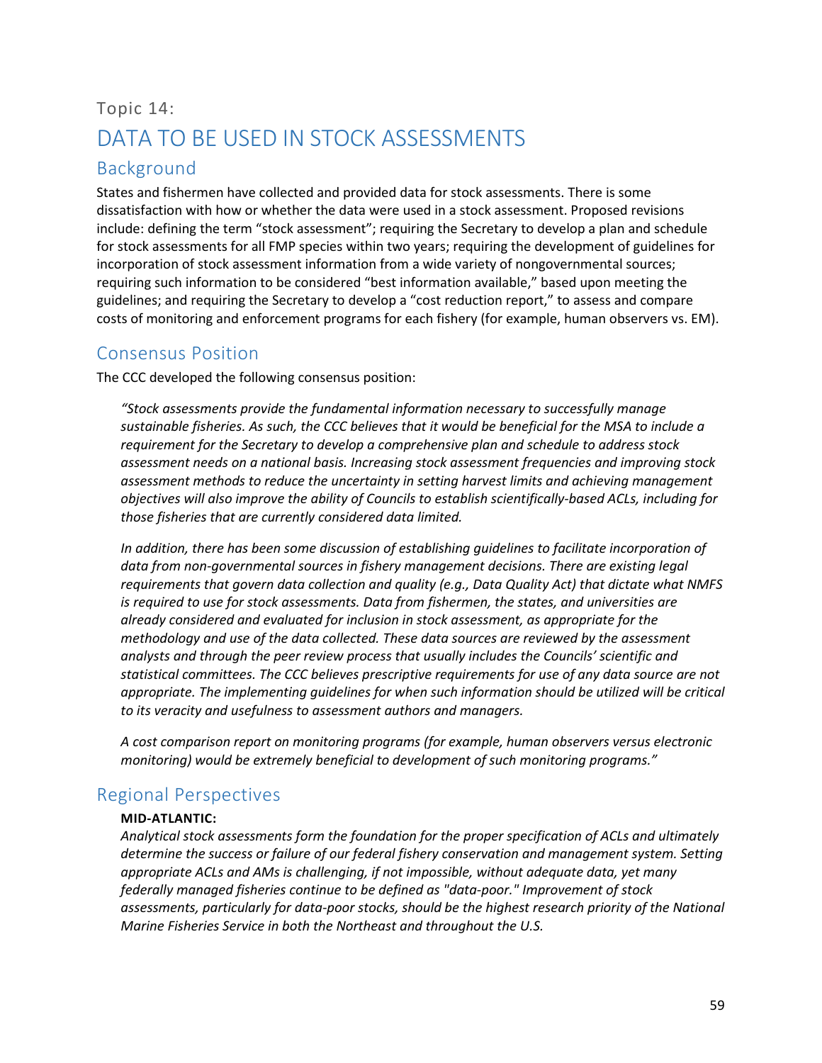Topic 14:

# DATA TO BE USED IN STOCK ASSESSMENTS

## Background

States and fishermen have collected and provided data for stock assessments. There is some dissatisfaction with how or whether the data were used in a stock assessment. Proposed revisions include: defining the term "stock assessment"; requiring the Secretary to develop a plan and schedule for stock assessments for all FMP species within two years; requiring the development of guidelines for incorporation of stock assessment information from a wide variety of nongovernmental sources; requiring such information to be considered "best information available," based upon meeting the guidelines; and requiring the Secretary to develop a "cost reduction report," to assess and compare costs of monitoring and enforcement programs for each fishery (for example, human observers vs. EM).

## Consensus Position

The CCC developed the following consensus position:

*"Stock assessments provide the fundamental information necessary to successfully manage sustainable fisheries. As such, the CCC believes that it would be beneficial for the MSA to include a requirement for the Secretary to develop a comprehensive plan and schedule to address stock assessment needs on a national basis. Increasing stock assessment frequencies and improving stock assessment methods to reduce the uncertainty in setting harvest limits and achieving management objectives will also improve the ability of Councils to establish scientifically-based ACLs, including for those fisheries that are currently considered data limited.*

*In addition, there has been some discussion of establishing guidelines to facilitate incorporation of data from non-governmental sources in fishery management decisions. There are existing legal requirements that govern data collection and quality (e.g., Data Quality Act) that dictate what NMFS is required to use for stock assessments. Data from fishermen, the states, and universities are already considered and evaluated for inclusion in stock assessment, as appropriate for the methodology and use of the data collected. These data sources are reviewed by the assessment analysts and through the peer review process that usually includes the Councils' scientific and statistical committees. The CCC believes prescriptive requirements for use of any data source are not appropriate. The implementing guidelines for when such information should be utilized will be critical to its veracity and usefulness to assessment authors and managers.*

*A cost comparison report on monitoring programs (for example, human observers versus electronic monitoring) would be extremely beneficial to development of such monitoring programs."*

## Regional Perspectives

**MID-ATLANTIC:**

*Analytical stock assessments form the foundation for the proper specification of ACLs and ultimately determine the success or failure of our federal fishery conservation and management system. Setting appropriate ACLs and AMs is challenging, if not impossible, without adequate data, yet many federally managed fisheries continue to be defined as "data-poor." Improvement of stock assessments, particularly for data-poor stocks, should be the highest research priority of the National Marine Fisheries Service in both the Northeast and throughout the U.S.*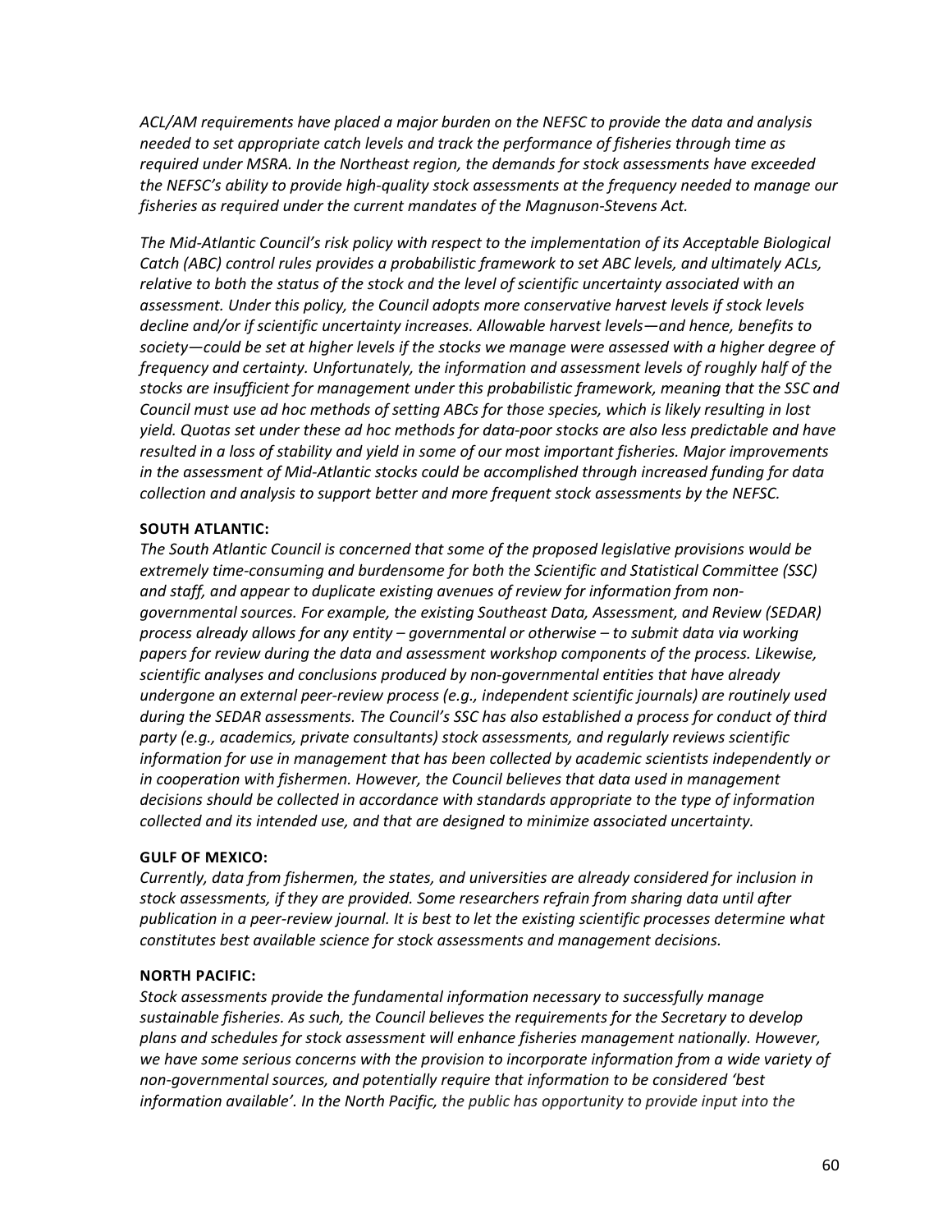*ACL/AM requirements have placed a major burden on the NEFSC to provide the data and analysis needed to set appropriate catch levels and track the performance of fisheries through time as required under MSRA. In the Northeast region, the demands for stock assessments have exceeded the NEFSC's ability to provide high-quality stock assessments at the frequency needed to manage our fisheries as required under the current mandates of the Magnuson-Stevens Act.*

*The Mid-Atlantic Council's risk policy with respect to the implementation of its Acceptable Biological Catch (ABC) control rules provides a probabilistic framework to set ABC levels, and ultimately ACLs, relative to both the status of the stock and the level of scientific uncertainty associated with an assessment. Under this policy, the Council adopts more conservative harvest levels if stock levels decline and/or if scientific uncertainty increases. Allowable harvest levels—and hence, benefits to society—could be set at higher levels if the stocks we manage were assessed with a higher degree of frequency and certainty. Unfortunately, the information and assessment levels of roughly half of the stocks are insufficient for management under this probabilistic framework, meaning that the SSC and Council must use ad hoc methods of setting ABCs for those species, which is likely resulting in lost yield. Quotas set under these ad hoc methods for data-poor stocks are also less predictable and have resulted in a loss of stability and yield in some of our most important fisheries. Major improvements in the assessment of Mid-Atlantic stocks could be accomplished through increased funding for data collection and analysis to support better and more frequent stock assessments by the NEFSC.*

**SOUTH ATLANTIC:**

*The South Atlantic Council is concerned that some of the proposed legislative provisions would be extremely time-consuming and burdensome for both the Scientific and Statistical Committee (SSC) and staff, and appear to duplicate existing avenues of review for information from non-governmental sources. For example, the existing Southeast Data, Assessment, and Review (SEDAR) process already allows for any entity – governmental or otherwise – to submit data via working papers for review during the data and assessment workshop components of the process. Likewise, scientific analyses and conclusions produced by non-governmental entities that have already undergone an external peer-review process (e.g., independent scientific journals) are routinely used during the SEDAR assessments. The Council's SSC has also established a process for conduct of third party (e.g., academics, private consultants) stock assessments, and regularly reviews scientific information for use in management that has been collected by academic scientists independently or in cooperation with fishermen. However, the Council believes that data used in management decisions should be collected in accordance with standards appropriate to the type of information collected and its intended use, and that are designed to minimize associated uncertainty.*

**GULF OF MEXICO:**

*Currently, data from fishermen, the states, and universities are already considered for inclusion in stock assessments, if they are provided. Some researchers refrain from sharing data until after publication in a peer-review journal. It is best to let the existing scientific processes determine what constitutes best available science for stock assessments and management decisions.*

**NORTH PACIFIC:**

*Stock assessments provide the fundamental information necessary to successfully manage sustainable fisheries. As such, the Council believes the requirements for the Secretary to develop plans and schedules for stock assessment will enhance fisheries management nationally. However, we have some serious concerns with the provision to incorporate information from a wide variety of non-governmental sources, and potentially require that information to be considered 'best information available'. In the North Pacific, the public has opportunity to provide input into the*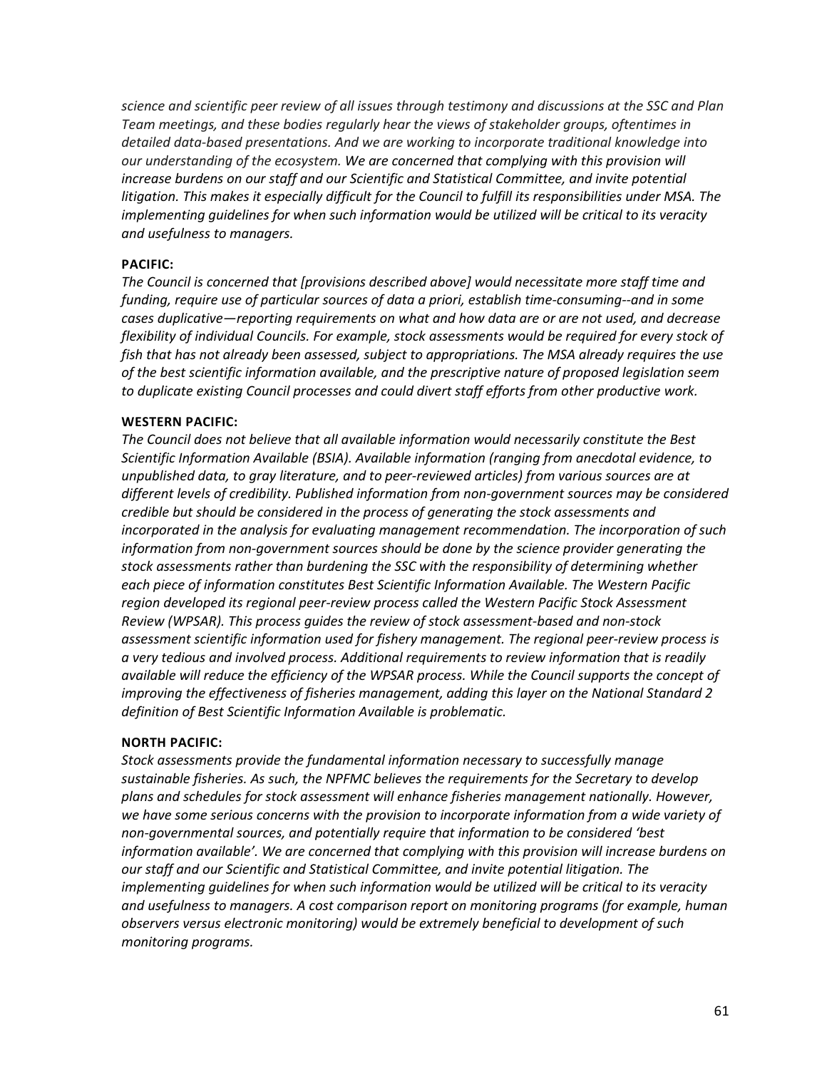*science and scientific peer review of all issues through testimony and discussions at the SSC and Plan Team meetings, and these bodies regularly hear the views of stakeholder groups, oftentimes in detailed data-based presentations. And we are working to incorporate traditional knowledge into our understanding of the ecosystem. We are concerned that complying with this provision will increase burdens on our staff and our Scientific and Statistical Committee, and invite potential litigation. This makes it especially difficult for the Council to fulfill its responsibilities under MSA. The implementing guidelines for when such information would be utilized will be critical to its veracity and usefulness to managers.*

**PACIFIC:**

*The Council is concerned that [provisions described above] would necessitate more staff time and funding, require use of particular sources of data a priori, establish time-consuming--and in some cases duplicative—reporting requirements on what and how data are or are not used, and decrease flexibility of individual Councils. For example, stock assessments would be required for every stock of fish that has not already been assessed, subject to appropriations. The MSA already requires the use of the best scientific information available, and the prescriptive nature of proposed legislation seem to duplicate existing Council processes and could divert staff efforts from other productive work.*

**WESTERN PACIFIC:**

*The Council does not believe that all available information would necessarily constitute the Best Scientific Information Available (BSIA). Available information (ranging from anecdotal evidence, to unpublished data, to gray literature, and to peer-reviewed articles) from various sources are at different levels of credibility. Published information from non-government sources may be considered credible but should be considered in the process of generating the stock assessments and incorporated in the analysis for evaluating management recommendation. The incorporation of such information from non-government sources should be done by the science provider generating the stock assessments rather than burdening the SSC with the responsibility of determining whether each piece of information constitutes Best Scientific Information Available. The Western Pacific region developed its regional peer-review process called the Western Pacific Stock Assessment Review (WPSAR). This process guides the review of stock assessment-based and non-stock assessment scientific information used for fishery management. The regional peer-review process is a very tedious and involved process. Additional requirements to review information that is readily available will reduce the efficiency of the WPSAR process. While the Council supports the concept of improving the effectiveness of fisheries management, adding this layer on the National Standard 2 definition of Best Scientific Information Available is problematic.*

**NORTH PACIFIC:**

*Stock assessments provide the fundamental information necessary to successfully manage sustainable fisheries. As such, the NPFMC believes the requirements for the Secretary to develop plans and schedules for stock assessment will enhance fisheries management nationally. However, we have some serious concerns with the provision to incorporate information from a wide variety of non-governmental sources, and potentially require that information to be considered 'best information available'. We are concerned that complying with this provision will increase burdens on our staff and our Scientific and Statistical Committee, and invite potential litigation. The implementing guidelines for when such information would be utilized will be critical to its veracity and usefulness to managers. A cost comparison report on monitoring programs (for example, human observers versus electronic monitoring) would be extremely beneficial to development of such monitoring programs.*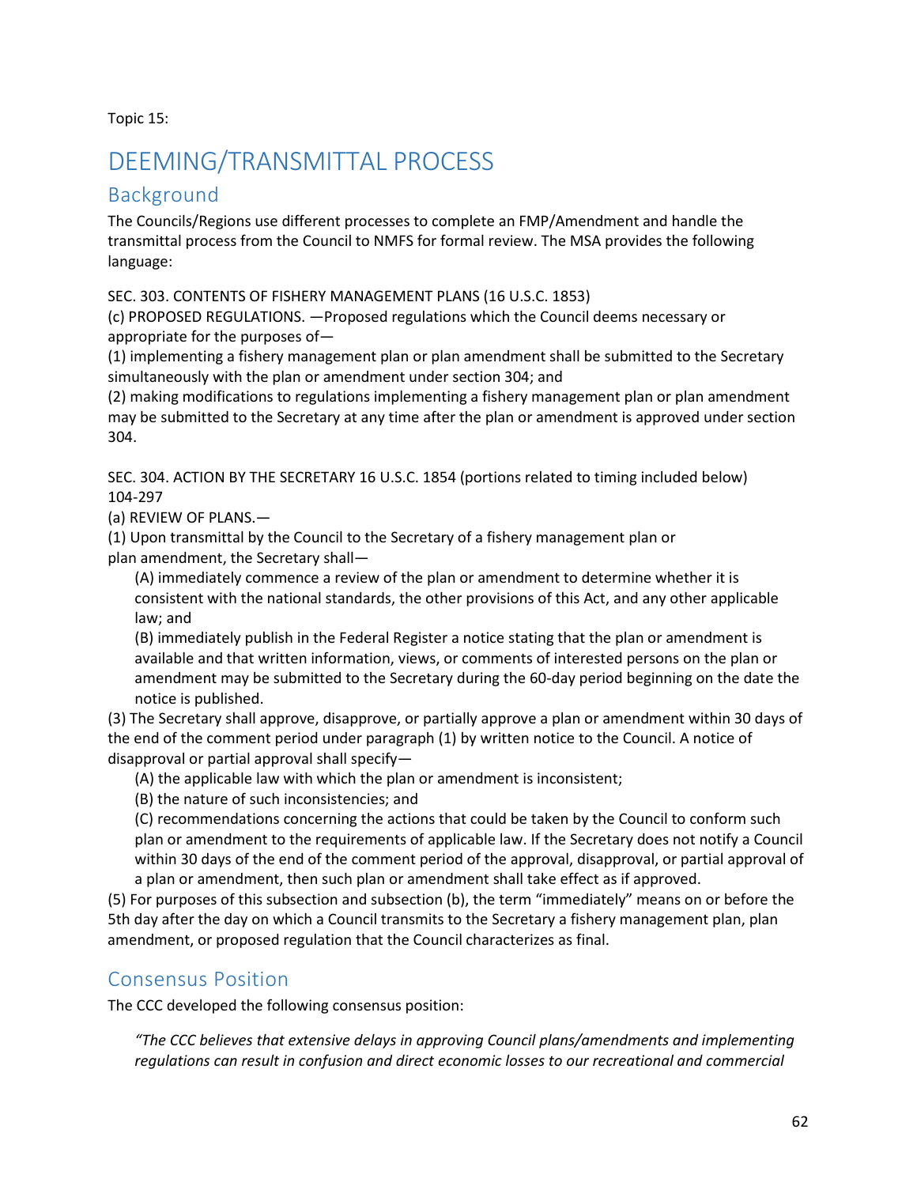Topic 15:

# DEEMING/TRANSMITTAL PROCESS

## Background

The Councils/Regions use different processes to complete an FMP/Amendment and handle the transmittal process from the Council to NMFS for formal review. The MSA provides the following language:

SEC. 303. CONTENTS OF FISHERY MANAGEMENT PLANS (16 U.S.C. 1853)
(c) PROPOSED REGULATIONS. —Proposed regulations which the Council deems necessary or appropriate for the purposes of—
(1) implementing a fishery management plan or plan amendment shall be submitted to the Secretary simultaneously with the plan or amendment under section 304; and
(2) making modifications to regulations implementing a fishery management plan or plan amendment may be submitted to the Secretary at any time after the plan or amendment is approved under section 304.

SEC. 304. ACTION BY THE SECRETARY 16 U.S.C. 1854 (portions related to timing included below) 104-297
(a) REVIEW OF PLANS.—
(1) Upon transmittal by the Council to the Secretary of a fishery management plan or plan amendment, the Secretary shall—

> (A) immediately commence a review of the plan or amendment to determine whether it is consistent with the national standards, the other provisions of this Act, and any other applicable law; and
> (B) immediately publish in the Federal Register a notice stating that the plan or amendment is available and that written information, views, or comments of interested persons on the plan or amendment may be submitted to the Secretary during the 60-day period beginning on the date the notice is published.

(3) The Secretary shall approve, disapprove, or partially approve a plan or amendment within 30 days of the end of the comment period under paragraph (1) by written notice to the Council. A notice of disapproval or partial approval shall specify—

> (A) the applicable law with which the plan or amendment is inconsistent;
> (B) the nature of such inconsistencies; and
> (C) recommendations concerning the actions that could be taken by the Council to conform such plan or amendment to the requirements of applicable law. If the Secretary does not notify a Council within 30 days of the end of the comment period of the approval, disapproval, or partial approval of a plan or amendment, then such plan or amendment shall take effect as if approved.

(5) For purposes of this subsection and subsection (b), the term "immediately" means on or before the 5th day after the day on which a Council transmits to the Secretary a fishery management plan, plan amendment, or proposed regulation that the Council characterizes as final.

## Consensus Position

The CCC developed the following consensus position:

> *"The CCC believes that extensive delays in approving Council plans/amendments and implementing regulations can result in confusion and direct economic losses to our recreational and commercial*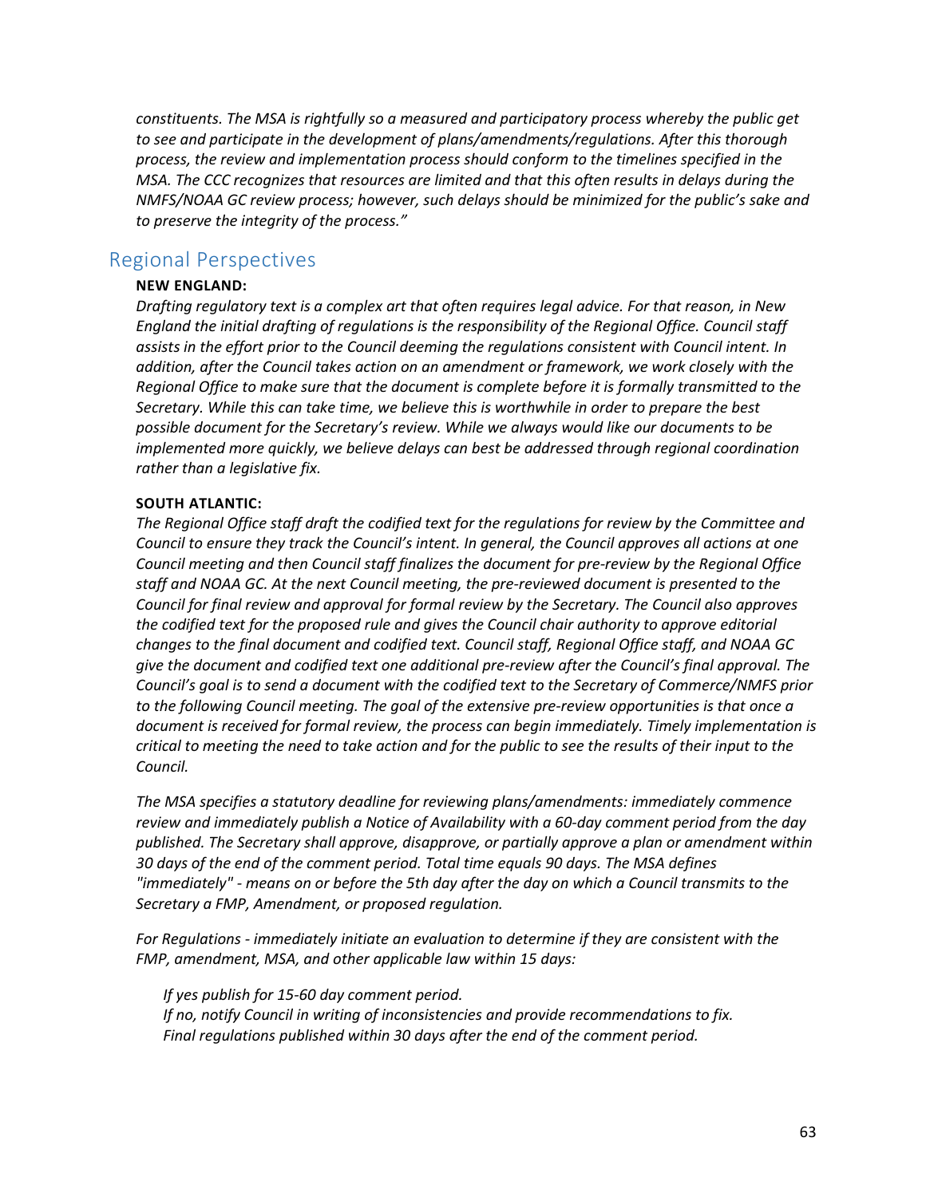*constituents. The MSA is rightfully so a measured and participatory process whereby the public get to see and participate in the development of plans/amendments/regulations. After this thorough process, the review and implementation process should conform to the timelines specified in the MSA. The CCC recognizes that resources are limited and that this often results in delays during the NMFS/NOAA GC review process; however, such delays should be minimized for the public's sake and to preserve the integrity of the process."*

## Regional Perspectives

**NEW ENGLAND:**

*Drafting regulatory text is a complex art that often requires legal advice. For that reason, in New England the initial drafting of regulations is the responsibility of the Regional Office. Council staff assists in the effort prior to the Council deeming the regulations consistent with Council intent. In addition, after the Council takes action on an amendment or framework, we work closely with the Regional Office to make sure that the document is complete before it is formally transmitted to the Secretary. While this can take time, we believe this is worthwhile in order to prepare the best possible document for the Secretary's review. While we always would like our documents to be implemented more quickly, we believe delays can best be addressed through regional coordination rather than a legislative fix.*

**SOUTH ATLANTIC:**

*The Regional Office staff draft the codified text for the regulations for review by the Committee and Council to ensure they track the Council's intent. In general, the Council approves all actions at one Council meeting and then Council staff finalizes the document for pre-review by the Regional Office staff and NOAA GC. At the next Council meeting, the pre-reviewed document is presented to the Council for final review and approval for formal review by the Secretary. The Council also approves the codified text for the proposed rule and gives the Council chair authority to approve editorial changes to the final document and codified text. Council staff, Regional Office staff, and NOAA GC give the document and codified text one additional pre-review after the Council's final approval. The Council's goal is to send a document with the codified text to the Secretary of Commerce/NMFS prior to the following Council meeting. The goal of the extensive pre-review opportunities is that once a document is received for formal review, the process can begin immediately. Timely implementation is critical to meeting the need to take action and for the public to see the results of their input to the Council.*

*The MSA specifies a statutory deadline for reviewing plans/amendments: immediately commence review and immediately publish a Notice of Availability with a 60-day comment period from the day published. The Secretary shall approve, disapprove, or partially approve a plan or amendment within 30 days of the end of the comment period. Total time equals 90 days. The MSA defines "immediately" - means on or before the 5th day after the day on which a Council transmits to the Secretary a FMP, Amendment, or proposed regulation.*

*For Regulations - immediately initiate an evaluation to determine if they are consistent with the FMP, amendment, MSA, and other applicable law within 15 days:*

> *If yes publish for 15-60 day comment period.*
> *If no, notify Council in writing of inconsistencies and provide recommendations to fix.*
> *Final regulations published within 30 days after the end of the comment period.*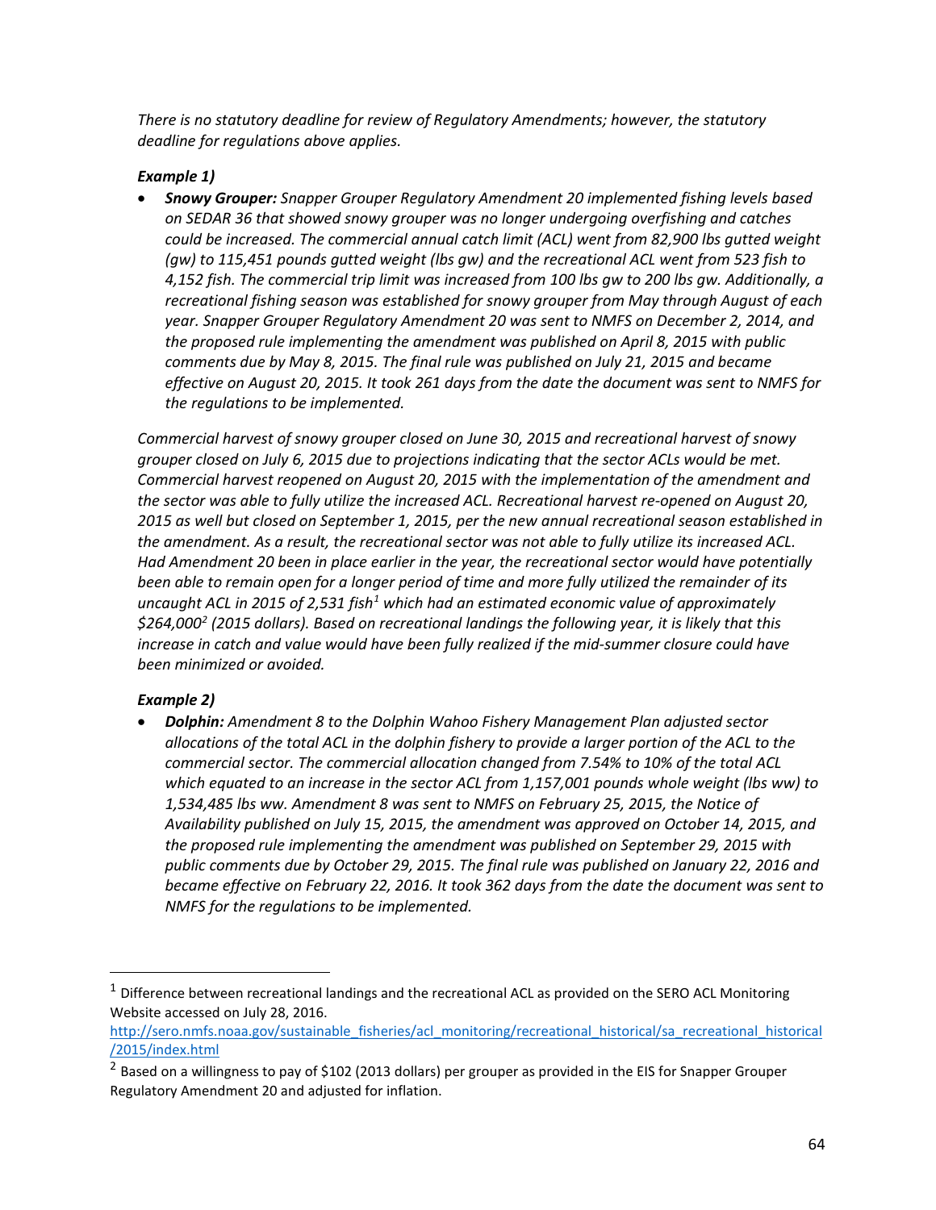*There is no statutory deadline for review of Regulatory Amendments; however, the statutory deadline for regulations above applies.*

***Example 1)***

- ***Snowy Grouper:*** *Snapper Grouper Regulatory Amendment 20 implemented fishing levels based on SEDAR 36 that showed snowy grouper was no longer undergoing overfishing and catches could be increased. The commercial annual catch limit (ACL) went from 82,900 lbs gutted weight (gw) to 115,451 pounds gutted weight (lbs gw) and the recreational ACL went from 523 fish to 4,152 fish. The commercial trip limit was increased from 100 lbs gw to 200 lbs gw. Additionally, a recreational fishing season was established for snowy grouper from May through August of each year. Snapper Grouper Regulatory Amendment 20 was sent to NMFS on December 2, 2014, and the proposed rule implementing the amendment was published on April 8, 2015 with public comments due by May 8, 2015. The final rule was published on July 21, 2015 and became effective on August 20, 2015. It took 261 days from the date the document was sent to NMFS for the regulations to be implemented.*

*Commercial harvest of snowy grouper closed on June 30, 2015 and recreational harvest of snowy grouper closed on July 6, 2015 due to projections indicating that the sector ACLs would be met. Commercial harvest reopened on August 20, 2015 with the implementation of the amendment and the sector was able to fully utilize the increased ACL. Recreational harvest re-opened on August 20, 2015 as well but closed on September 1, 2015, per the new annual recreational season established in the amendment. As a result, the recreational sector was not able to fully utilize its increased ACL. Had Amendment 20 been in place earlier in the year, the recreational sector would have potentially been able to remain open for a longer period of time and more fully utilized the remainder of its uncaught ACL in 2015 of 2,531 fish[1] which had an estimated economic value of approximately $264,000[2] (2015 dollars). Based on recreational landings the following year, it is likely that this increase in catch and value would have been fully realized if the mid-summer closure could have been minimized or avoided.*

***Example 2)***

- ***Dolphin:*** *Amendment 8 to the Dolphin Wahoo Fishery Management Plan adjusted sector allocations of the total ACL in the dolphin fishery to provide a larger portion of the ACL to the commercial sector. The commercial allocation changed from 7.54% to 10% of the total ACL which equated to an increase in the sector ACL from 1,157,001 pounds whole weight (lbs ww) to 1,534,485 lbs ww. Amendment 8 was sent to NMFS on February 25, 2015, the Notice of Availability published on July 15, 2015, the amendment was approved on October 14, 2015, and the proposed rule implementing the amendment was published on September 29, 2015 with public comments due by October 29, 2015. The final rule was published on January 22, 2016 and became effective on February 22, 2016. It took 362 days from the date the document was sent to NMFS for the regulations to be implemented.*

---

[1] Difference between recreational landings and the recreational ACL as provided on the SERO ACL Monitoring Website accessed on July 28, 2016.
http://sero.nmfs.noaa.gov/sustainable_fisheries/acl_monitoring/recreational_historical/sa_recreational_historical/2015/index.html

[2] Based on a willingness to pay of $102 (2013 dollars) per grouper as provided in the EIS for Snapper Grouper Regulatory Amendment 20 and adjusted for inflation.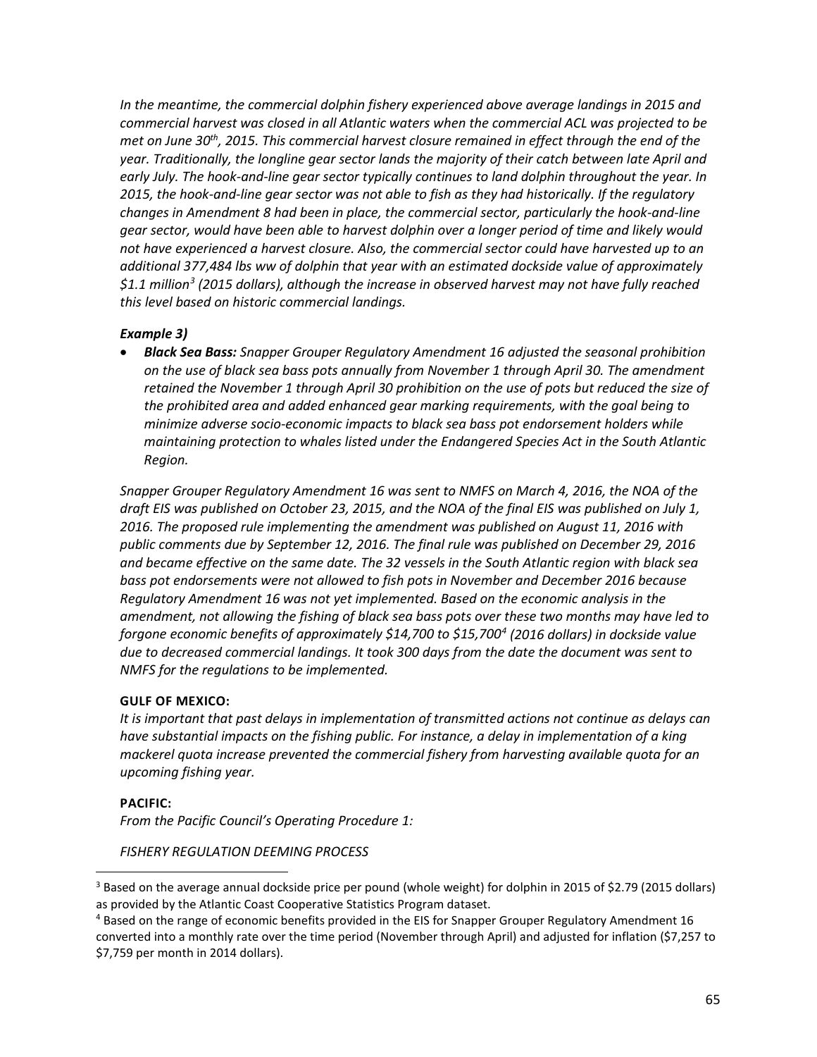*In the meantime, the commercial dolphin fishery experienced above average landings in 2015 and commercial harvest was closed in all Atlantic waters when the commercial ACL was projected to be met on June 30th, 2015. This commercial harvest closure remained in effect through the end of the year. Traditionally, the longline gear sector lands the majority of their catch between late April and early July. The hook-and-line gear sector typically continues to land dolphin throughout the year. In 2015, the hook-and-line gear sector was not able to fish as they had historically. If the regulatory changes in Amendment 8 had been in place, the commercial sector, particularly the hook-and-line gear sector, would have been able to harvest dolphin over a longer period of time and likely would not have experienced a harvest closure. Also, the commercial sector could have harvested up to an additional 377,484 lbs ww of dolphin that year with an estimated dockside value of approximately $1.1 million[3] (2015 dollars), although the increase in observed harvest may not have fully reached this level based on historic commercial landings.*

***Example 3)***

- ***Black Sea Bass:** Snapper Grouper Regulatory Amendment 16 adjusted the seasonal prohibition on the use of black sea bass pots annually from November 1 through April 30. The amendment retained the November 1 through April 30 prohibition on the use of pots but reduced the size of the prohibited area and added enhanced gear marking requirements, with the goal being to minimize adverse socio-economic impacts to black sea bass pot endorsement holders while maintaining protection to whales listed under the Endangered Species Act in the South Atlantic Region.*

*Snapper Grouper Regulatory Amendment 16 was sent to NMFS on March 4, 2016, the NOA of the draft EIS was published on October 23, 2015, and the NOA of the final EIS was published on July 1, 2016. The proposed rule implementing the amendment was published on August 11, 2016 with public comments due by September 12, 2016. The final rule was published on December 29, 2016 and became effective on the same date. The 32 vessels in the South Atlantic region with black sea bass pot endorsements were not allowed to fish pots in November and December 2016 because Regulatory Amendment 16 was not yet implemented. Based on the economic analysis in the amendment, not allowing the fishing of black sea bass pots over these two months may have led to forgone economic benefits of approximately $14,700 to $15,700[4] (2016 dollars) in dockside value due to decreased commercial landings. It took 300 days from the date the document was sent to NMFS for the regulations to be implemented.*

**GULF OF MEXICO:**

*It is important that past delays in implementation of transmitted actions not continue as delays can have substantial impacts on the fishing public. For instance, a delay in implementation of a king mackerel quota increase prevented the commercial fishery from harvesting available quota for an upcoming fishing year.*

**PACIFIC:**

*From the Pacific Council's Operating Procedure 1:*

*FISHERY REGULATION DEEMING PROCESS*

---

[3] Based on the average annual dockside price per pound (whole weight) for dolphin in 2015 of $2.79 (2015 dollars) as provided by the Atlantic Coast Cooperative Statistics Program dataset.

[4] Based on the range of economic benefits provided in the EIS for Snapper Grouper Regulatory Amendment 16 converted into a monthly rate over the time period (November through April) and adjusted for inflation ($7,257 to $7,759 per month in 2014 dollars).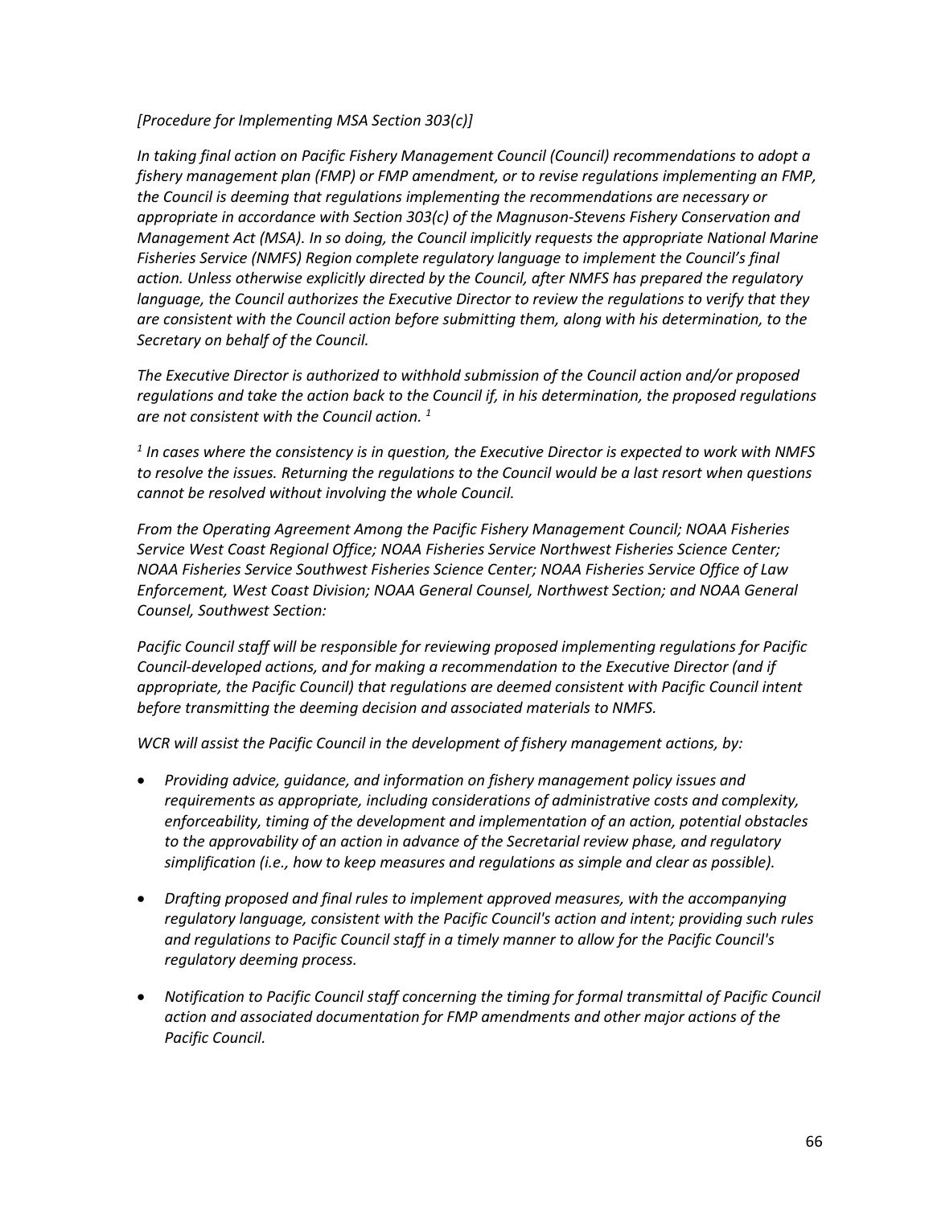*[Procedure for Implementing MSA Section 303(c)]*

*In taking final action on Pacific Fishery Management Council (Council) recommendations to adopt a fishery management plan (FMP) or FMP amendment, or to revise regulations implementing an FMP, the Council is deeming that regulations implementing the recommendations are necessary or appropriate in accordance with Section 303(c) of the Magnuson-Stevens Fishery Conservation and Management Act (MSA). In so doing, the Council implicitly requests the appropriate National Marine Fisheries Service (NMFS) Region complete regulatory language to implement the Council's final action. Unless otherwise explicitly directed by the Council, after NMFS has prepared the regulatory language, the Council authorizes the Executive Director to review the regulations to verify that they are consistent with the Council action before submitting them, along with his determination, to the Secretary on behalf of the Council.*

*The Executive Director is authorized to withhold submission of the Council action and/or proposed regulations and take the action back to the Council if, in his determination, the proposed regulations are not consistent with the Council action.* [1]

[1] *In cases where the consistency is in question, the Executive Director is expected to work with NMFS to resolve the issues. Returning the regulations to the Council would be a last resort when questions cannot be resolved without involving the whole Council.*

*From the Operating Agreement Among the Pacific Fishery Management Council; NOAA Fisheries Service West Coast Regional Office; NOAA Fisheries Service Northwest Fisheries Science Center; NOAA Fisheries Service Southwest Fisheries Science Center; NOAA Fisheries Service Office of Law Enforcement, West Coast Division; NOAA General Counsel, Northwest Section; and NOAA General Counsel, Southwest Section:*

*Pacific Council staff will be responsible for reviewing proposed implementing regulations for Pacific Council-developed actions, and for making a recommendation to the Executive Director (and if appropriate, the Pacific Council) that regulations are deemed consistent with Pacific Council intent before transmitting the deeming decision and associated materials to NMFS.*

*WCR will assist the Pacific Council in the development of fishery management actions, by:*

- *Providing advice, guidance, and information on fishery management policy issues and requirements as appropriate, including considerations of administrative costs and complexity, enforceability, timing of the development and implementation of an action, potential obstacles to the approvability of an action in advance of the Secretarial review phase, and regulatory simplification (i.e., how to keep measures and regulations as simple and clear as possible).*
- *Drafting proposed and final rules to implement approved measures, with the accompanying regulatory language, consistent with the Pacific Council's action and intent; providing such rules and regulations to Pacific Council staff in a timely manner to allow for the Pacific Council's regulatory deeming process.*
- *Notification to Pacific Council staff concerning the timing for formal transmittal of Pacific Council action and associated documentation for FMP amendments and other major actions of the Pacific Council.*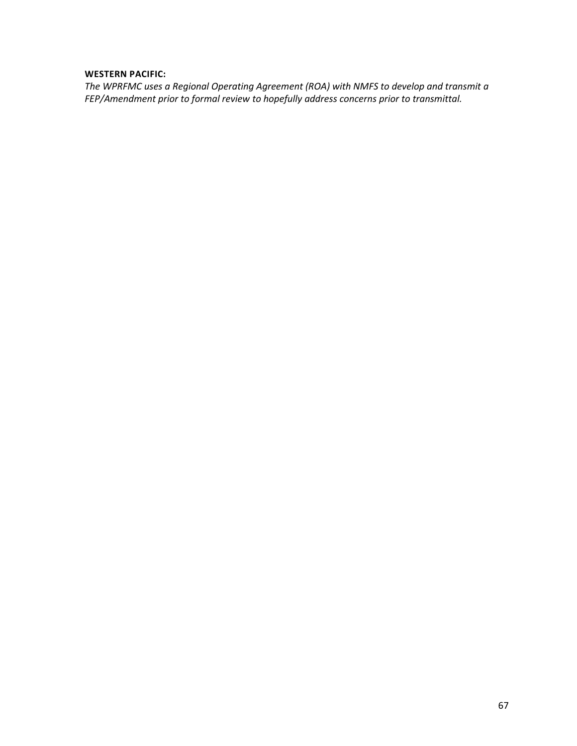**WESTERN PACIFIC:**

*The WPRFMC uses a Regional Operating Agreement (ROA) with NMFS to develop and transmit a FEP/Amendment prior to formal review to hopefully address concerns prior to transmittal.*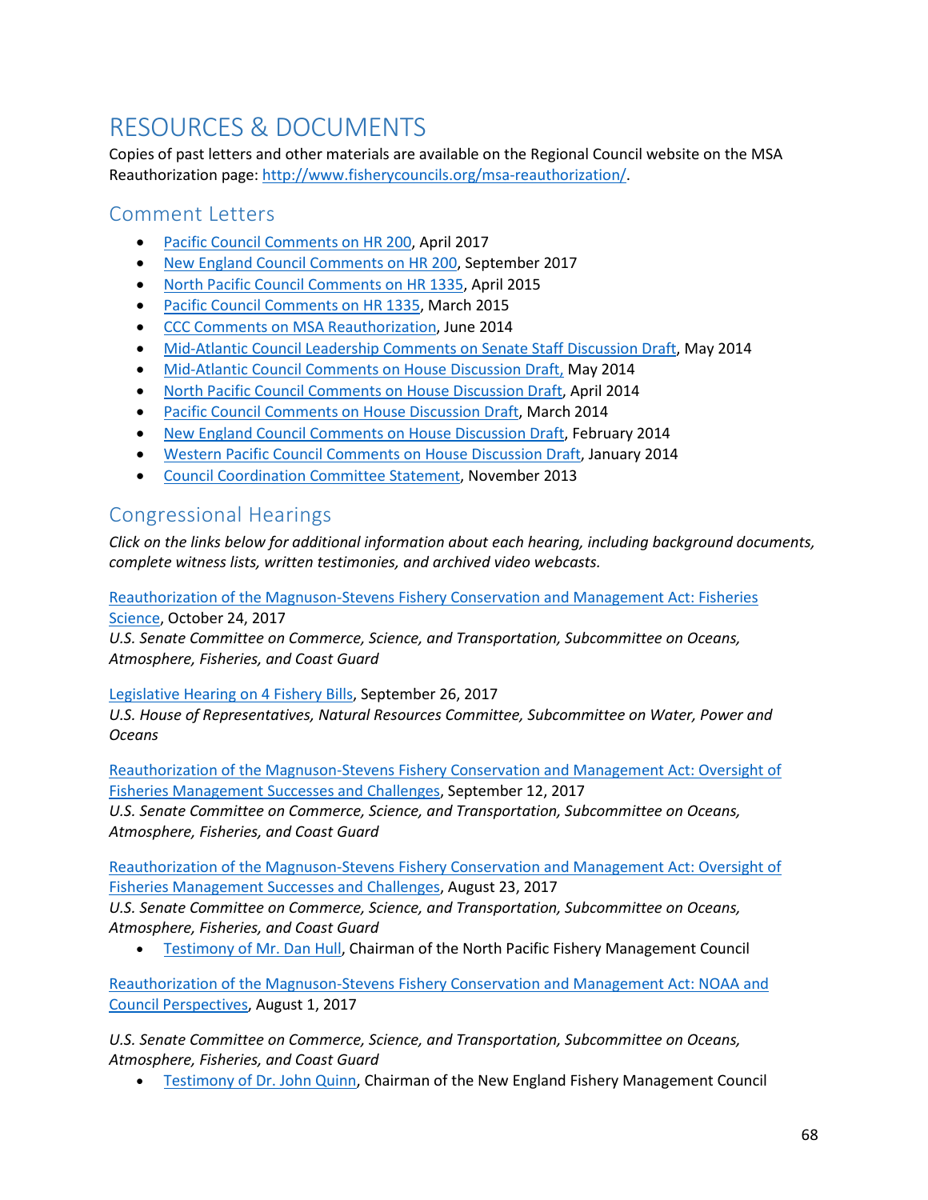# RESOURCES & DOCUMENTS

Copies of past letters and other materials are available on the Regional Council website on the MSA Reauthorization page: http://www.fisherycouncils.org/msa-reauthorization/.

## Comment Letters

- Pacific Council Comments on HR 200, April 2017
- New England Council Comments on HR 200, September 2017
- North Pacific Council Comments on HR 1335, April 2015
- Pacific Council Comments on HR 1335, March 2015
- CCC Comments on MSA Reauthorization, June 2014
- Mid-Atlantic Council Leadership Comments on Senate Staff Discussion Draft, May 2014
- Mid-Atlantic Council Comments on House Discussion Draft, May 2014
- North Pacific Council Comments on House Discussion Draft, April 2014
- Pacific Council Comments on House Discussion Draft, March 2014
- New England Council Comments on House Discussion Draft, February 2014
- Western Pacific Council Comments on House Discussion Draft, January 2014
- Council Coordination Committee Statement, November 2013

## Congressional Hearings

*Click on the links below for additional information about each hearing, including background documents, complete witness lists, written testimonies, and archived video webcasts.*

Reauthorization of the Magnuson-Stevens Fishery Conservation and Management Act: Fisheries Science, October 24, 2017
*U.S. Senate Committee on Commerce, Science, and Transportation, Subcommittee on Oceans, Atmosphere, Fisheries, and Coast Guard*

Legislative Hearing on 4 Fishery Bills, September 26, 2017
*U.S. House of Representatives, Natural Resources Committee, Subcommittee on Water, Power and Oceans*

Reauthorization of the Magnuson-Stevens Fishery Conservation and Management Act: Oversight of Fisheries Management Successes and Challenges, September 12, 2017
*U.S. Senate Committee on Commerce, Science, and Transportation, Subcommittee on Oceans, Atmosphere, Fisheries, and Coast Guard*

Reauthorization of the Magnuson-Stevens Fishery Conservation and Management Act: Oversight of Fisheries Management Successes and Challenges, August 23, 2017
*U.S. Senate Committee on Commerce, Science, and Transportation, Subcommittee on Oceans, Atmosphere, Fisheries, and Coast Guard*

- Testimony of Mr. Dan Hull, Chairman of the North Pacific Fishery Management Council

Reauthorization of the Magnuson-Stevens Fishery Conservation and Management Act: NOAA and Council Perspectives, August 1, 2017

*U.S. Senate Committee on Commerce, Science, and Transportation, Subcommittee on Oceans, Atmosphere, Fisheries, and Coast Guard*

- Testimony of Dr. John Quinn, Chairman of the New England Fishery Management Council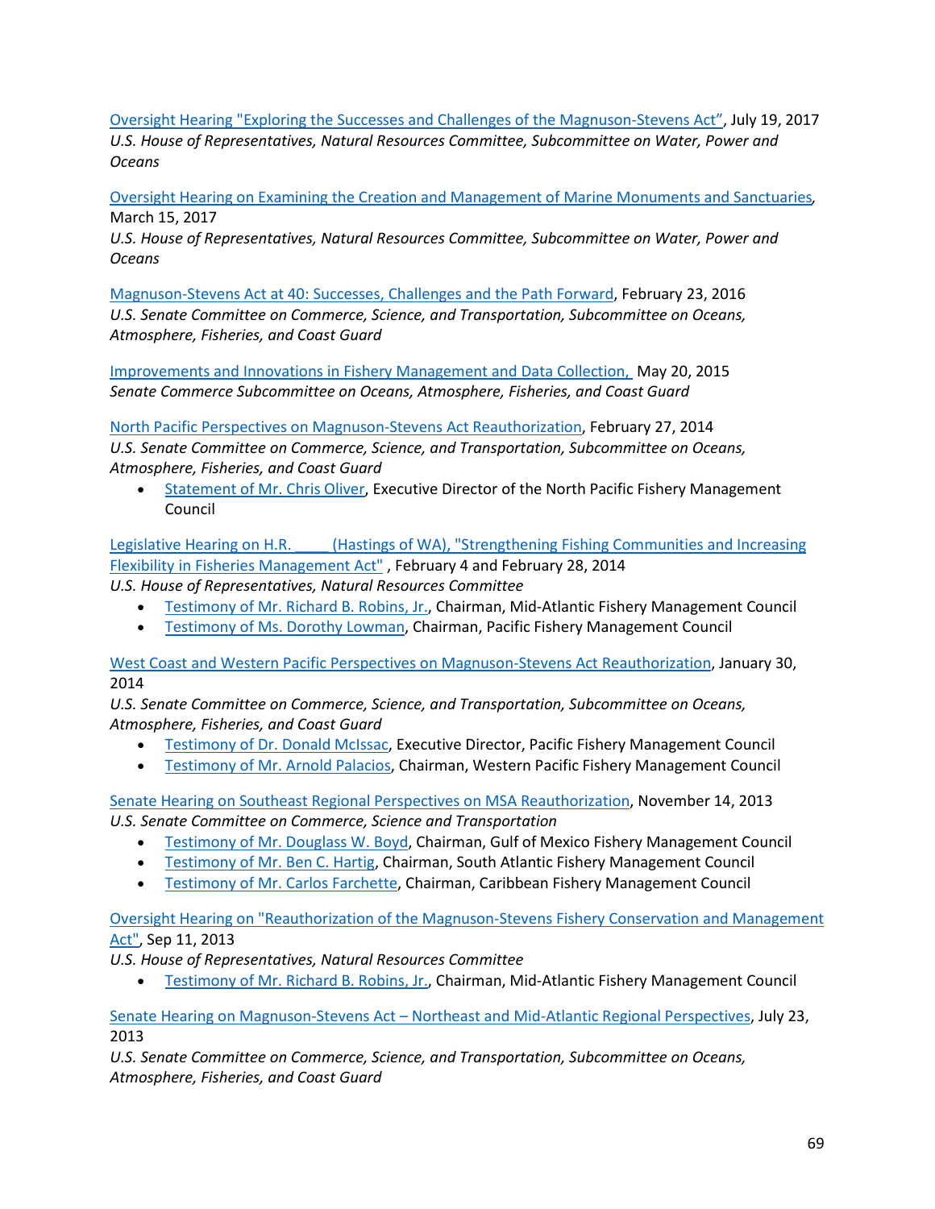Oversight Hearing "Exploring the Successes and Challenges of the Magnuson-Stevens Act", July 19, 2017
*U.S. House of Representatives, Natural Resources Committee, Subcommittee on Water, Power and Oceans*

Oversight Hearing on Examining the Creation and Management of Marine Monuments and Sanctuaries, March 15, 2017
*U.S. House of Representatives, Natural Resources Committee, Subcommittee on Water, Power and Oceans*

Magnuson-Stevens Act at 40: Successes, Challenges and the Path Forward, February 23, 2016
*U.S. Senate Committee on Commerce, Science, and Transportation, Subcommittee on Oceans, Atmosphere, Fisheries, and Coast Guard*

Improvements and Innovations in Fishery Management and Data Collection, May 20, 2015
*Senate Commerce Subcommittee on Oceans, Atmosphere, Fisheries, and Coast Guard*

North Pacific Perspectives on Magnuson-Stevens Act Reauthorization, February 27, 2014
*U.S. Senate Committee on Commerce, Science, and Transportation, Subcommittee on Oceans, Atmosphere, Fisheries, and Coast Guard*

- Statement of Mr. Chris Oliver, Executive Director of the North Pacific Fishery Management Council

Legislative Hearing on H.R. _____(Hastings of WA), "Strengthening Fishing Communities and Increasing Flexibility in Fisheries Management Act" , February 4 and February 28, 2014
*U.S. House of Representatives, Natural Resources Committee*

- Testimony of Mr. Richard B. Robins, Jr., Chairman, Mid-Atlantic Fishery Management Council
- Testimony of Ms. Dorothy Lowman, Chairman, Pacific Fishery Management Council

West Coast and Western Pacific Perspectives on Magnuson-Stevens Act Reauthorization, January 30, 2014
*U.S. Senate Committee on Commerce, Science, and Transportation, Subcommittee on Oceans, Atmosphere, Fisheries, and Coast Guard*

- Testimony of Dr. Donald McIssac, Executive Director, Pacific Fishery Management Council
- Testimony of Mr. Arnold Palacios, Chairman, Western Pacific Fishery Management Council

Senate Hearing on Southeast Regional Perspectives on MSA Reauthorization, November 14, 2013
*U.S. Senate Committee on Commerce, Science and Transportation*

- Testimony of Mr. Douglass W. Boyd, Chairman, Gulf of Mexico Fishery Management Council
- Testimony of Mr. Ben C. Hartig, Chairman, South Atlantic Fishery Management Council
- Testimony of Mr. Carlos Farchette, Chairman, Caribbean Fishery Management Council

Oversight Hearing on "Reauthorization of the Magnuson-Stevens Fishery Conservation and Management Act", Sep 11, 2013
*U.S. House of Representatives, Natural Resources Committee*

- Testimony of Mr. Richard B. Robins, Jr., Chairman, Mid-Atlantic Fishery Management Council

Senate Hearing on Magnuson-Stevens Act – Northeast and Mid-Atlantic Regional Perspectives, July 23, 2013
*U.S. Senate Committee on Commerce, Science, and Transportation, Subcommittee on Oceans, Atmosphere, Fisheries, and Coast Guard*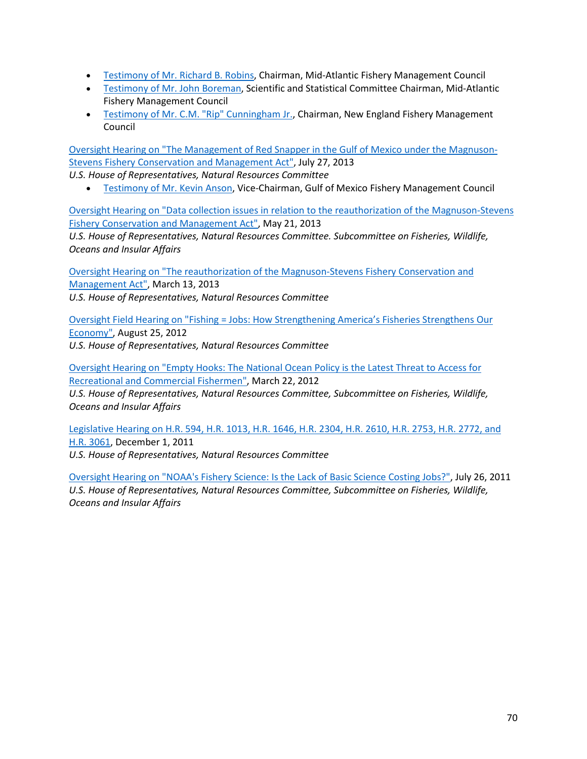- Testimony of Mr. Richard B. Robins, Chairman, Mid-Atlantic Fishery Management Council
- Testimony of Mr. John Boreman, Scientific and Statistical Committee Chairman, Mid-Atlantic Fishery Management Council
- Testimony of Mr. C.M. "Rip" Cunningham Jr., Chairman, New England Fishery Management Council

Oversight Hearing on "The Management of Red Snapper in the Gulf of Mexico under the Magnuson-Stevens Fishery Conservation and Management Act", July 27, 2013
*U.S. House of Representatives, Natural Resources Committee*

- Testimony of Mr. Kevin Anson, Vice-Chairman, Gulf of Mexico Fishery Management Council

Oversight Hearing on "Data collection issues in relation to the reauthorization of the Magnuson-Stevens Fishery Conservation and Management Act", May 21, 2013
*U.S. House of Representatives, Natural Resources Committee. Subcommittee on Fisheries, Wildlife, Oceans and Insular Affairs*

Oversight Hearing on "The reauthorization of the Magnuson-Stevens Fishery Conservation and Management Act", March 13, 2013
*U.S. House of Representatives, Natural Resources Committee*

Oversight Field Hearing on "Fishing = Jobs: How Strengthening America's Fisheries Strengthens Our Economy", August 25, 2012
*U.S. House of Representatives, Natural Resources Committee*

Oversight Hearing on "Empty Hooks: The National Ocean Policy is the Latest Threat to Access for Recreational and Commercial Fishermen", March 22, 2012
*U.S. House of Representatives, Natural Resources Committee, Subcommittee on Fisheries, Wildlife, Oceans and Insular Affairs*

Legislative Hearing on H.R. 594, H.R. 1013, H.R. 1646, H.R. 2304, H.R. 2610, H.R. 2753, H.R. 2772, and H.R. 3061, December 1, 2011
*U.S. House of Representatives, Natural Resources Committee*

Oversight Hearing on "NOAA's Fishery Science: Is the Lack of Basic Science Costing Jobs?", July 26, 2011
*U.S. House of Representatives, Natural Resources Committee, Subcommittee on Fisheries, Wildlife, Oceans and Insular Affairs*